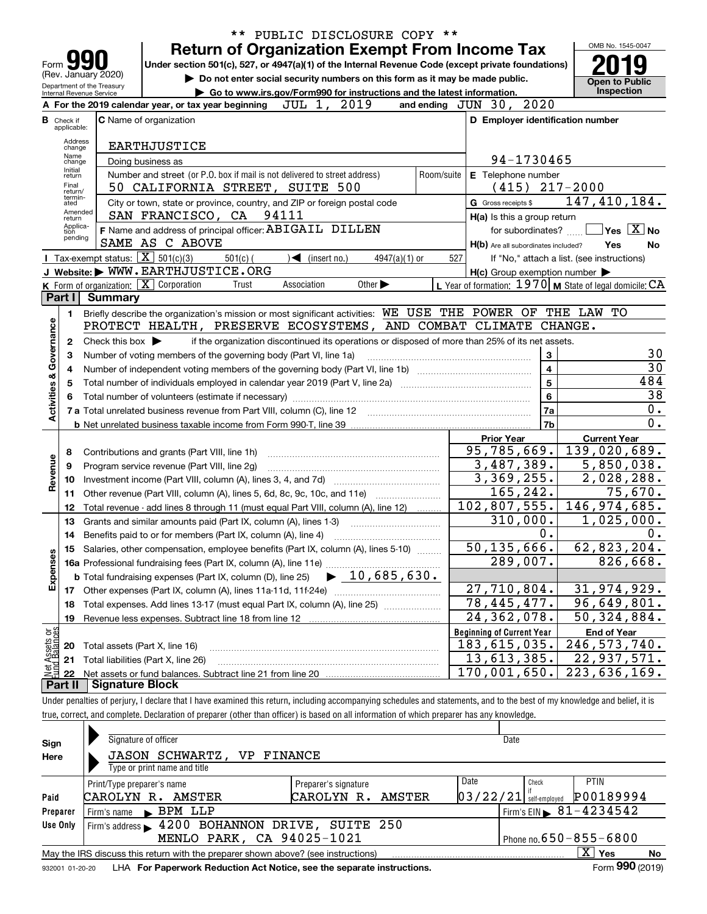** PUBLIC DISCLOSURE COPY **

# Form 990 — Return of Organization Exempt From Income Tax

Under section 501(c), 527, or 4947(a)(1) of the Internal Revenue Code (except private foundations)

▶ Do not enter social security numbers on this form as it may be made public.

▶ Go to www.irs.gov/Form990 for instructions and the latest information.

Form 990 (Rev. January 2020) — Department of the Treasury, Internal Revenue Service

OMB No. 1545-0047 — **2019** — Open to Public Inspection

**A** For the 2019 calendar year, or tax year beginning JUL 1, 2019 and ending JUN 30, 2020

**B** Check if applicable: Address change, Name change, Initial return, Final return/terminated, Amended return, Application pending

**C** Name of organization: EARTHJUSTICE

Doing business as

Number and street (or P.O. box if mail is not delivered to street address): 50 CALIFORNIA STREET, SUITE 500 — Room/suite

City or town, state or province, country, and ZIP or foreign postal code: SAN FRANCISCO, CA 94111

**D** Employer identification number: 94-1730465

**E** Telephone number: (415) 217-2000

**G** Gross receipts $ 147,410,184.

**F** Name and address of principal officer: ABIGAIL DILLEN, SAME AS C ABOVE

**H(a)** Is this a group return for subordinates? Yes [ ] No [X]

**H(b)** Are all subordinates included? Yes No — If "No," attach a list. (see instructions)

**H(c)** Group exemption number ▶

**I** Tax-exempt status: [X] 501(c)(3) 501(c) ( ) ◀ (insert no.) 4947(a)(1) or 527

**J** Website: ▶ WWW.EARTHJUSTICE.ORG

**K** Form of organization: [X] Corporation Trust Association Other ▶

**L** Year of formation: 1970 **M** State of legal domicile: CA

## Part I Summary

**Activities & Governance**

1 Briefly describe the organization's mission or most significant activities: WE USE THE POWER OF THE LAW TO PROTECT HEALTH, PRESERVE ECOSYSTEMS, AND COMBAT CLIMATE CHANGE.

2 Check this box ▶ if the organization discontinued its operations or disposed of more than 25% of its net assets.

| | | | |
|---|---|---|---|
| 3 | Number of voting members of the governing body (Part VI, line 1a) | 3 | 30 |
| 4 | Number of independent voting members of the governing body (Part VI, line 1b) | 4 | 30 |
| 5 | Total number of individuals employed in calendar year 2019 (Part V, line 2a) | 5 | 484 |
| 6 | Total number of volunteers (estimate if necessary) | 6 | 38 |
| 7a | Total unrelated business revenue from Part VIII, column (C), line 12 | 7a | 0. |
| b | Net unrelated business taxable income from Form 990-T, line 39 | 7b | 0. |

| | | | Prior Year | Current Year |
|---|---|---|---|---|
| **Revenue** | 8 | Contributions and grants (Part VIII, line 1h) | 95,785,669. | 139,020,689. |
| | 9 | Program service revenue (Part VIII, line 2g) | 3,487,389. | 5,850,038. |
| | 10 | Investment income (Part VIII, column (A), lines 3, 4, and 7d) | 3,369,255. | 2,028,288. |
| | 11 | Other revenue (Part VIII, column (A), lines 5, 6d, 8c, 9c, 10c, and 11e) | 165,242. | 75,670. |
| | 12 | Total revenue - add lines 8 through 11 (must equal Part VIII, column (A), line 12) | 102,807,555. | 146,974,685. |
| **Expenses** | 13 | Grants and similar amounts paid (Part IX, column (A), lines 1-3) | 310,000. | 1,025,000. |
| | 14 | Benefits paid to or for members (Part IX, column (A), line 4) | 0. | 0. |
| | 15 | Salaries, other compensation, employee benefits (Part IX, column (A), lines 5-10) | 50,135,666. | 62,823,204. |
| | 16a | Professional fundraising fees (Part IX, column (A), line 11e) | 289,007. | 826,668. |
| | b | Total fundraising expenses (Part IX, column (D), line 25) ▶ 10,685,630. | | |
| | 17 | Other expenses (Part IX, column (A), lines 11a-11d, 11f-24e) | 27,710,804. | 31,974,929. |
| | 18 | Total expenses. Add lines 13-17 (must equal Part IX, column (A), line 25) | 78,445,477. | 96,649,801. |
| | 19 | Revenue less expenses. Subtract line 18 from line 12 | 24,362,078. | 50,324,884. |

| | | | Beginning of Current Year | End of Year |
|---|---|---|---|---|
| **Net Assets or Fund Balances** | 20 | Total assets (Part X, line 16) | 183,615,035. | 246,573,740. |
| | 21 | Total liabilities (Part X, line 26) | 13,613,385. | 22,937,571. |
| | 22 | Net assets or fund balances. Subtract line 21 from line 20 | 170,001,650. | 223,636,169. |

## Part II Signature Block

Under penalties of perjury, I declare that I have examined this return, including accompanying schedules and statements, and to the best of my knowledge and belief, it is true, correct, and complete. Declaration of preparer (other than officer) is based on all information of which preparer has any knowledge.

**Sign Here**

Signature of officer — Date

JASON SCHWARTZ, VP FINANCE

Type or print name and title

| **Paid Preparer Use Only** | | | | |
|---|---|---|---|---|
| Print/Type preparer's name: CAROLYN R. AMSTER | Preparer's signature: CAROLYN R. AMSTER | Date: 03/22/21 | Check if self-employed | PTIN: P00189994 |
| Firm's name ▶ BPM LLP | | | Firm's EIN ▶ 81-4234542 | |
| Firm's address ▶ 4200 BOHANNON DRIVE, SUITE 250, MENLO PARK, CA 94025-1021 | | | Phone no. 650-855-6800 | |

May the IRS discuss this return with the preparer shown above? (see instructions) [X] Yes No

932001 01-20-20 LHA For Paperwork Reduction Act Notice, see the separate instructions. Form **990** (2019)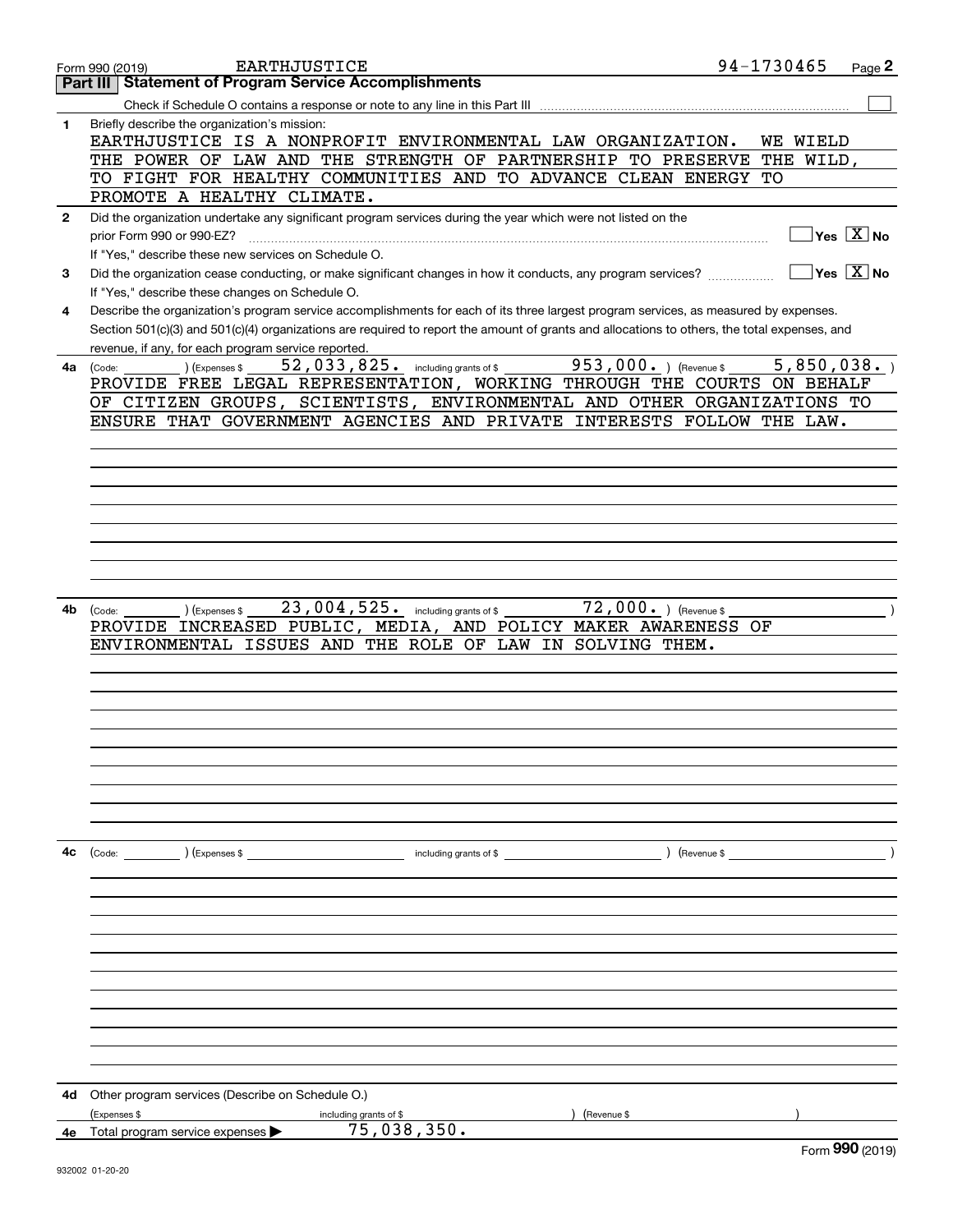Form 990 (2019) EARTHJUSTICE 94-1730465

## Part III Statement of Program Service Accomplishments

Check if Schedule O contains a response or note to any line in this Part III ☐

**1** Briefly describe the organization's mission:

EARTHJUSTICE IS A NONPROFIT ENVIRONMENTAL LAW ORGANIZATION. WE WIELD THE POWER OF LAW AND THE STRENGTH OF PARTNERSHIP TO PRESERVE THE WILD, TO FIGHT FOR HEALTHY COMMUNITIES AND TO ADVANCE CLEAN ENERGY TO PROMOTE A HEALTHY CLIMATE.

**2** Did the organization undertake any significant program services during the year which were not listed on the prior Form 990 or 990-EZ? ☐ Yes ☒ No

If "Yes," describe these new services on Schedule O.

**3** Did the organization cease conducting, or make significant changes in how it conducts, any program services? ☐ Yes ☒ No

If "Yes," describe these changes on Schedule O.

**4** Describe the organization's program service accomplishments for each of its three largest program services, as measured by expenses. Section 501(c)(3) and 501(c)(4) organizations are required to report the amount of grants and allocations to others, the total expenses, and revenue, if any, for each program service reported.

**4a** (Code: ) (Expenses $ 52,033,825. including grants of $ 953,000. ) (Revenue $ 5,850,038. )

PROVIDE FREE LEGAL REPRESENTATION, WORKING THROUGH THE COURTS ON BEHALF OF CITIZEN GROUPS, SCIENTISTS, ENVIRONMENTAL AND OTHER ORGANIZATIONS TO ENSURE THAT GOVERNMENT AGENCIES AND PRIVATE INTERESTS FOLLOW THE LAW.

**4b** (Code: ) (Expenses $ 23,004,525. including grants of $ 72,000. ) (Revenue $ )

PROVIDE INCREASED PUBLIC, MEDIA, AND POLICY MAKER AWARENESS OF ENVIRONMENTAL ISSUES AND THE ROLE OF LAW IN SOLVING THEM.

**4c** (Code: ) (Expenses $ including grants of $ ) (Revenue $ )

**4d** Other program services (Describe on Schedule O.)

(Expenses $ including grants of $ ) (Revenue $ )

**4e** Total program service expenses ▶ 75,038,350.

Form **990** (2019)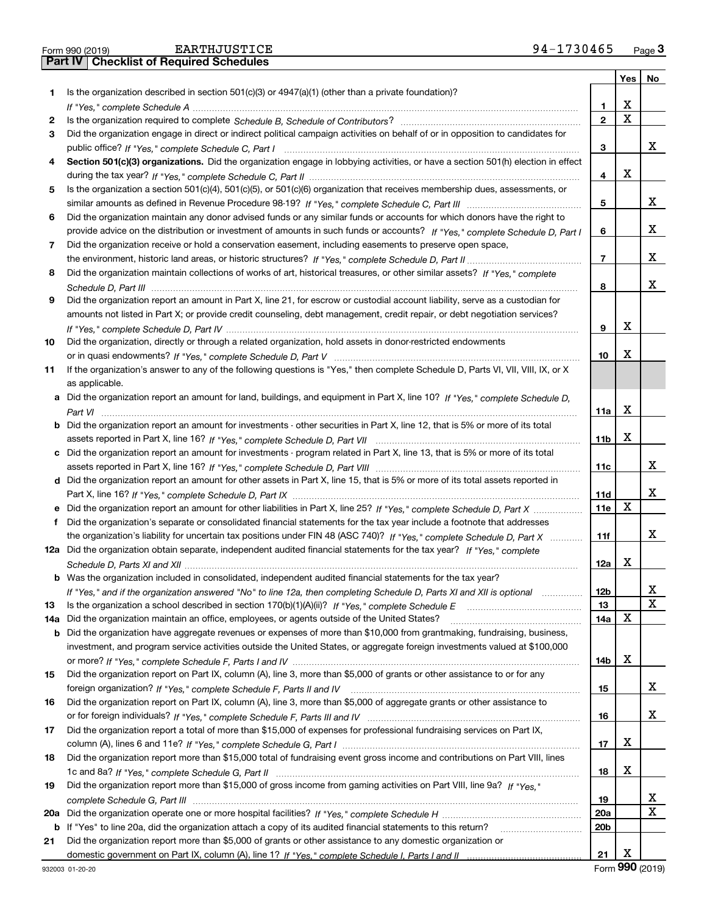Form 990 (2019) EARTHJUSTICE 94-1730465

## Part IV Checklist of Required Schedules

| | | | Yes | No |
|---|---|---|---|---|
| 1 | Is the organization described in section 501(c)(3) or 4947(a)(1) (other than a private foundation)? *If "Yes," complete Schedule A* | 1 | X | |
| 2 | Is the organization required to complete *Schedule B, Schedule of Contributors*? | 2 | X | |
| 3 | Did the organization engage in direct or indirect political campaign activities on behalf of or in opposition to candidates for public office? *If "Yes," complete Schedule C, Part I* | 3 | | X |
| 4 | **Section 501(c)(3) organizations.** Did the organization engage in lobbying activities, or have a section 501(h) election in effect during the tax year? *If "Yes," complete Schedule C, Part II* | 4 | X | |
| 5 | Is the organization a section 501(c)(4), 501(c)(5), or 501(c)(6) organization that receives membership dues, assessments, or similar amounts as defined in Revenue Procedure 98-19? *If "Yes," complete Schedule C, Part III* | 5 | | X |
| 6 | Did the organization maintain any donor advised funds or any similar funds or accounts for which donors have the right to provide advice on the distribution or investment of amounts in such funds or accounts? *If "Yes," complete Schedule D, Part I* | 6 | | X |
| 7 | Did the organization receive or hold a conservation easement, including easements to preserve open space, the environment, historic land areas, or historic structures? *If "Yes," complete Schedule D, Part II* | 7 | | X |
| 8 | Did the organization maintain collections of works of art, historical treasures, or other similar assets? *If "Yes," complete Schedule D, Part III* | 8 | | X |
| 9 | Did the organization report an amount in Part X, line 21, for escrow or custodial account liability, serve as a custodian for amounts not listed in Part X; or provide credit counseling, debt management, credit repair, or debt negotiation services? *If "Yes," complete Schedule D, Part IV* | 9 | X | |
| 10 | Did the organization, directly or through a related organization, hold assets in donor-restricted endowments or in quasi endowments? *If "Yes," complete Schedule D, Part V* | 10 | X | |
| 11 | If the organization's answer to any of the following questions is "Yes," then complete Schedule D, Parts VI, VII, VIII, IX, or X as applicable. | | | |
| a | Did the organization report an amount for land, buildings, and equipment in Part X, line 10? *If "Yes," complete Schedule D, Part VI* | 11a | X | |
| b | Did the organization report an amount for investments - other securities in Part X, line 12, that is 5% or more of its total assets reported in Part X, line 16? *If "Yes," complete Schedule D, Part VII* | 11b | X | |
| c | Did the organization report an amount for investments - program related in Part X, line 13, that is 5% or more of its total assets reported in Part X, line 16? *If "Yes," complete Schedule D, Part VIII* | 11c | | X |
| d | Did the organization report an amount for other assets in Part X, line 15, that is 5% or more of its total assets reported in Part X, line 16? *If "Yes," complete Schedule D, Part IX* | 11d | | X |
| e | Did the organization report an amount for other liabilities in Part X, line 25? *If "Yes," complete Schedule D, Part X* | 11e | X | |
| f | Did the organization's separate or consolidated financial statements for the tax year include a footnote that addresses the organization's liability for uncertain tax positions under FIN 48 (ASC 740)? *If "Yes," complete Schedule D, Part X* | 11f | | X |
| 12a | Did the organization obtain separate, independent audited financial statements for the tax year? *If "Yes," complete Schedule D, Parts XI and XII* | 12a | X | |
| b | Was the organization included in consolidated, independent audited financial statements for the tax year? *If "Yes," and if the organization answered "No" to line 12a, then completing Schedule D, Parts XI and XII is optional* | 12b | | X |
| 13 | Is the organization a school described in section 170(b)(1)(A)(ii)? *If "Yes," complete Schedule E* | 13 | | X |
| 14a | Did the organization maintain an office, employees, or agents outside of the United States? | 14a | X | |
| b | Did the organization have aggregate revenues or expenses of more than $10,000 from grantmaking, fundraising, business, investment, and program service activities outside the United States, or aggregate foreign investments valued at $100,000 or more? *If "Yes," complete Schedule F, Parts I and IV* | 14b | X | |
| 15 | Did the organization report on Part IX, column (A), line 3, more than $5,000 of grants or other assistance to or for any foreign organization? *If "Yes," complete Schedule F, Parts II and IV* | 15 | | X |
| 16 | Did the organization report on Part IX, column (A), line 3, more than $5,000 of aggregate grants or other assistance to or for foreign individuals? *If "Yes," complete Schedule F, Parts III and IV* | 16 | | X |
| 17 | Did the organization report a total of more than $15,000 of expenses for professional fundraising services on Part IX, column (A), lines 6 and 11e? *If "Yes," complete Schedule G, Part I* | 17 | X | |
| 18 | Did the organization report more than $15,000 total of fundraising event gross income and contributions on Part VIII, lines 1c and 8a? *If "Yes," complete Schedule G, Part II* | 18 | X | |
| 19 | Did the organization report more than $15,000 of gross income from gaming activities on Part VIII, line 9a? *If "Yes," complete Schedule G, Part III* | 19 | | X |
| 20a | Did the organization operate one or more hospital facilities? *If "Yes," complete Schedule H* | 20a | | X |
| b | If "Yes" to line 20a, did the organization attach a copy of its audited financial statements to this return? | 20b | | |
| 21 | Did the organization report more than $5,000 of grants or other assistance to any domestic organization or domestic government on Part IX, column (A), line 1? *If "Yes," complete Schedule I, Parts I and II* | 21 | X | |

932003 01-20-20 Form **990** (2019)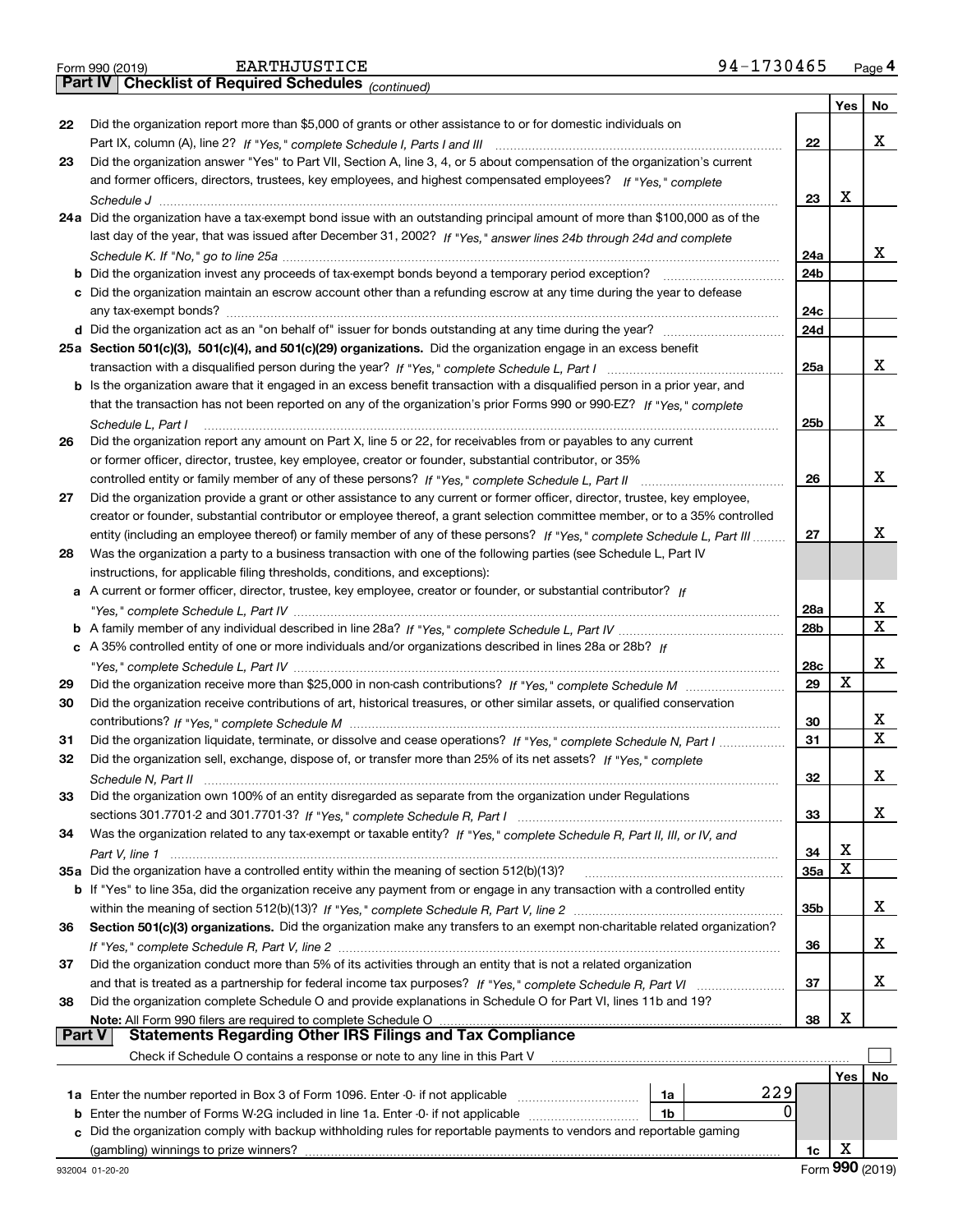Form 990 (2019) EARTHJUSTICE 94-1730465 Page 4

**Part IV | Checklist of Required Schedules** *(continued)*

| | | | Yes | No |
|---|---|---|---|---|
| 22 | Did the organization report more than $5,000 of grants or other assistance to or for domestic individuals on Part IX, column (A), line 2? *If "Yes," complete Schedule I, Parts I and III* | 22 | | X |
| 23 | Did the organization answer "Yes" to Part VII, Section A, line 3, 4, or 5 about compensation of the organization's current and former officers, directors, trustees, key employees, and highest compensated employees? *If "Yes," complete Schedule J* | 23 | X | |
| 24a | Did the organization have a tax-exempt bond issue with an outstanding principal amount of more than $100,000 as of the last day of the year, that was issued after December 31, 2002? *If "Yes," answer lines 24b through 24d and complete Schedule K. If "No," go to line 25a* | 24a | | X |
| b | Did the organization invest any proceeds of tax-exempt bonds beyond a temporary period exception? | 24b | | |
| c | Did the organization maintain an escrow account other than a refunding escrow at any time during the year to defease any tax-exempt bonds? | 24c | | |
| d | Did the organization act as an "on behalf of" issuer for bonds outstanding at any time during the year? | 24d | | |
| 25a | **Section 501(c)(3), 501(c)(4), and 501(c)(29) organizations.** Did the organization engage in an excess benefit transaction with a disqualified person during the year? *If "Yes," complete Schedule L, Part I* | 25a | | X |
| b | Is the organization aware that it engaged in an excess benefit transaction with a disqualified person in a prior year, and that the transaction has not been reported on any of the organization's prior Forms 990 or 990-EZ? *If "Yes," complete Schedule L, Part I* | 25b | | X |
| 26 | Did the organization report any amount on Part X, line 5 or 22, for receivables from or payables to any current or former officer, director, trustee, key employee, creator or founder, substantial contributor, or 35% controlled entity or family member of any of these persons? *If "Yes," complete Schedule L, Part II* | 26 | | X |
| 27 | Did the organization provide a grant or other assistance to any current or former officer, director, trustee, key employee, creator or founder, substantial contributor or employee thereof, a grant selection committee member, or to a 35% controlled entity (including an employee thereof) or family member of any of these persons? *If "Yes," complete Schedule L, Part III* | 27 | | X |
| 28 | Was the organization a party to a business transaction with one of the following parties (see Schedule L, Part IV instructions, for applicable filing thresholds, conditions, and exceptions): | | | |
| a | A current or former officer, director, trustee, key employee, creator or founder, or substantial contributor? *If "Yes," complete Schedule L, Part IV* | 28a | | X |
| b | A family member of any individual described in line 28a? *If "Yes," complete Schedule L, Part IV* | 28b | | X |
| c | A 35% controlled entity of one or more individuals and/or organizations described in lines 28a or 28b? *If "Yes," complete Schedule L, Part IV* | 28c | | X |
| 29 | Did the organization receive more than $25,000 in non-cash contributions? *If "Yes," complete Schedule M* | 29 | X | |
| 30 | Did the organization receive contributions of art, historical treasures, or other similar assets, or qualified conservation contributions? *If "Yes," complete Schedule M* | 30 | | X |
| 31 | Did the organization liquidate, terminate, or dissolve and cease operations? *If "Yes," complete Schedule N, Part I* | 31 | | X |
| 32 | Did the organization sell, exchange, dispose of, or transfer more than 25% of its net assets? *If "Yes," complete Schedule N, Part II* | 32 | | X |
| 33 | Did the organization own 100% of an entity disregarded as separate from the organization under Regulations sections 301.7701-2 and 301.7701-3? *If "Yes," complete Schedule R, Part I* | 33 | | X |
| 34 | Was the organization related to any tax-exempt or taxable entity? *If "Yes," complete Schedule R, Part II, III, or IV, and Part V, line 1* | 34 | X | |
| 35a | Did the organization have a controlled entity within the meaning of section 512(b)(13)? | 35a | X | |
| b | If "Yes" to line 35a, did the organization receive any payment from or engage in any transaction with a controlled entity within the meaning of section 512(b)(13)? *If "Yes," complete Schedule R, Part V, line 2* | 35b | | X |
| 36 | **Section 501(c)(3) organizations.** Did the organization make any transfers to an exempt non-charitable related organization? *If "Yes," complete Schedule R, Part V, line 2* | 36 | | X |
| 37 | Did the organization conduct more than 5% of its activities through an entity that is not a related organization and that is treated as a partnership for federal income tax purposes? *If "Yes," complete Schedule R, Part VI* | 37 | | X |
| 38 | Did the organization complete Schedule O and provide explanations in Schedule O for Part VI, lines 11b and 19? **Note:** All Form 990 filers are required to complete Schedule O | 38 | X | |

**Part V | Statements Regarding Other IRS Filings and Tax Compliance**

Check if Schedule O contains a response or note to any line in this Part V ☐

| | | | | Yes | No |
|---|---|---|---|---|---|
| 1a | Enter the number reported in Box 3 of Form 1096. Enter -0- if not applicable | 1a | 229 | | |
| b | Enter the number of Forms W-2G included in line 1a. Enter -0- if not applicable | 1b | 0 | | |
| c | Did the organization comply with backup withholding rules for reportable payments to vendors and reportable gaming (gambling) winnings to prize winners? | 1c | | X | |

932004 01-20-20 Form **990** (2019)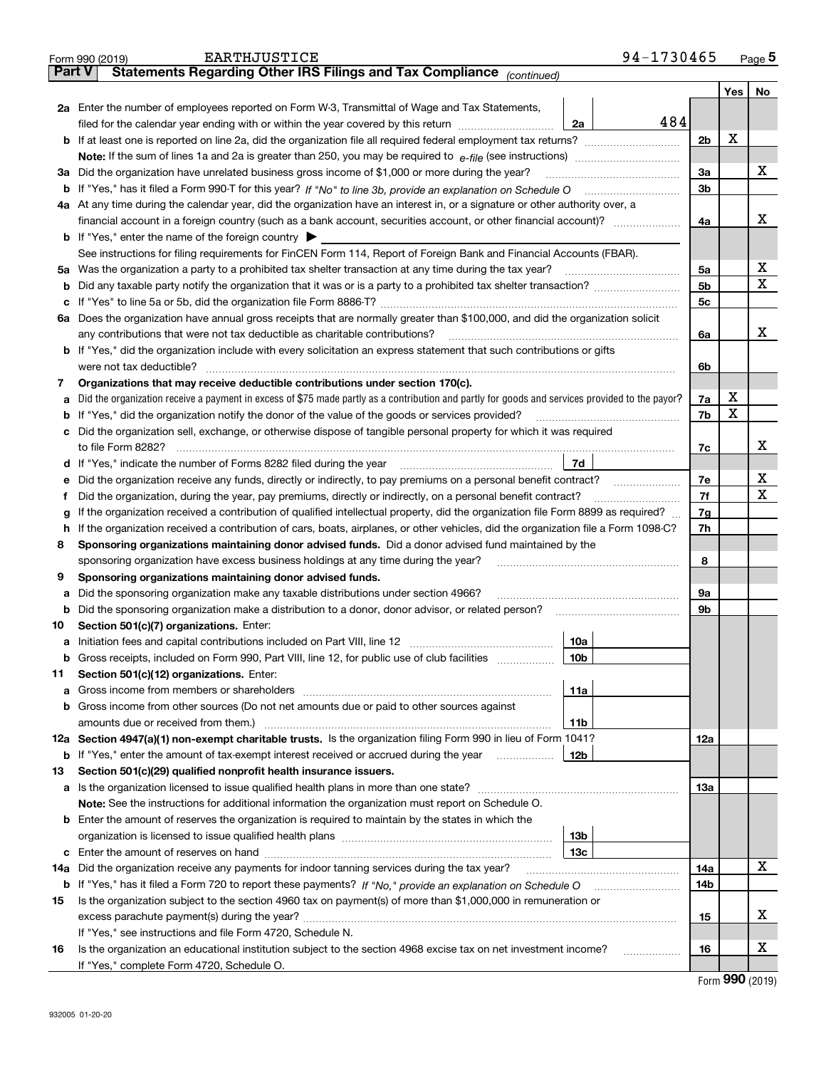Form 990 (2019) EARTHJUSTICE 94-1730465

**Part V Statements Regarding Other IRS Filings and Tax Compliance** *(continued)*

| | | | | | Yes | No |
|---|---|---|---|---|---|---|
| **2a** | Enter the number of employees reported on Form W-3, Transmittal of Wage and Tax Statements, filed for the calendar year ending with or within the year covered by this return | 2a | 484 | | | |
| **b** | If at least one is reported on line 2a, did the organization file all required federal employment tax returns? | | | 2b | X | |
| | **Note:** If the sum of lines 1a and 2a is greater than 250, you may be required to *e-file* (see instructions) | | | | | |
| **3a** | Did the organization have unrelated business gross income of $1,000 or more during the year? | | | 3a | | X |
| **b** | If "Yes," has it filed a Form 990-T for this year? *If "No" to line 3b, provide an explanation on Schedule O* | | | 3b | | |
| **4a** | At any time during the calendar year, did the organization have an interest in, or a signature or other authority over, a financial account in a foreign country (such as a bank account, securities account, or other financial account)? | | | 4a | | X |
| **b** | If "Yes," enter the name of the foreign country ▶ | | | | | |
| | See instructions for filing requirements for FinCEN Form 114, Report of Foreign Bank and Financial Accounts (FBAR). | | | | | |
| **5a** | Was the organization a party to a prohibited tax shelter transaction at any time during the tax year? | | | 5a | | X |
| **b** | Did any taxable party notify the organization that it was or is a party to a prohibited tax shelter transaction? | | | 5b | | X |
| **c** | If "Yes" to line 5a or 5b, did the organization file Form 8886-T? | | | 5c | | |
| **6a** | Does the organization have annual gross receipts that are normally greater than $100,000, and did the organization solicit any contributions that were not tax deductible as charitable contributions? | | | 6a | | X |
| **b** | If "Yes," did the organization include with every solicitation an express statement that such contributions or gifts were not tax deductible? | | | 6b | | |
| **7** | **Organizations that may receive deductible contributions under section 170(c).** | | | | | |
| **a** | Did the organization receive a payment in excess of $75 made partly as a contribution and partly for goods and services provided to the payor? | | | 7a | X | |
| **b** | If "Yes," did the organization notify the donor of the value of the goods or services provided? | | | 7b | X | |
| **c** | Did the organization sell, exchange, or otherwise dispose of tangible personal property for which it was required to file Form 8282? | | | 7c | | X |
| **d** | If "Yes," indicate the number of Forms 8282 filed during the year | 7d | | | | |
| **e** | Did the organization receive any funds, directly or indirectly, to pay premiums on a personal benefit contract? | | | 7e | | X |
| **f** | Did the organization, during the year, pay premiums, directly or indirectly, on a personal benefit contract? | | | 7f | | X |
| **g** | If the organization received a contribution of qualified intellectual property, did the organization file Form 8899 as required? | | | 7g | | |
| **h** | If the organization received a contribution of cars, boats, airplanes, or other vehicles, did the organization file a Form 1098-C? | | | 7h | | |
| **8** | **Sponsoring organizations maintaining donor advised funds.** Did a donor advised fund maintained by the sponsoring organization have excess business holdings at any time during the year? | | | 8 | | |
| **9** | **Sponsoring organizations maintaining donor advised funds.** | | | | | |
| **a** | Did the sponsoring organization make any taxable distributions under section 4966? | | | 9a | | |
| **b** | Did the sponsoring organization make a distribution to a donor, donor advisor, or related person? | | | 9b | | |
| **10** | **Section 501(c)(7) organizations.** Enter: | | | | | |
| **a** | Initiation fees and capital contributions included on Part VIII, line 12 | 10a | | | | |
| **b** | Gross receipts, included on Form 990, Part VIII, line 12, for public use of club facilities | 10b | | | | |
| **11** | **Section 501(c)(12) organizations.** Enter: | | | | | |
| **a** | Gross income from members or shareholders | 11a | | | | |
| **b** | Gross income from other sources (Do not net amounts due or paid to other sources against amounts due or received from them.) | 11b | | | | |
| **12a** | **Section 4947(a)(1) non-exempt charitable trusts.** Is the organization filing Form 990 in lieu of Form 1041? | | | 12a | | |
| **b** | If "Yes," enter the amount of tax-exempt interest received or accrued during the year | 12b | | | | |
| **13** | **Section 501(c)(29) qualified nonprofit health insurance issuers.** | | | | | |
| **a** | Is the organization licensed to issue qualified health plans in more than one state? | | | 13a | | |
| | **Note:** See the instructions for additional information the organization must report on Schedule O. | | | | | |
| **b** | Enter the amount of reserves the organization is required to maintain by the states in which the organization is licensed to issue qualified health plans | 13b | | | | |
| **c** | Enter the amount of reserves on hand | 13c | | | | |
| **14a** | Did the organization receive any payments for indoor tanning services during the tax year? | | | 14a | | X |
| **b** | If "Yes," has it filed a Form 720 to report these payments? *If "No," provide an explanation on Schedule O* | | | 14b | | |
| **15** | Is the organization subject to the section 4960 tax on payment(s) of more than $1,000,000 in remuneration or excess parachute payment(s) during the year? | | | 15 | | X |
| | If "Yes," see instructions and file Form 4720, Schedule N. | | | | | |
| **16** | Is the organization an educational institution subject to the section 4968 excise tax on net investment income? | | | 16 | | X |
| | If "Yes," complete Form 4720, Schedule O. | | | | | |

Form **990** (2019)

932005 01-20-20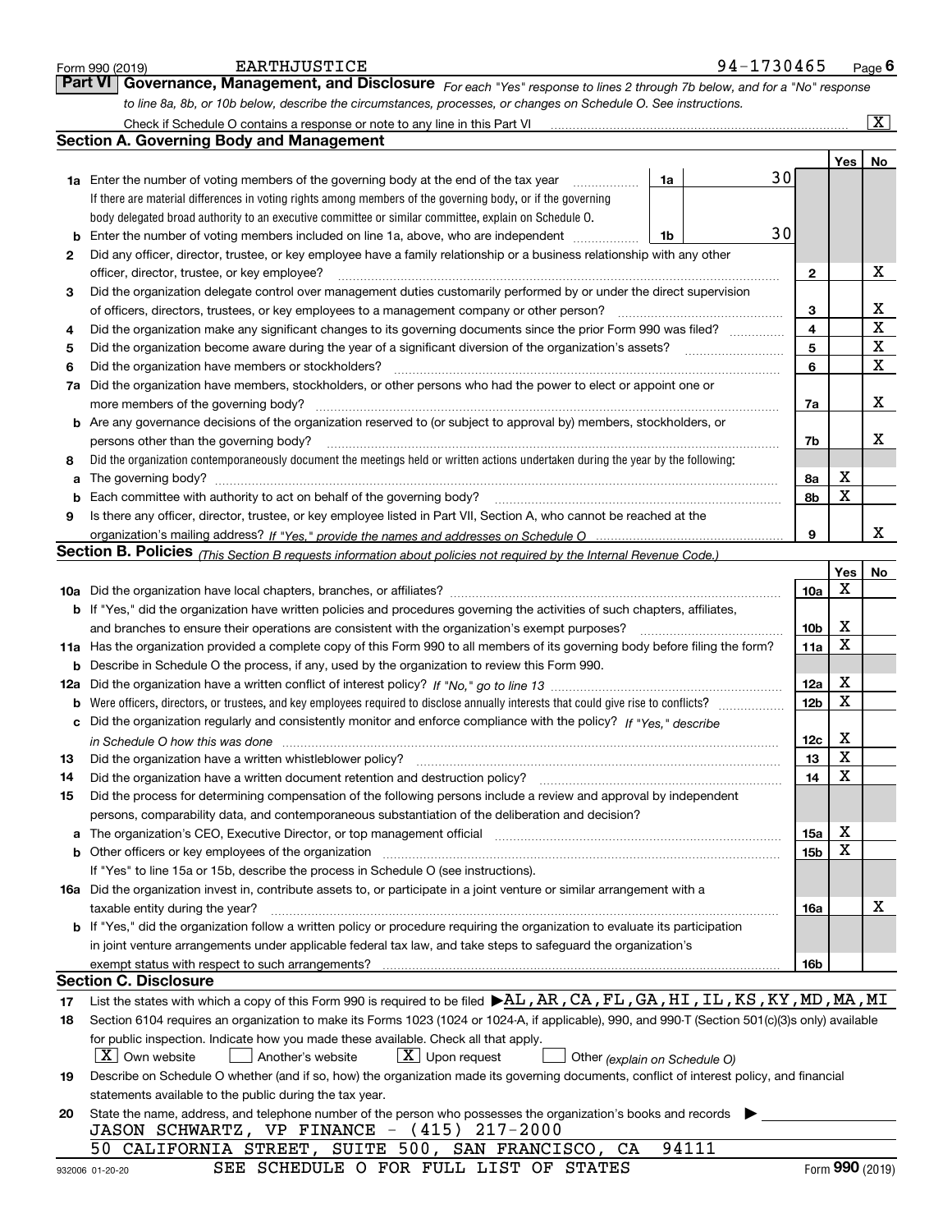Form 990 (2019) EARTHJUSTICE 94-1730465

## Part VI Governance, Management, and Disclosure

*For each "Yes" response to lines 2 through 7b below, and for a "No" response to line 8a, 8b, or 10b below, describe the circumstances, processes, or changes on Schedule O. See instructions.*

Check if Schedule O contains a response or note to any line in this Part VI [X]

### Section A. Governing Body and Management

| | | | | | Yes | No |
|---|---|---|---|---|---|---|
| **1a** | Enter the number of voting members of the governing body at the end of the tax year | 1a | 30 | | | |
| | If there are material differences in voting rights among members of the governing body, or if the governing body delegated broad authority to an executive committee or similar committee, explain on Schedule O. | | | | | |
| **b** | Enter the number of voting members included on line 1a, above, who are independent | 1b | 30 | | | |
| **2** | Did any officer, director, trustee, or key employee have a family relationship or a business relationship with any other officer, director, trustee, or key employee? | | | 2 | | X |
| **3** | Did the organization delegate control over management duties customarily performed by or under the direct supervision of officers, directors, trustees, or key employees to a management company or other person? | | | 3 | | X |
| **4** | Did the organization make any significant changes to its governing documents since the prior Form 990 was filed? | | | 4 | | X |
| **5** | Did the organization become aware during the year of a significant diversion of the organization's assets? | | | 5 | | X |
| **6** | Did the organization have members or stockholders? | | | 6 | | X |
| **7a** | Did the organization have members, stockholders, or other persons who had the power to elect or appoint one or more members of the governing body? | | | 7a | | X |
| **b** | Are any governance decisions of the organization reserved to (or subject to approval by) members, stockholders, or persons other than the governing body? | | | 7b | | X |
| **8** | Did the organization contemporaneously document the meetings held or written actions undertaken during the year by the following: | | | | | |
| **a** | The governing body? | | | 8a | X | |
| **b** | Each committee with authority to act on behalf of the governing body? | | | 8b | X | |
| **9** | Is there any officer, director, trustee, or key employee listed in Part VII, Section A, who cannot be reached at the organization's mailing address? *If "Yes," provide the names and addresses on Schedule O* | | | 9 | | X |

### Section B. Policies *(This Section B requests information about policies not required by the Internal Revenue Code.)*

| | | | Yes | No |
|---|---|---|---|---|
| **10a** | Did the organization have local chapters, branches, or affiliates? | 10a | X | |
| **b** | If "Yes," did the organization have written policies and procedures governing the activities of such chapters, affiliates, and branches to ensure their operations are consistent with the organization's exempt purposes? | 10b | X | |
| **11a** | Has the organization provided a complete copy of this Form 990 to all members of its governing body before filing the form? | 11a | X | |
| **b** | Describe in Schedule O the process, if any, used by the organization to review this Form 990. | | | |
| **12a** | Did the organization have a written conflict of interest policy? *If "No," go to line 13* | 12a | X | |
| **b** | Were officers, directors, or trustees, and key employees required to disclose annually interests that could give rise to conflicts? | 12b | X | |
| **c** | Did the organization regularly and consistently monitor and enforce compliance with the policy? *If "Yes," describe in Schedule O how this was done* | 12c | X | |
| **13** | Did the organization have a written whistleblower policy? | 13 | X | |
| **14** | Did the organization have a written document retention and destruction policy? | 14 | X | |
| **15** | Did the process for determining compensation of the following persons include a review and approval by independent persons, comparability data, and contemporaneous substantiation of the deliberation and decision? | | | |
| **a** | The organization's CEO, Executive Director, or top management official | 15a | X | |
| **b** | Other officers or key employees of the organization | 15b | X | |
| | If "Yes" to line 15a or 15b, describe the process in Schedule O (see instructions). | | | |
| **16a** | Did the organization invest in, contribute assets to, or participate in a joint venture or similar arrangement with a taxable entity during the year? | 16a | | X |
| **b** | If "Yes," did the organization follow a written policy or procedure requiring the organization to evaluate its participation in joint venture arrangements under applicable federal tax law, and take steps to safeguard the organization's exempt status with respect to such arrangements? | 16b | | |

### Section C. Disclosure

**17** List the states with which a copy of this Form 990 is required to be filed ▶AL,AR,CA,FL,GA,HI,IL,KS,KY,MD,MA,MI

**18** Section 6104 requires an organization to make its Forms 1023 (1024 or 1024-A, if applicable), 990, and 990-T (Section 501(c)(3)s only) available for public inspection. Indicate how you made these available. Check all that apply.

[X] Own website [ ] Another's website [X] Upon request [ ] Other *(explain on Schedule O)*

**19** Describe on Schedule O whether (and if so, how) the organization made its governing documents, conflict of interest policy, and financial statements available to the public during the tax year.

**20** State the name, address, and telephone number of the person who possesses the organization's books and records ▶

JASON SCHWARTZ, VP FINANCE - (415) 217-2000
50 CALIFORNIA STREET, SUITE 500, SAN FRANCISCO, CA 94111

SEE SCHEDULE O FOR FULL LIST OF STATES

932006 01-20-20 Form **990** (2019)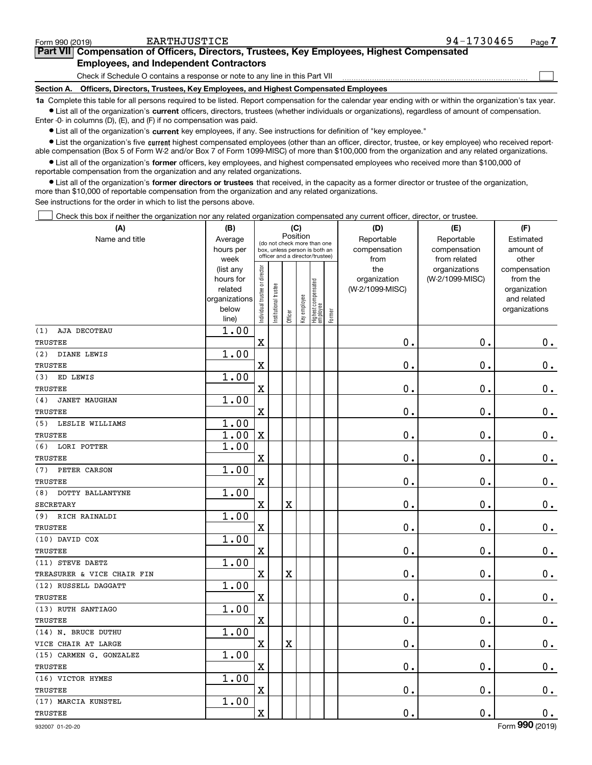Form 990 (2019) EARTHJUSTICE 94-1730465

**Part VII Compensation of Officers, Directors, Trustees, Key Employees, Highest Compensated Employees, and Independent Contractors**

Check if Schedule O contains a response or note to any line in this Part VII

**Section A. Officers, Directors, Trustees, Key Employees, and Highest Compensated Employees**

**1a** Complete this table for all persons required to be listed. Report compensation for the calendar year ending with or within the organization's tax year.

- List all of the organization's **current** officers, directors, trustees (whether individuals or organizations), regardless of amount of compensation. Enter -0- in columns (D), (E), and (F) if no compensation was paid.
- List all of the organization's **current** key employees, if any. See instructions for definition of "key employee."
- List the organization's five **current** highest compensated employees (other than an officer, director, trustee, or key employee) who received reportable compensation (Box 5 of Form W-2 and/or Box 7 of Form 1099-MISC) of more than $100,000 from the organization and any related organizations.
- List all of the organization's **former** officers, key employees, and highest compensated employees who received more than $100,000 of reportable compensation from the organization and any related organizations.
- List all of the organization's **former directors or trustees** that received, in the capacity as a former director or trustee of the organization, more than $10,000 of reportable compensation from the organization and any related organizations.

See instructions for the order in which to list the persons above.

Check this box if neither the organization nor any related organization compensated any current officer, director, or trustee.

| (A) Name and title | (B) Average hours per week (list any hours for related organizations below line) | (C) Position: Individual trustee or director | Institutional trustee | Officer | Key employee | Highest compensated employee | Former | (D) Reportable compensation from the organization (W-2/1099-MISC) | (E) Reportable compensation from related organizations (W-2/1099-MISC) | (F) Estimated amount of other compensation from the organization and related organizations |
|---|---|---|---|---|---|---|---|---|---|---|
| (1) AJA DECOTEAU<br>TRUSTEE | 1.00 | X | | | | | | 0. | 0. | 0. |
| (2) DIANE LEWIS<br>TRUSTEE | 1.00 | X | | | | | | 0. | 0. | 0. |
| (3) ED LEWIS<br>TRUSTEE | 1.00 | X | | | | | | 0. | 0. | 0. |
| (4) JANET MAUGHAN<br>TRUSTEE | 1.00 | X | | | | | | 0. | 0. | 0. |
| (5) LESLIE WILLIAMS<br>TRUSTEE | 1.00<br>1.00 | X | | | | | | 0. | 0. | 0. |
| (6) LORI POTTER<br>TRUSTEE | 1.00 | X | | | | | | 0. | 0. | 0. |
| (7) PETER CARSON<br>TRUSTEE | 1.00 | X | | | | | | 0. | 0. | 0. |
| (8) DOTTY BALLANTYNE<br>SECRETARY | 1.00 | X | | X | | | | 0. | 0. | 0. |
| (9) RICH RAINALDI<br>TRUSTEE | 1.00 | X | | | | | | 0. | 0. | 0. |
| (10) DAVID COX<br>TRUSTEE | 1.00 | X | | | | | | 0. | 0. | 0. |
| (11) STEVE DAETZ<br>TREASURER & VICE CHAIR FIN | 1.00 | X | | X | | | | 0. | 0. | 0. |
| (12) RUSSELL DAGGATT<br>TRUSTEE | 1.00 | X | | | | | | 0. | 0. | 0. |
| (13) RUTH SANTIAGO<br>TRUSTEE | 1.00 | X | | | | | | 0. | 0. | 0. |
| (14) N. BRUCE DUTHU<br>VICE CHAIR AT LARGE | 1.00 | X | | X | | | | 0. | 0. | 0. |
| (15) CARMEN G. GONZALEZ<br>TRUSTEE | 1.00 | X | | | | | | 0. | 0. | 0. |
| (16) VICTOR HYMES<br>TRUSTEE | 1.00 | X | | | | | | 0. | 0. | 0. |
| (17) MARCIA KUNSTEL<br>TRUSTEE | 1.00 | X | | | | | | 0. | 0. | 0. |

932007 01-20-20 Form **990** (2019)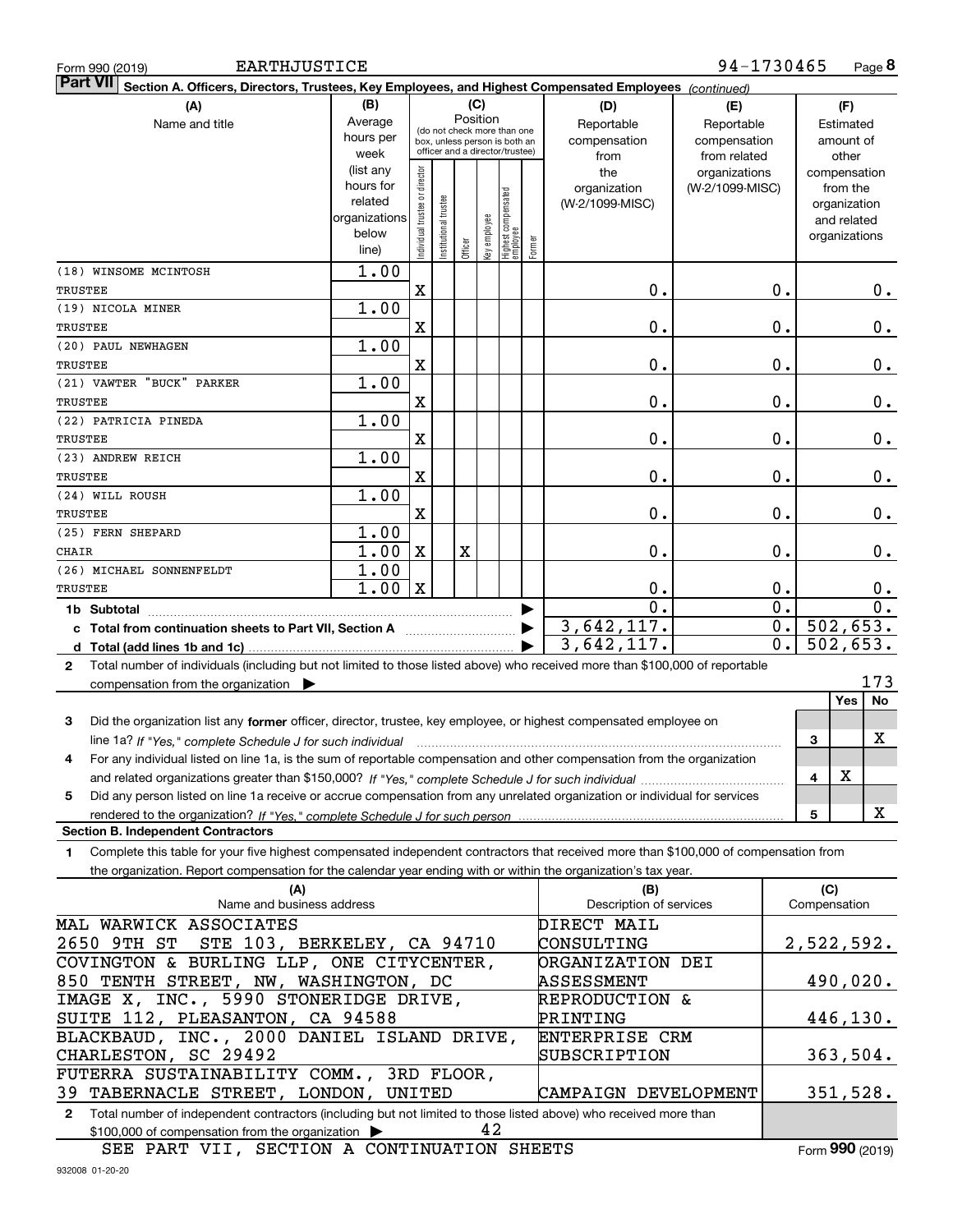Form 990 (2019) EARTHJUSTICE 94-1730465

**Part VII Section A. Officers, Directors, Trustees, Key Employees, and Highest Compensated Employees** *(continued)*

| (A) Name and title | (B) Average hours per week (list any hours for related organizations below line) | (C) Position: Individual trustee or director | Institutional trustee | Officer | Key employee | Highest compensated employee | Former | (D) Reportable compensation from the organization (W-2/1099-MISC) | (E) Reportable compensation from related organizations (W-2/1099-MISC) | (F) Estimated amount of other compensation from the organization and related organizations |
|---|---|---|---|---|---|---|---|---|---|---|
| (18) WINSOME MCINTOSH<br>TRUSTEE | 1.00 | X | | | | | | 0. | 0. | 0. |
| (19) NICOLA MINER<br>TRUSTEE | 1.00 | X | | | | | | 0. | 0. | 0. |
| (20) PAUL NEWHAGEN<br>TRUSTEE | 1.00 | X | | | | | | 0. | 0. | 0. |
| (21) VAWTER "BUCK" PARKER<br>TRUSTEE | 1.00 | X | | | | | | 0. | 0. | 0. |
| (22) PATRICIA PINEDA<br>TRUSTEE | 1.00 | X | | | | | | 0. | 0. | 0. |
| (23) ANDREW REICH<br>TRUSTEE | 1.00 | X | | | | | | 0. | 0. | 0. |
| (24) WILL ROUSH<br>TRUSTEE | 1.00 | X | | | | | | 0. | 0. | 0. |
| (25) FERN SHEPARD<br>CHAIR | 1.00<br>1.00 | X | | X | | | | 0. | 0. | 0. |
| (26) MICHAEL SONNENFELDT<br>TRUSTEE | 1.00<br>1.00 | X | | | | | | 0. | 0. | 0. |
| **1b Subtotal** | | | | | | | | 0. | 0. | 0. |
| **c Total from continuation sheets to Part VII, Section A** | | | | | | | | 3,642,117. | 0. | 502,653. |
| **d Total (add lines 1b and 1c)** | | | | | | | | 3,642,117. | 0. | 502,653. |

**2** Total number of individuals (including but not limited to those listed above) who received more than $100,000 of reportable compensation from the organization ▶ 173

| | | Yes | No |
|---|---|---|---|
| **3** Did the organization list any **former** officer, director, trustee, key employee, or highest compensated employee on line 1a? *If "Yes," complete Schedule J for such individual* | 3 | | X |
| **4** For any individual listed on line 1a, is the sum of reportable compensation and other compensation from the organization and related organizations greater than $150,000? *If "Yes," complete Schedule J for such individual* | 4 | X | |
| **5** Did any person listed on line 1a receive or accrue compensation from any unrelated organization or individual for services rendered to the organization? *If "Yes," complete Schedule J for such person* | 5 | | X |

**Section B. Independent Contractors**

**1** Complete this table for your five highest compensated independent contractors that received more than $100,000 of compensation from the organization. Report compensation for the calendar year ending with or within the organization's tax year.

| (A) Name and business address | (B) Description of services | (C) Compensation |
|---|---|---|
| MAL WARWICK ASSOCIATES<br>2650 9TH ST STE 103, BERKELEY, CA 94710 | DIRECT MAIL CONSULTING | 2,522,592. |
| COVINGTON & BURLING LLP, ONE CITYCENTER,<br>850 TENTH STREET, NW, WASHINGTON, DC | ORGANIZATION DEI ASSESSMENT | 490,020. |
| IMAGE X, INC., 5990 STONERIDGE DRIVE,<br>SUITE 112, PLEASANTON, CA 94588 | REPRODUCTION & PRINTING | 446,130. |
| BLACKBAUD, INC., 2000 DANIEL ISLAND DRIVE,<br>CHARLESTON, SC 29492 | ENTERPRISE CRM SUBSCRIPTION | 363,504. |
| FUTERRA SUSTAINABILITY COMM., 3RD FLOOR,<br>39 TABERNACLE STREET, LONDON, UNITED | CAMPAIGN DEVELOPMENT | 351,528. |

**2** Total number of independent contractors (including but not limited to those listed above) who received more than $100,000 of compensation from the organization ▶ 42

SEE PART VII, SECTION A CONTINUATION SHEETS

Form **990** (2019)

932008 01-20-20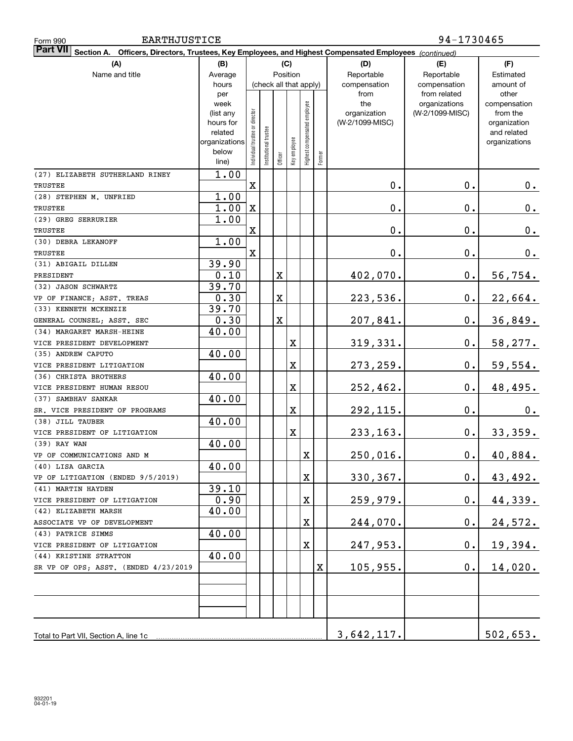Form 990 EARTHJUSTICE 94-1730465

**Part VII Section A. Officers, Directors, Trustees, Key Employees, and Highest Compensated Employees** *(continued)*

| (A) Name and title | (B) Average hours per week (list any hours for related organizations below line) | (C) Position: Individual trustee or director | Institutional trustee | Officer | Key employee | Highest compensated employee | Former | (D) Reportable compensation from the organization (W-2/1099-MISC) | (E) Reportable compensation from related organizations (W-2/1099-MISC) | (F) Estimated amount of other compensation from the organization and related organizations |
|---|---|---|---|---|---|---|---|---|---|---|
| (27) ELIZABETH SUTHERLAND RINEY<br>TRUSTEE | 1.00 | X | | | | | | 0. | 0. | 0. |
| (28) STEPHEN M. UNFRIED<br>TRUSTEE | 1.00<br>1.00 | X | | | | | | 0. | 0. | 0. |
| (29) GREG SERRURIER<br>TRUSTEE | 1.00 | X | | | | | | 0. | 0. | 0. |
| (30) DEBRA LEKANOFF<br>TRUSTEE | 1.00 | X | | | | | | 0. | 0. | 0. |
| (31) ABIGAIL DILLEN<br>PRESIDENT | 39.90<br>0.10 | | | X | | | | 402,070. | 0. | 56,754. |
| (32) JASON SCHWARTZ<br>VP OF FINANCE; ASST. TREAS | 39.70<br>0.30 | | | X | | | | 223,536. | 0. | 22,664. |
| (33) KENNETH MCKENZIE<br>GENERAL COUNSEL; ASST. SEC | 39.70<br>0.30 | | | X | | | | 207,841. | 0. | 36,849. |
| (34) MARGARET MARSH-HEINE<br>VICE PRESIDENT DEVELOPMENT | 40.00 | | | | X | | | 319,331. | 0. | 58,277. |
| (35) ANDREW CAPUTO<br>VICE PRESIDENT LITIGATION | 40.00 | | | | X | | | 273,259. | 0. | 59,554. |
| (36) CHRISTA BROTHERS<br>VICE PRESIDENT HUMAN RESOU | 40.00 | | | | X | | | 252,462. | 0. | 48,495. |
| (37) SAMBHAV SANKAR<br>SR. VICE PRESIDENT OF PROGRAMS | 40.00 | | | | X | | | 292,115. | 0. | 0. |
| (38) JILL TAUBER<br>VICE PRESIDENT OF LITIGATION | 40.00 | | | | X | | | 233,163. | 0. | 33,359. |
| (39) RAY WAN<br>VP OF COMMUNICATIONS AND M | 40.00 | | | | | X | | 250,016. | 0. | 40,884. |
| (40) LISA GARCIA<br>VP OF LITIGATION (ENDED 9/5/2019) | 40.00 | | | | | X | | 330,367. | 0. | 43,492. |
| (41) MARTIN HAYDEN<br>VICE PRESIDENT OF LITIGATION | 39.10<br>0.90 | | | | | X | | 259,979. | 0. | 44,339. |
| (42) ELIZABETH MARSH<br>ASSOCIATE VP OF DEVELOPMENT | 40.00 | | | | | X | | 244,070. | 0. | 24,572. |
| (43) PATRICE SIMMS<br>VICE PRESIDENT OF LITIGATION | 40.00 | | | | | X | | 247,953. | 0. | 19,394. |
| (44) KRISTINE STRATTON<br>SR VP OF OPS; ASST. (ENDED 4/23/2019 | 40.00 | | | | | | X | 105,955. | 0. | 14,020. |
| | | | | | | | | | | |
| | | | | | | | | | | |
| Total to Part VII, Section A, line 1c | | | | | | | | 3,642,117. | | 502,653. |

932201 04-01-19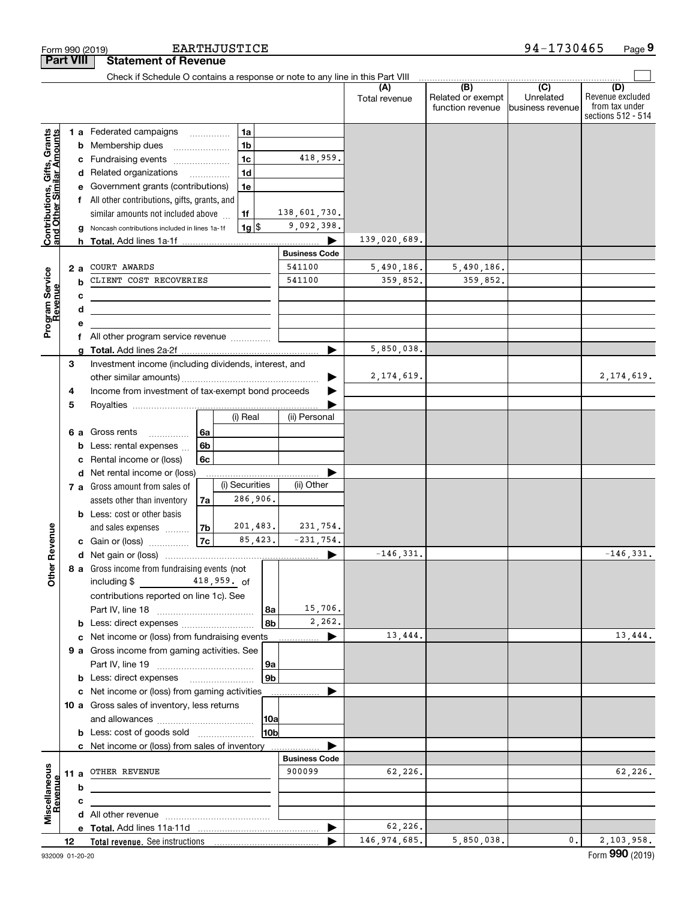Form 990 (2019) EARTHJUSTICE 94-1730465

## Part VIII Statement of Revenue

Check if Schedule O contains a response or note to any line in this Part VIII ☐

| | | | | (A) Total revenue | (B) Related or exempt function revenue | (C) Unrelated business revenue | (D) Revenue excluded from tax under sections 512 - 514 |
|---|---|---|---|---|---|---|---|
| **Contributions, Gifts, Grants and Other Similar Amounts** | 1a | Federated campaigns | 1a | | | | |
| | b | Membership dues | 1b | | | | |
| | c | Fundraising events | 1c 418,959. | | | | |
| | d | Related organizations | 1d | | | | |
| | e | Government grants (contributions) | 1e | | | | |
| | f | All other contributions, gifts, grants, and similar amounts not included above | 1f 138,601,730. | | | | |
| | g | Noncash contributions included in lines 1a-1f | 1g $ 9,092,398. | | | | |
| | h | **Total.** Add lines 1a-1f | | 139,020,689. | | | |
| | | | **Business Code** | | | | |
| **Program Service Revenue** | 2a | COURT AWARDS | 541100 | 5,490,186. | 5,490,186. | | |
| | b | CLIENT COST RECOVERIES | 541100 | 359,852. | 359,852. | | |
| | c | | | | | | |
| | d | | | | | | |
| | e | | | | | | |
| | f | All other program service revenue | | | | | |
| | g | **Total.** Add lines 2a-2f | | 5,850,038. | | | |
| **Other Revenue** | 3 | Investment income (including dividends, interest, and other similar amounts) | | 2,174,619. | | | 2,174,619. |
| | 4 | Income from investment of tax-exempt bond proceeds | | | | | |
| | 5 | Royalties | | | | | |
| | 6a | Gross rents | 6a (i) Real: / (ii) Personal: | | | | |
| | b | Less: rental expenses | 6b | | | | |
| | c | Rental income or (loss) | 6c | | | | |
| | d | Net rental income or (loss) | | | | | |
| | 7a | Gross amount from sales of assets other than inventory | 7a (i) Securities: 286,906. / (ii) Other: | | | | |
| | b | Less: cost or other basis and sales expenses | 7b (i) Securities: 201,483. / (ii) Other: 231,754. | | | | |
| | c | Gain or (loss) | 7c (i) Securities: 85,423. / (ii) Other: -231,754. | | | | |
| | d | Net gain or (loss) | | -146,331. | | | -146,331. |
| | 8a | Gross income from fundraising events (not including $ 418,959. of contributions reported on line 1c). See Part IV, line 18 | 8a 15,706. | | | | |
| | b | Less: direct expenses | 8b 2,262. | | | | |
| | c | Net income or (loss) from fundraising events | | 13,444. | | | 13,444. |
| | 9a | Gross income from gaming activities. See Part IV, line 19 | 9a | | | | |
| | b | Less: direct expenses | 9b | | | | |
| | c | Net income or (loss) from gaming activities | | | | | |
| | 10a | Gross sales of inventory, less returns and allowances | 10a | | | | |
| | b | Less: cost of goods sold | 10b | | | | |
| | c | Net income or (loss) from sales of inventory | | | | | |
| | | | **Business Code** | | | | |
| **Miscellaneous Revenue** | 11a | OTHER REVENUE | 900099 | 62,226. | | | 62,226. |
| | b | | | | | | |
| | c | | | | | | |
| | d | All other revenue | | | | | |
| | e | **Total.** Add lines 11a-11d | | 62,226. | | | |
| | 12 | **Total revenue.** See instructions | | 146,974,685. | 5,850,038. | 0. | 2,103,958. |

932009 01-20-20 Form **990** (2019)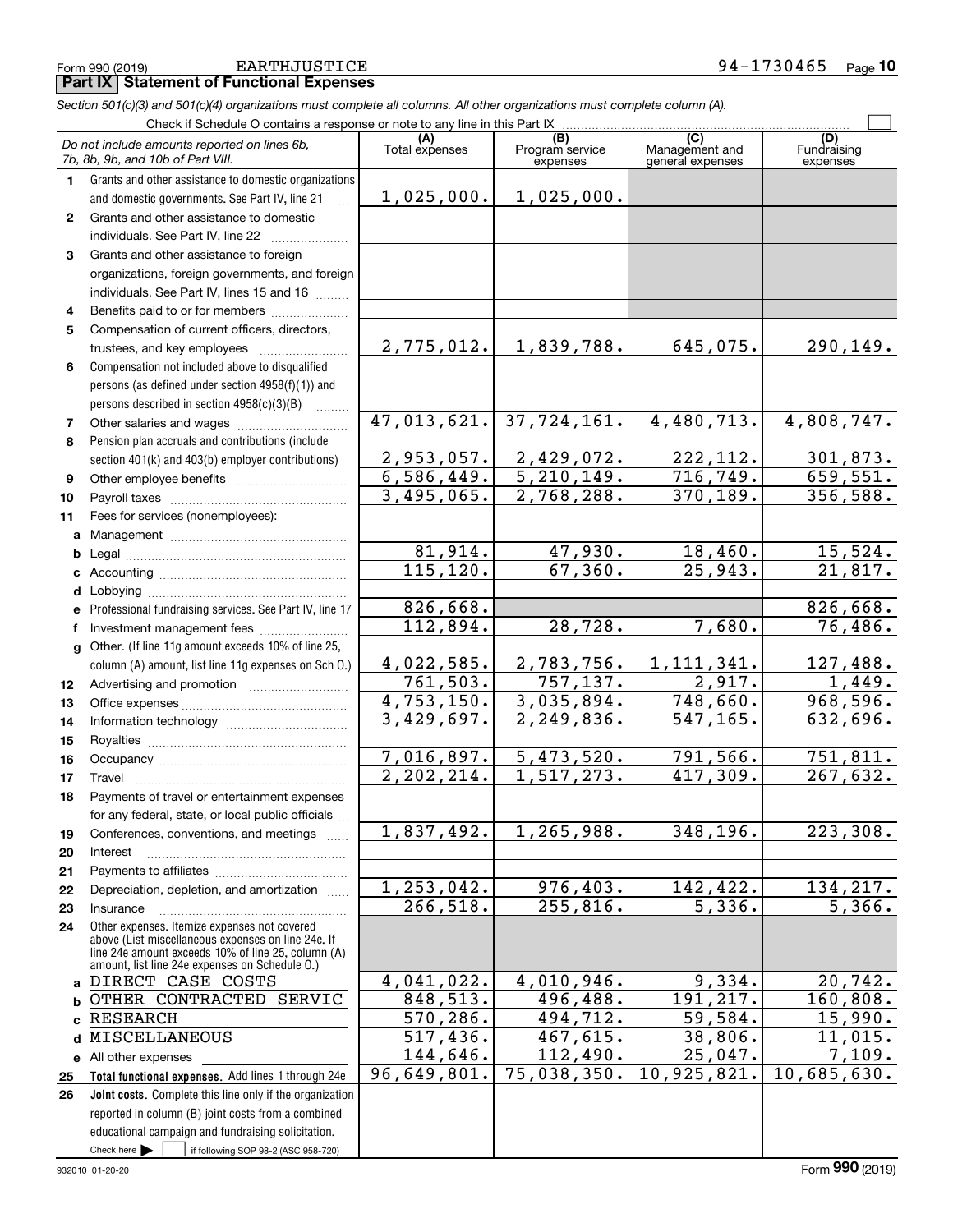Form 990 (2019) EARTHJUSTICE 94-1730465

## Part IX Statement of Functional Expenses

*Section 501(c)(3) and 501(c)(4) organizations must complete all columns. All other organizations must complete column (A).*

Check if Schedule O contains a response or note to any line in this Part IX

| *Do not include amounts reported on lines 6b, 7b, 8b, 9b, and 10b of Part VIII.* | (A) Total expenses | (B) Program service expenses | (C) Management and general expenses | (D) Fundraising expenses |
|---|---|---|---|---|
| **1** Grants and other assistance to domestic organizations and domestic governments. See Part IV, line 21 | 1,025,000. | 1,025,000. | | |
| **2** Grants and other assistance to domestic individuals. See Part IV, line 22 | | | | |
| **3** Grants and other assistance to foreign organizations, foreign governments, and foreign individuals. See Part IV, lines 15 and 16 | | | | |
| **4** Benefits paid to or for members | | | | |
| **5** Compensation of current officers, directors, trustees, and key employees | 2,775,012. | 1,839,788. | 645,075. | 290,149. |
| **6** Compensation not included above to disqualified persons (as defined under section 4958(f)(1)) and persons described in section 4958(c)(3)(B) | | | | |
| **7** Other salaries and wages | 47,013,621. | 37,724,161. | 4,480,713. | 4,808,747. |
| **8** Pension plan accruals and contributions (include section 401(k) and 403(b) employer contributions) | 2,953,057. | 2,429,072. | 222,112. | 301,873. |
| **9** Other employee benefits | 6,586,449. | 5,210,149. | 716,749. | 659,551. |
| **10** Payroll taxes | 3,495,065. | 2,768,288. | 370,189. | 356,588. |
| **11** Fees for services (nonemployees): | | | | |
| **a** Management | | | | |
| **b** Legal | 81,914. | 47,930. | 18,460. | 15,524. |
| **c** Accounting | 115,120. | 67,360. | 25,943. | 21,817. |
| **d** Lobbying | | | | |
| **e** Professional fundraising services. See Part IV, line 17 | 826,668. | | | 826,668. |
| **f** Investment management fees | 112,894. | 28,728. | 7,680. | 76,486. |
| **g** Other. (If line 11g amount exceeds 10% of line 25, column (A) amount, list line 11g expenses on Sch O.) | 4,022,585. | 2,783,756. | 1,111,341. | 127,488. |
| **12** Advertising and promotion | 761,503. | 757,137. | 2,917. | 1,449. |
| **13** Office expenses | 4,753,150. | 3,035,894. | 748,660. | 968,596. |
| **14** Information technology | 3,429,697. | 2,249,836. | 547,165. | 632,696. |
| **15** Royalties | | | | |
| **16** Occupancy | 7,016,897. | 5,473,520. | 791,566. | 751,811. |
| **17** Travel | 2,202,214. | 1,517,273. | 417,309. | 267,632. |
| **18** Payments of travel or entertainment expenses for any federal, state, or local public officials | | | | |
| **19** Conferences, conventions, and meetings | 1,837,492. | 1,265,988. | 348,196. | 223,308. |
| **20** Interest | | | | |
| **21** Payments to affiliates | | | | |
| **22** Depreciation, depletion, and amortization | 1,253,042. | 976,403. | 142,422. | 134,217. |
| **23** Insurance | 266,518. | 255,816. | 5,336. | 5,366. |
| **24** Other expenses. Itemize expenses not covered above (List miscellaneous expenses on line 24e. If line 24e amount exceeds 10% of line 25, column (A) amount, list line 24e expenses on Schedule O.) | | | | |
| **a** DIRECT CASE COSTS | 4,041,022. | 4,010,946. | 9,334. | 20,742. |
| **b** OTHER CONTRACTED SERVIC | 848,513. | 496,488. | 191,217. | 160,808. |
| **c** RESEARCH | 570,286. | 494,712. | 59,584. | 15,990. |
| **d** MISCELLANEOUS | 517,436. | 467,615. | 38,806. | 11,015. |
| **e** All other expenses | 144,646. | 112,490. | 25,047. | 7,109. |
| **25 Total functional expenses.** Add lines 1 through 24e | 96,649,801. | 75,038,350. | 10,925,821. | 10,685,630. |
| **26 Joint costs.** Complete this line only if the organization reported in column (B) joint costs from a combined educational campaign and fundraising solicitation. Check here ☐ if following SOP 98-2 (ASC 958-720) | | | | |

932010 01-20-20 Form **990** (2019)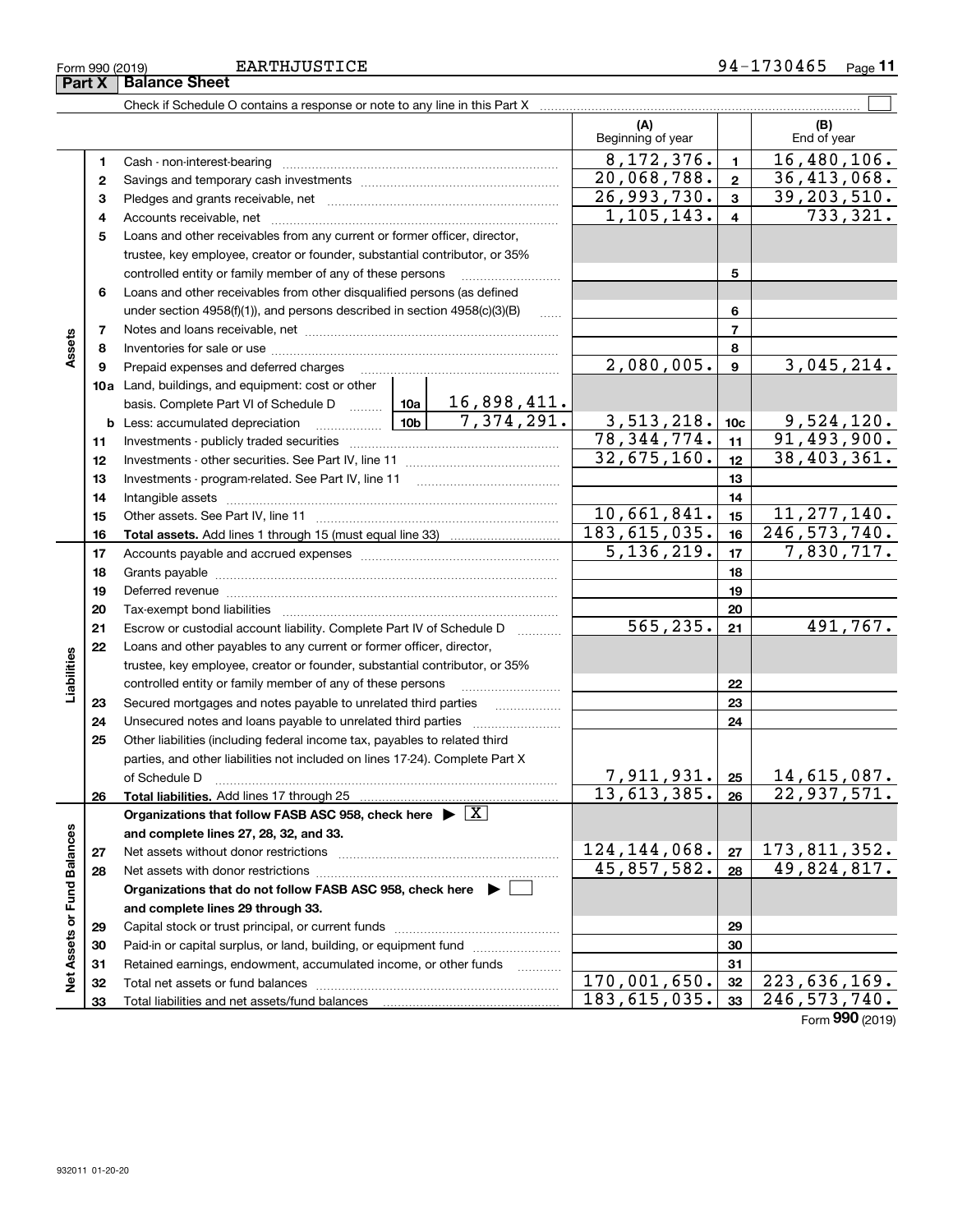Form 990 (2019) EARTHJUSTICE 94-1730465

## Part X Balance Sheet

Check if Schedule O contains a response or note to any line in this Part X ☐

| | | Description | (A) Beginning of year | | (B) End of year |
|---|---|---|---|---|---|
| Assets | 1 | Cash - non-interest-bearing | 8,172,376. | 1 | 16,480,106. |
| | 2 | Savings and temporary cash investments | 20,068,788. | 2 | 36,413,068. |
| | 3 | Pledges and grants receivable, net | 26,993,730. | 3 | 39,203,510. |
| | 4 | Accounts receivable, net | 1,105,143. | 4 | 733,321. |
| | 5 | Loans and other receivables from any current or former officer, director, trustee, key employee, creator or founder, substantial contributor, or 35% controlled entity or family member of any of these persons | | 5 | |
| | 6 | Loans and other receivables from other disqualified persons (as defined under section 4958(f)(1)), and persons described in section 4958(c)(3)(B) | | 6 | |
| | 7 | Notes and loans receivable, net | | 7 | |
| | 8 | Inventories for sale or use | | 8 | |
| | 9 | Prepaid expenses and deferred charges | 2,080,005. | 9 | 3,045,214. |
| | 10a | Land, buildings, and equipment: cost or other basis. Complete Part VI of Schedule D — 10a: 16,898,411. | | | |
| | b | Less: accumulated depreciation — 10b: 7,374,291. | 3,513,218. | 10c | 9,524,120. |
| | 11 | Investments - publicly traded securities | 78,344,774. | 11 | 91,493,900. |
| | 12 | Investments - other securities. See Part IV, line 11 | 32,675,160. | 12 | 38,403,361. |
| | 13 | Investments - program-related. See Part IV, line 11 | | 13 | |
| | 14 | Intangible assets | | 14 | |
| | 15 | Other assets. See Part IV, line 11 | 10,661,841. | 15 | 11,277,140. |
| | 16 | **Total assets.** Add lines 1 through 15 (must equal line 33) | 183,615,035. | 16 | 246,573,740. |
| Liabilities | 17 | Accounts payable and accrued expenses | 5,136,219. | 17 | 7,830,717. |
| | 18 | Grants payable | | 18 | |
| | 19 | Deferred revenue | | 19 | |
| | 20 | Tax-exempt bond liabilities | | 20 | |
| | 21 | Escrow or custodial account liability. Complete Part IV of Schedule D | 565,235. | 21 | 491,767. |
| | 22 | Loans and other payables to any current or former officer, director, trustee, key employee, creator or founder, substantial contributor, or 35% controlled entity or family member of any of these persons | | 22 | |
| | 23 | Secured mortgages and notes payable to unrelated third parties | | 23 | |
| | 24 | Unsecured notes and loans payable to unrelated third parties | | 24 | |
| | 25 | Other liabilities (including federal income tax, payables to related third parties, and other liabilities not included on lines 17-24). Complete Part X of Schedule D | 7,911,931. | 25 | 14,615,087. |
| | 26 | **Total liabilities.** Add lines 17 through 25 | 13,613,385. | 26 | 22,937,571. |
| Net Assets or Fund Balances | | **Organizations that follow FASB ASC 958, check here ▶ ☒ and complete lines 27, 28, 32, and 33.** | | | |
| | 27 | Net assets without donor restrictions | 124,144,068. | 27 | 173,811,352. |
| | 28 | Net assets with donor restrictions | 45,857,582. | 28 | 49,824,817. |
| | | **Organizations that do not follow FASB ASC 958, check here ▶ ☐ and complete lines 29 through 33.** | | | |
| | 29 | Capital stock or trust principal, or current funds | | 29 | |
| | 30 | Paid-in or capital surplus, or land, building, or equipment fund | | 30 | |
| | 31 | Retained earnings, endowment, accumulated income, or other funds | | 31 | |
| | 32 | Total net assets or fund balances | 170,001,650. | 32 | 223,636,169. |
| | 33 | Total liabilities and net assets/fund balances | 183,615,035. | 33 | 246,573,740. |

Form **990** (2019)

932011 01-20-20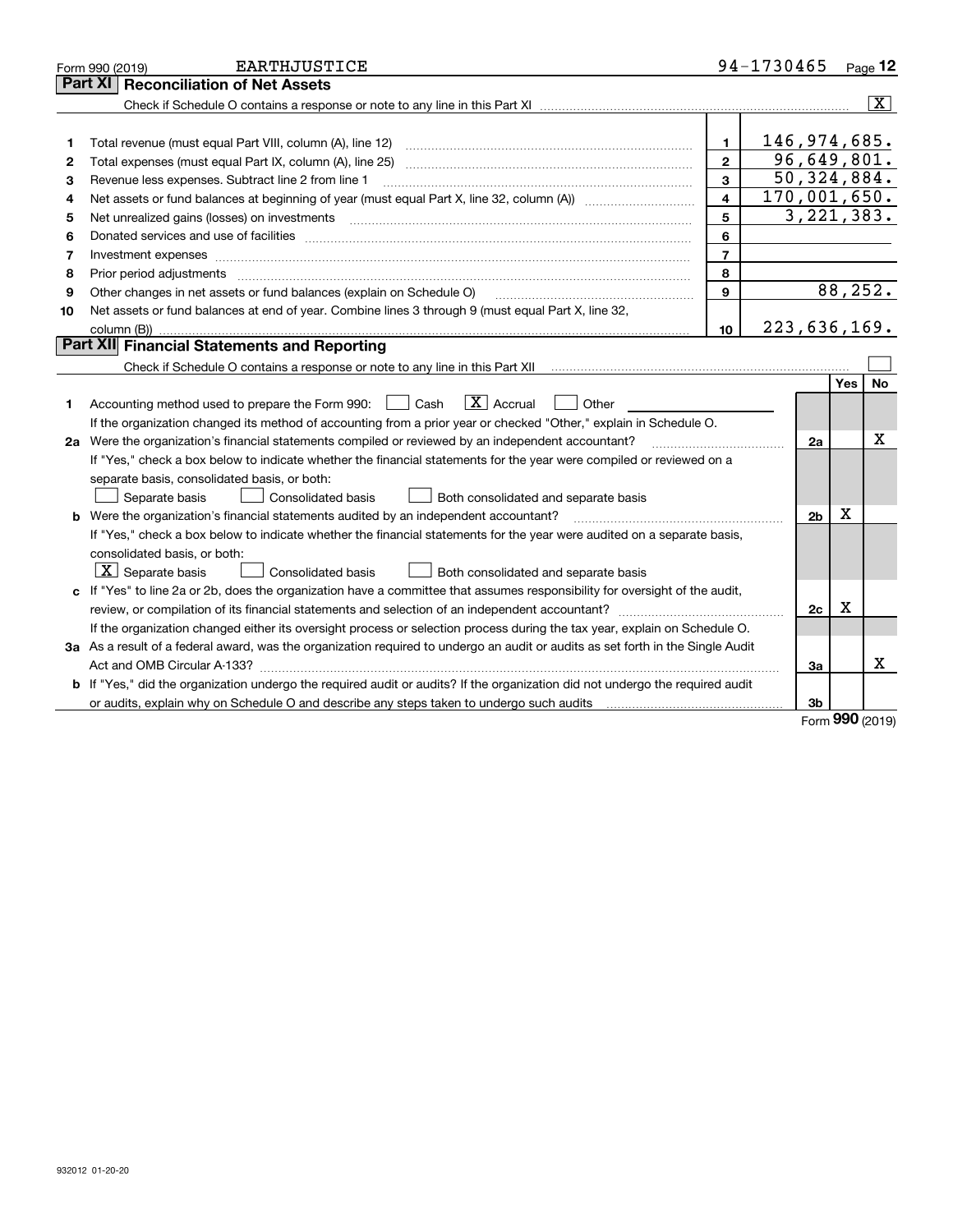Form 990 (2019) EARTHJUSTICE 94-1730465

## Part XI Reconciliation of Net Assets

Check if Schedule O contains a response or note to any line in this Part XI [X]

| | | | |
|---|---|---|---|
| 1 | Total revenue (must equal Part VIII, column (A), line 12) | 1 | 146,974,685. |
| 2 | Total expenses (must equal Part IX, column (A), line 25) | 2 | 96,649,801. |
| 3 | Revenue less expenses. Subtract line 2 from line 1 | 3 | 50,324,884. |
| 4 | Net assets or fund balances at beginning of year (must equal Part X, line 32, column (A)) | 4 | 170,001,650. |
| 5 | Net unrealized gains (losses) on investments | 5 | 3,221,383. |
| 6 | Donated services and use of facilities | 6 | |
| 7 | Investment expenses | 7 | |
| 8 | Prior period adjustments | 8 | |
| 9 | Other changes in net assets or fund balances (explain on Schedule O) | 9 | 88,252. |
| 10 | Net assets or fund balances at end of year. Combine lines 3 through 9 (must equal Part X, line 32, column (B)) | 10 | 223,636,169. |

## Part XII Financial Statements and Reporting

Check if Schedule O contains a response or note to any line in this Part XII [ ]

| | | | Yes | No |
|---|---|---|---|---|
| 1 | Accounting method used to prepare the Form 990: [ ] Cash [X] Accrual [ ] Other<br>If the organization changed its method of accounting from a prior year or checked "Other," explain in Schedule O. | | | |
| 2a | Were the organization's financial statements compiled or reviewed by an independent accountant?<br>If "Yes," check a box below to indicate whether the financial statements for the year were compiled or reviewed on a separate basis, consolidated basis, or both:<br>[ ] Separate basis [ ] Consolidated basis [ ] Both consolidated and separate basis | 2a | | X |
| b | Were the organization's financial statements audited by an independent accountant?<br>If "Yes," check a box below to indicate whether the financial statements for the year were audited on a separate basis, consolidated basis, or both:<br>[X] Separate basis [ ] Consolidated basis [ ] Both consolidated and separate basis | 2b | X | |
| c | If "Yes" to line 2a or 2b, does the organization have a committee that assumes responsibility for oversight of the audit, review, or compilation of its financial statements and selection of an independent accountant?<br>If the organization changed either its oversight process or selection process during the tax year, explain on Schedule O. | 2c | X | |
| 3a | As a result of a federal award, was the organization required to undergo an audit or audits as set forth in the Single Audit Act and OMB Circular A-133? | 3a | | X |
| b | If "Yes," did the organization undergo the required audit or audits? If the organization did not undergo the required audit or audits, explain why on Schedule O and describe any steps taken to undergo such audits | 3b | | |

Form **990** (2019)

932012 01-20-20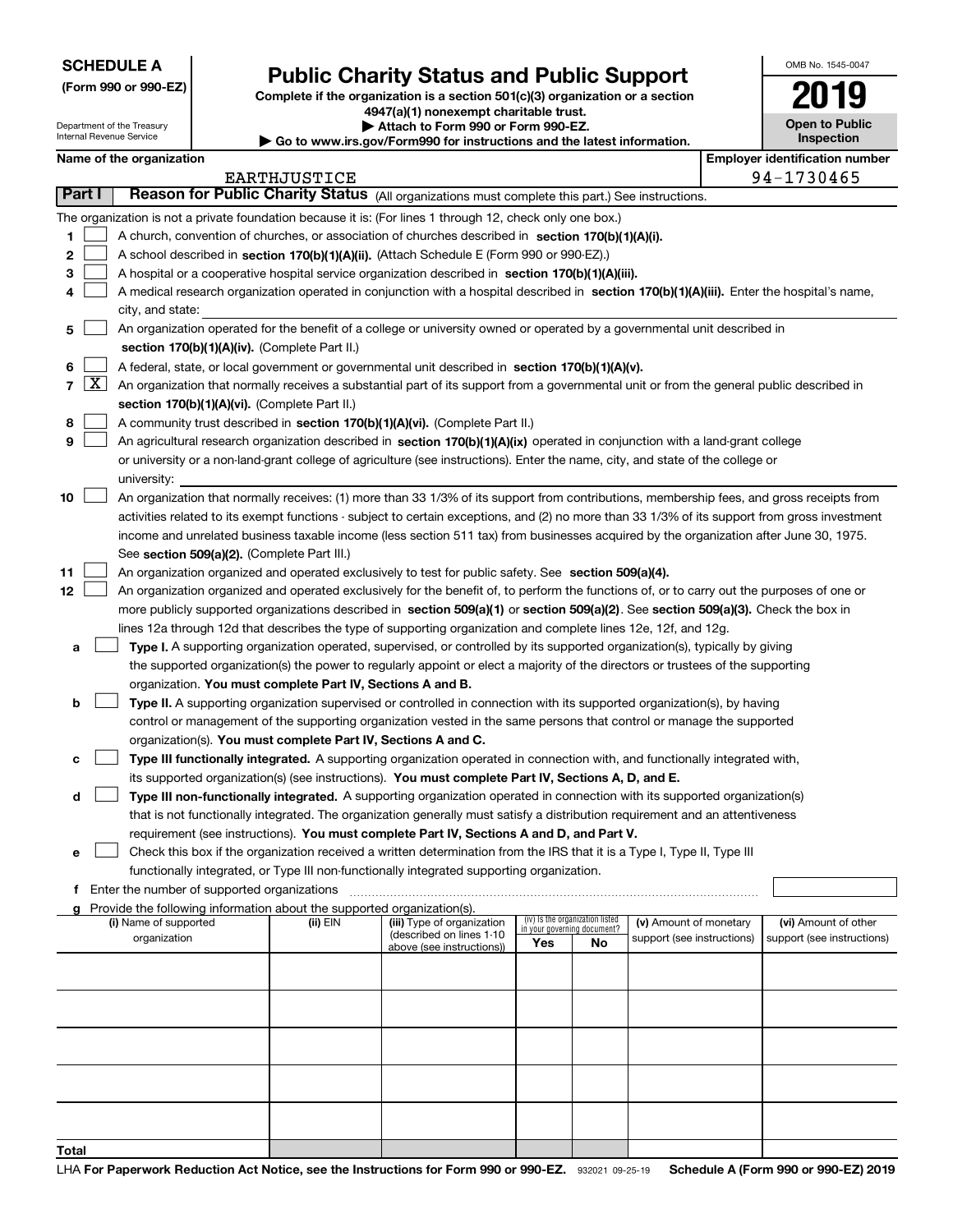**SCHEDULE A**
**(Form 990 or 990-EZ)**

Department of the Treasury
Internal Revenue Service

# Public Charity Status and Public Support

**Complete if the organization is a section 501(c)(3) organization or a section 4947(a)(1) nonexempt charitable trust.**
**▶ Attach to Form 990 or Form 990-EZ.**
**▶ Go to www.irs.gov/Form990 for instructions and the latest information.**

OMB No. 1545-0047
**2019**
**Open to Public Inspection**

**Name of the organization:** EARTHJUSTICE
**Employer identification number:** 94-1730465

## Part I — Reason for Public Charity Status (All organizations must complete this part.) See instructions.

The organization is not a private foundation because it is: (For lines 1 through 12, check only one box.)

1. ☐ A church, convention of churches, or association of churches described in **section 170(b)(1)(A)(i).**
2. ☐ A school described in **section 170(b)(1)(A)(ii).** (Attach Schedule E (Form 990 or 990-EZ).)
3. ☐ A hospital or a cooperative hospital service organization described in **section 170(b)(1)(A)(iii).**
4. ☐ A medical research organization operated in conjunction with a hospital described in **section 170(b)(1)(A)(iii).** Enter the hospital's name, city, and state:
5. ☐ An organization operated for the benefit of a college or university owned or operated by a governmental unit described in **section 170(b)(1)(A)(iv).** (Complete Part II.)
6. ☐ A federal, state, or local government or governmental unit described in **section 170(b)(1)(A)(v).**
7. ☒ An organization that normally receives a substantial part of its support from a governmental unit or from the general public described in **section 170(b)(1)(A)(vi).** (Complete Part II.)
8. ☐ A community trust described in **section 170(b)(1)(A)(vi).** (Complete Part II.)
9. ☐ An agricultural research organization described in **section 170(b)(1)(A)(ix)** operated in conjunction with a land-grant college or university or a non-land-grant college of agriculture (see instructions). Enter the name, city, and state of the college or university:
10. ☐ An organization that normally receives: (1) more than 33 1/3% of its support from contributions, membership fees, and gross receipts from activities related to its exempt functions - subject to certain exceptions, and (2) no more than 33 1/3% of its support from gross investment income and unrelated business taxable income (less section 511 tax) from businesses acquired by the organization after June 30, 1975. See **section 509(a)(2).** (Complete Part III.)
11. ☐ An organization organized and operated exclusively to test for public safety. See **section 509(a)(4).**
12. ☐ An organization organized and operated exclusively for the benefit of, to perform the functions of, or to carry out the purposes of one or more publicly supported organizations described in **section 509(a)(1)** or **section 509(a)(2)**. See **section 509(a)(3).** Check the box in lines 12a through 12d that describes the type of supporting organization and complete lines 12e, 12f, and 12g.
   - **a** ☐ **Type I.** A supporting organization operated, supervised, or controlled by its supported organization(s), typically by giving the supported organization(s) the power to regularly appoint or elect a majority of the directors or trustees of the supporting organization. **You must complete Part IV, Sections A and B.**
   - **b** ☐ **Type II.** A supporting organization supervised or controlled in connection with its supported organization(s), by having control or management of the supporting organization vested in the same persons that control or manage the supported organization(s). **You must complete Part IV, Sections A and C.**
   - **c** ☐ **Type III functionally integrated.** A supporting organization operated in connection with, and functionally integrated with, its supported organization(s) (see instructions). **You must complete Part IV, Sections A, D, and E.**
   - **d** ☐ **Type III non-functionally integrated.** A supporting organization operated in connection with its supported organization(s) that is not functionally integrated. The organization generally must satisfy a distribution requirement and an attentiveness requirement (see instructions). **You must complete Part IV, Sections A and D, and Part V.**
   - **e** ☐ Check this box if the organization received a written determination from the IRS that it is a Type I, Type II, Type III functionally integrated, or Type III non-functionally integrated supporting organization.
   - **f** Enter the number of supported organizations
   - **g** Provide the following information about the supported organization(s).

| (i) Name of supported organization | (ii) EIN | (iii) Type of organization (described on lines 1-10 above (see instructions)) | (iv) Is the organization listed in your governing document? Yes | No | (v) Amount of monetary support (see instructions) | (vi) Amount of other support (see instructions) |
|---|---|---|---|---|---|---|
| | | | | | | |
| | | | | | | |
| | | | | | | |
| | | | | | | |
| | | | | | | |
| **Total** | | | | | | |

LHA **For Paperwork Reduction Act Notice, see the Instructions for Form 990 or 990-EZ.** 932021 09-25-19 **Schedule A (Form 990 or 990-EZ) 2019**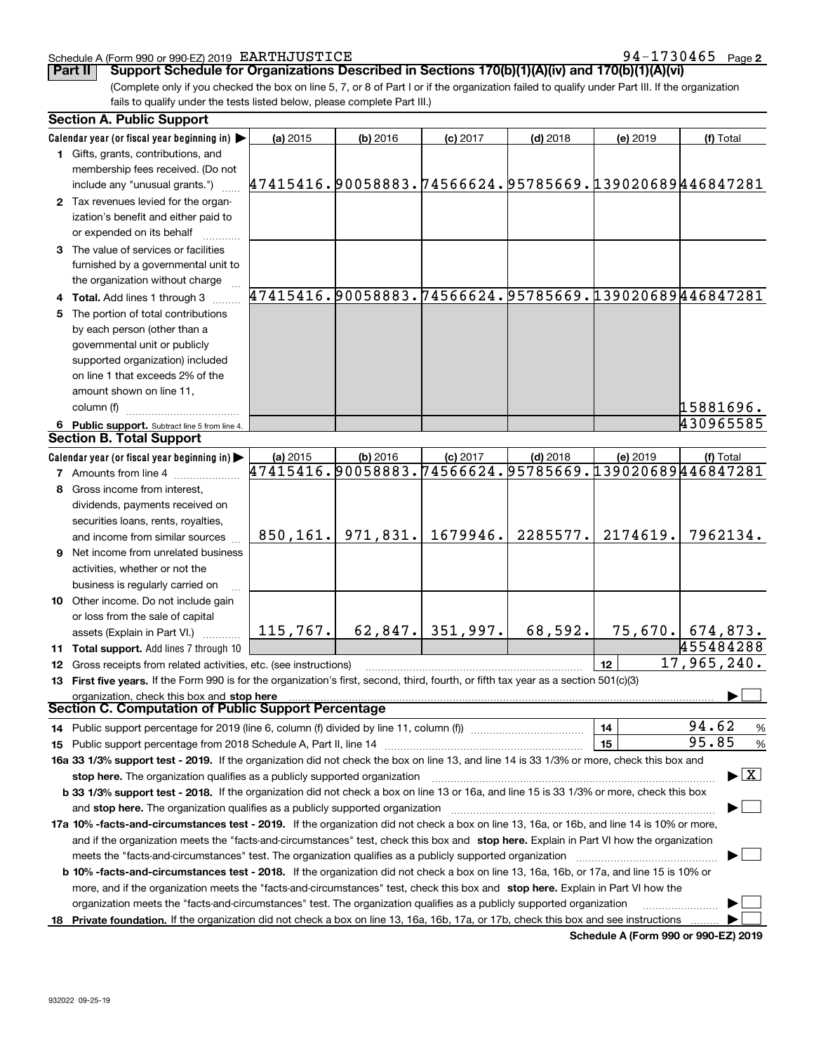Schedule A (Form 990 or 990-EZ) 2019 EARTHJUSTICE 94-1730465 Page 2

**Part II Support Schedule for Organizations Described in Sections 170(b)(1)(A)(iv) and 170(b)(1)(A)(vi)**

(Complete only if you checked the box on line 5, 7, or 8 of Part I or if the organization failed to qualify under Part III. If the organization fails to qualify under the tests listed below, please complete Part III.)

### Section A. Public Support

| Calendar year (or fiscal year beginning in) ▶ | (a) 2015 | (b) 2016 | (c) 2017 | (d) 2018 | (e) 2019 | (f) Total |
|---|---|---|---|---|---|---|
| **1** Gifts, grants, contributions, and membership fees received. (Do not include any "unusual grants.") | 47415416. | 90058883. | 74566624. | 95785669. | 139020689 | 446847281 |
| **2** Tax revenues levied for the organization's benefit and either paid to or expended on its behalf | | | | | | |
| **3** The value of services or facilities furnished by a governmental unit to the organization without charge | | | | | | |
| **4 Total.** Add lines 1 through 3 | 47415416. | 90058883. | 74566624. | 95785669. | 139020689 | 446847281 |
| **5** The portion of total contributions by each person (other than a governmental unit or publicly supported organization) included on line 1 that exceeds 2% of the amount shown on line 11, column (f) | | | | | | 15881696. |
| **6 Public support.** Subtract line 5 from line 4. | | | | | | 430965585 |

### Section B. Total Support

| Calendar year (or fiscal year beginning in) ▶ | (a) 2015 | (b) 2016 | (c) 2017 | (d) 2018 | (e) 2019 | (f) Total |
|---|---|---|---|---|---|---|
| **7** Amounts from line 4 | 47415416. | 90058883. | 74566624. | 95785669. | 139020689 | 446847281 |
| **8** Gross income from interest, dividends, payments received on securities loans, rents, royalties, and income from similar sources | 850,161. | 971,831. | 1679946. | 2285577. | 2174619. | 7962134. |
| **9** Net income from unrelated business activities, whether or not the business is regularly carried on | | | | | | |
| **10** Other income. Do not include gain or loss from the sale of capital assets (Explain in Part VI.) | 115,767. | 62,847. | 351,997. | 68,592. | 75,670. | 674,873. |
| **11 Total support.** Add lines 7 through 10 | | | | | | 455484288 |

**12** Gross receipts from related activities, etc. (see instructions) | **12** | 17,965,240.

**13 First five years.** If the Form 990 is for the organization's first, second, third, fourth, or fifth tax year as a section 501(c)(3) organization, check this box and **stop here** ▶ ☐

### Section C. Computation of Public Support Percentage

**14** Public support percentage for 2019 (line 6, column (f) divided by line 11, column (f)) | **14** | 94.62 %

**15** Public support percentage from 2018 Schedule A, Part II, line 14 | **15** | 95.85 %

**16a 33 1/3% support test - 2019.** If the organization did not check the box on line 13, and line 14 is 33 1/3% or more, check this box and **stop here.** The organization qualifies as a publicly supported organization ▶ ☒

**b 33 1/3% support test - 2018.** If the organization did not check a box on line 13 or 16a, and line 15 is 33 1/3% or more, check this box and **stop here.** The organization qualifies as a publicly supported organization ▶ ☐

**17a 10% -facts-and-circumstances test - 2019.** If the organization did not check a box on line 13, 16a, or 16b, and line 14 is 10% or more, and if the organization meets the "facts-and-circumstances" test, check this box and **stop here.** Explain in Part VI how the organization meets the "facts-and-circumstances" test. The organization qualifies as a publicly supported organization ▶ ☐

**b 10% -facts-and-circumstances test - 2018.** If the organization did not check a box on line 13, 16a, 16b, or 17a, and line 15 is 10% or more, and if the organization meets the "facts-and-circumstances" test, check this box and **stop here.** Explain in Part VI how the organization meets the "facts-and-circumstances" test. The organization qualifies as a publicly supported organization ▶ ☐

**18 Private foundation.** If the organization did not check a box on line 13, 16a, 16b, 17a, or 17b, check this box and see instructions ▶ ☐

**Schedule A (Form 990 or 990-EZ) 2019**

932022 09-25-19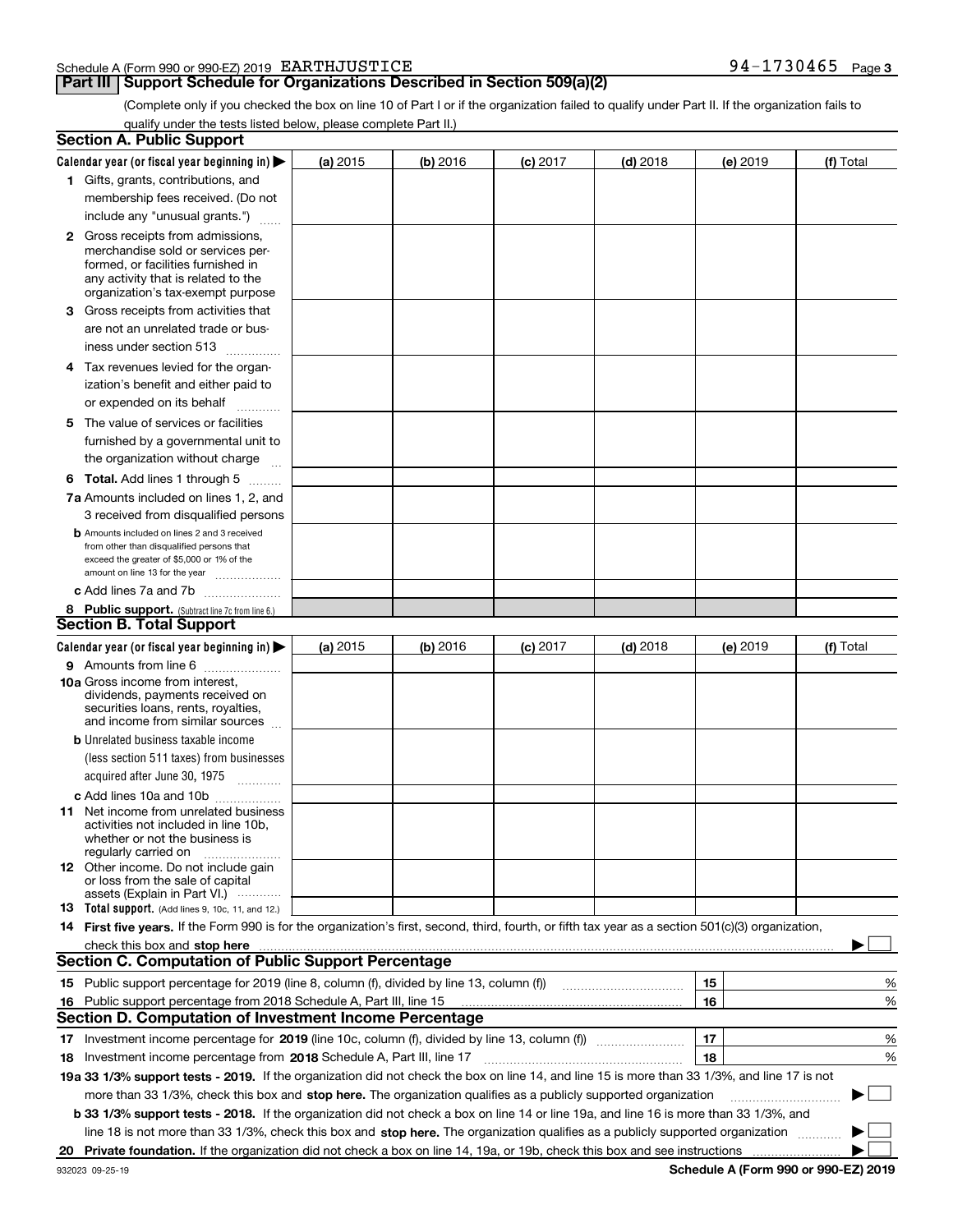Schedule A (Form 990 or 990-EZ) 2019 EARTHJUSTICE 94-1730465 Page 3

## Part III Support Schedule for Organizations Described in Section 509(a)(2)

(Complete only if you checked the box on line 10 of Part I or if the organization failed to qualify under Part II. If the organization fails to qualify under the tests listed below, please complete Part II.)

### Section A. Public Support

| Calendar year (or fiscal year beginning in) ▶ | (a) 2015 | (b) 2016 | (c) 2017 | (d) 2018 | (e) 2019 | (f) Total |
|---|---|---|---|---|---|---|
| 1 Gifts, grants, contributions, and membership fees received. (Do not include any "unusual grants.") | | | | | | |
| 2 Gross receipts from admissions, merchandise sold or services performed, or facilities furnished in any activity that is related to the organization's tax-exempt purpose | | | | | | |
| 3 Gross receipts from activities that are not an unrelated trade or business under section 513 | | | | | | |
| 4 Tax revenues levied for the organization's benefit and either paid to or expended on its behalf | | | | | | |
| 5 The value of services or facilities furnished by a governmental unit to the organization without charge | | | | | | |
| 6 Total. Add lines 1 through 5 | | | | | | |
| 7a Amounts included on lines 1, 2, and 3 received from disqualified persons | | | | | | |
| b Amounts included on lines 2 and 3 received from other than disqualified persons that exceed the greater of $5,000 or 1% of the amount on line 13 for the year | | | | | | |
| c Add lines 7a and 7b | | | | | | |
| 8 Public support. (Subtract line 7c from line 6.) | | | | | | |

### Section B. Total Support

| Calendar year (or fiscal year beginning in) ▶ | (a) 2015 | (b) 2016 | (c) 2017 | (d) 2018 | (e) 2019 | (f) Total |
|---|---|---|---|---|---|---|
| 9 Amounts from line 6 | | | | | | |
| 10a Gross income from interest, dividends, payments received on securities loans, rents, royalties, and income from similar sources | | | | | | |
| b Unrelated business taxable income (less section 511 taxes) from businesses acquired after June 30, 1975 | | | | | | |
| c Add lines 10a and 10b | | | | | | |
| 11 Net income from unrelated business activities not included in line 10b, whether or not the business is regularly carried on | | | | | | |
| 12 Other income. Do not include gain or loss from the sale of capital assets (Explain in Part VI.) | | | | | | |
| 13 Total support. (Add lines 9, 10c, 11, and 12.) | | | | | | |

14 **First five years.** If the Form 990 is for the organization's first, second, third, fourth, or fifth tax year as a section 501(c)(3) organization, check this box and **stop here** ▶ ☐

### Section C. Computation of Public Support Percentage

| | | | |
|---|---|---|---|
| 15 | Public support percentage for 2019 (line 8, column (f), divided by line 13, column (f)) | 15 | % |
| 16 | Public support percentage from 2018 Schedule A, Part III, line 15 | 16 | % |

### Section D. Computation of Investment Income Percentage

| | | | |
|---|---|---|---|
| 17 | Investment income percentage for **2019** (line 10c, column (f), divided by line 13, column (f)) | 17 | % |
| 18 | Investment income percentage from **2018** Schedule A, Part III, line 17 | 18 | % |

**19a 33 1/3% support tests - 2019.** If the organization did not check the box on line 14, and line 15 is more than 33 1/3%, and line 17 is not more than 33 1/3%, check this box and **stop here.** The organization qualifies as a publicly supported organization ▶ ☐

**b 33 1/3% support tests - 2018.** If the organization did not check a box on line 14 or line 19a, and line 16 is more than 33 1/3%, and line 18 is not more than 33 1/3%, check this box and **stop here.** The organization qualifies as a publicly supported organization ▶ ☐

**20 Private foundation.** If the organization did not check a box on line 14, 19a, or 19b, check this box and see instructions ▶ ☐

932023 09-25-19 **Schedule A (Form 990 or 990-EZ) 2019**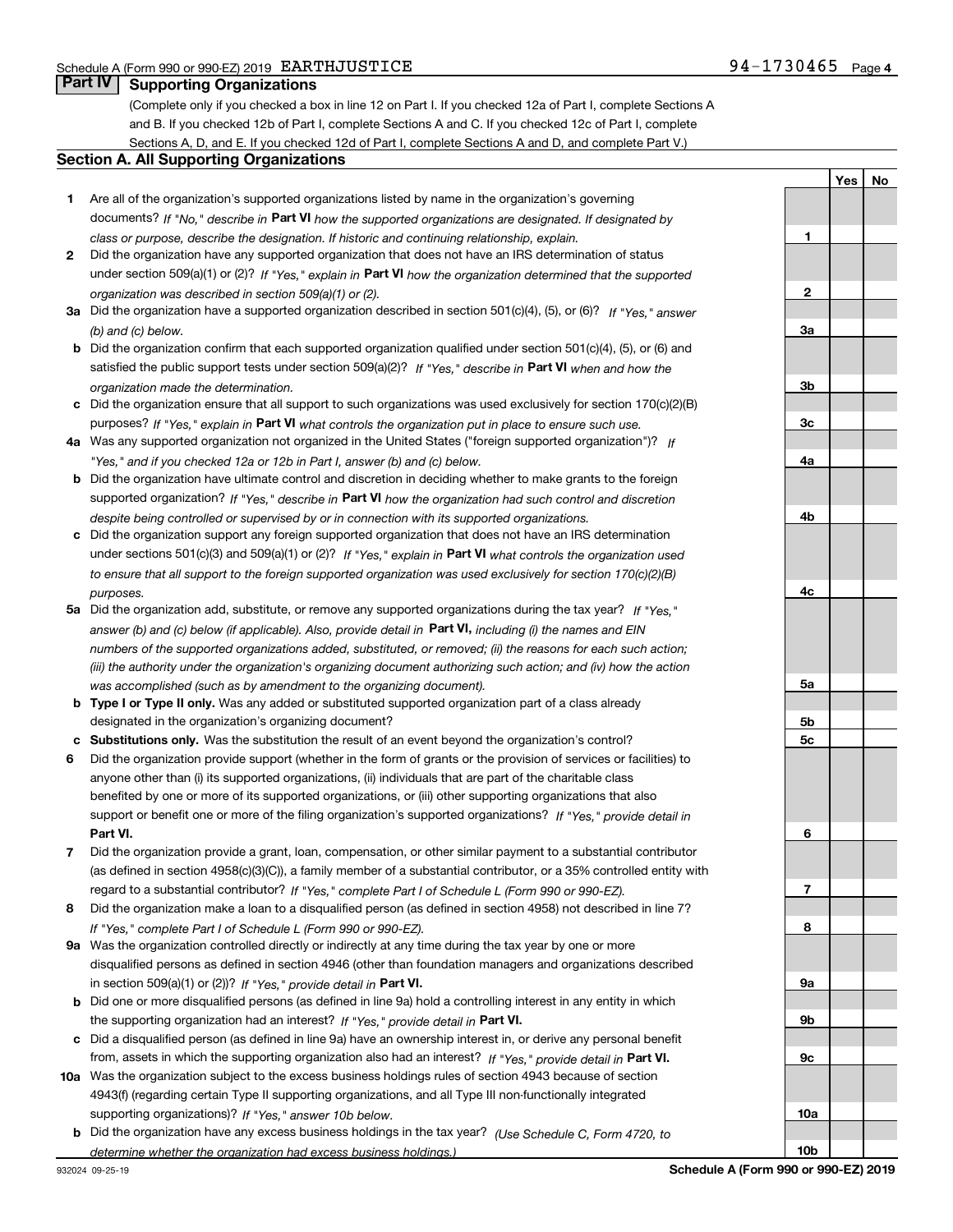Schedule A (Form 990 or 990-EZ) 2019 EARTHJUSTICE 94-1730465 Page 4

## Part IV Supporting Organizations

(Complete only if you checked a box in line 12 on Part I. If you checked 12a of Part I, complete Sections A and B. If you checked 12b of Part I, complete Sections A and C. If you checked 12c of Part I, complete Sections A, D, and E. If you checked 12d of Part I, complete Sections A and D, and complete Part V.)

### Section A. All Supporting Organizations

| | | | Yes | No |
|---|---|---|---|---|
| 1 | Are all of the organization's supported organizations listed by name in the organization's governing documents? *If "No," describe in* **Part VI** *how the supported organizations are designated. If designated by class or purpose, describe the designation. If historic and continuing relationship, explain.* | 1 | | |
| 2 | Did the organization have any supported organization that does not have an IRS determination of status under section 509(a)(1) or (2)? *If "Yes," explain in* **Part VI** *how the organization determined that the supported organization was described in section 509(a)(1) or (2).* | 2 | | |
| 3a | Did the organization have a supported organization described in section 501(c)(4), (5), or (6)? *If "Yes," answer (b) and (c) below.* | 3a | | |
| b | Did the organization confirm that each supported organization qualified under section 501(c)(4), (5), or (6) and satisfied the public support tests under section 509(a)(2)? *If "Yes," describe in* **Part VI** *when and how the organization made the determination.* | 3b | | |
| c | Did the organization ensure that all support to such organizations was used exclusively for section 170(c)(2)(B) purposes? *If "Yes," explain in* **Part VI** *what controls the organization put in place to ensure such use.* | 3c | | |
| 4a | Was any supported organization not organized in the United States ("foreign supported organization")? *If "Yes," and if you checked 12a or 12b in Part I, answer (b) and (c) below.* | 4a | | |
| b | Did the organization have ultimate control and discretion in deciding whether to make grants to the foreign supported organization? *If "Yes," describe in* **Part VI** *how the organization had such control and discretion despite being controlled or supervised by or in connection with its supported organizations.* | 4b | | |
| c | Did the organization support any foreign supported organization that does not have an IRS determination under sections 501(c)(3) and 509(a)(1) or (2)? *If "Yes," explain in* **Part VI** *what controls the organization used to ensure that all support to the foreign supported organization was used exclusively for section 170(c)(2)(B) purposes.* | 4c | | |
| 5a | Did the organization add, substitute, or remove any supported organizations during the tax year? *If "Yes," answer (b) and (c) below (if applicable). Also, provide detail in* **Part VI,** *including (i) the names and EIN numbers of the supported organizations added, substituted, or removed; (ii) the reasons for each such action; (iii) the authority under the organization's organizing document authorizing such action; and (iv) how the action was accomplished (such as by amendment to the organizing document).* | 5a | | |
| b | **Type I or Type II only.** Was any added or substituted supported organization part of a class already designated in the organization's organizing document? | 5b | | |
| c | **Substitutions only.** Was the substitution the result of an event beyond the organization's control? | 5c | | |
| 6 | Did the organization provide support (whether in the form of grants or the provision of services or facilities) to anyone other than (i) its supported organizations, (ii) individuals that are part of the charitable class benefited by one or more of its supported organizations, or (iii) other supporting organizations that also support or benefit one or more of the filing organization's supported organizations? *If "Yes," provide detail in* **Part VI.** | 6 | | |
| 7 | Did the organization provide a grant, loan, compensation, or other similar payment to a substantial contributor (as defined in section 4958(c)(3)(C)), a family member of a substantial contributor, or a 35% controlled entity with regard to a substantial contributor? *If "Yes," complete Part I of Schedule L (Form 990 or 990-EZ).* | 7 | | |
| 8 | Did the organization make a loan to a disqualified person (as defined in section 4958) not described in line 7? *If "Yes," complete Part I of Schedule L (Form 990 or 990-EZ).* | 8 | | |
| 9a | Was the organization controlled directly or indirectly at any time during the tax year by one or more disqualified persons as defined in section 4946 (other than foundation managers and organizations described in section 509(a)(1) or (2))? *If "Yes," provide detail in* **Part VI.** | 9a | | |
| b | Did one or more disqualified persons (as defined in line 9a) hold a controlling interest in any entity in which the supporting organization had an interest? *If "Yes," provide detail in* **Part VI.** | 9b | | |
| c | Did a disqualified person (as defined in line 9a) have an ownership interest in, or derive any personal benefit from, assets in which the supporting organization also had an interest? *If "Yes," provide detail in* **Part VI.** | 9c | | |
| 10a | Was the organization subject to the excess business holdings rules of section 4943 because of section 4943(f) (regarding certain Type II supporting organizations, and all Type III non-functionally integrated supporting organizations)? *If "Yes," answer 10b below.* | 10a | | |
| b | Did the organization have any excess business holdings in the tax year? *(Use Schedule C, Form 4720, to determine whether the organization had excess business holdings.)* | 10b | | |

932024 09-25-19 **Schedule A (Form 990 or 990-EZ) 2019**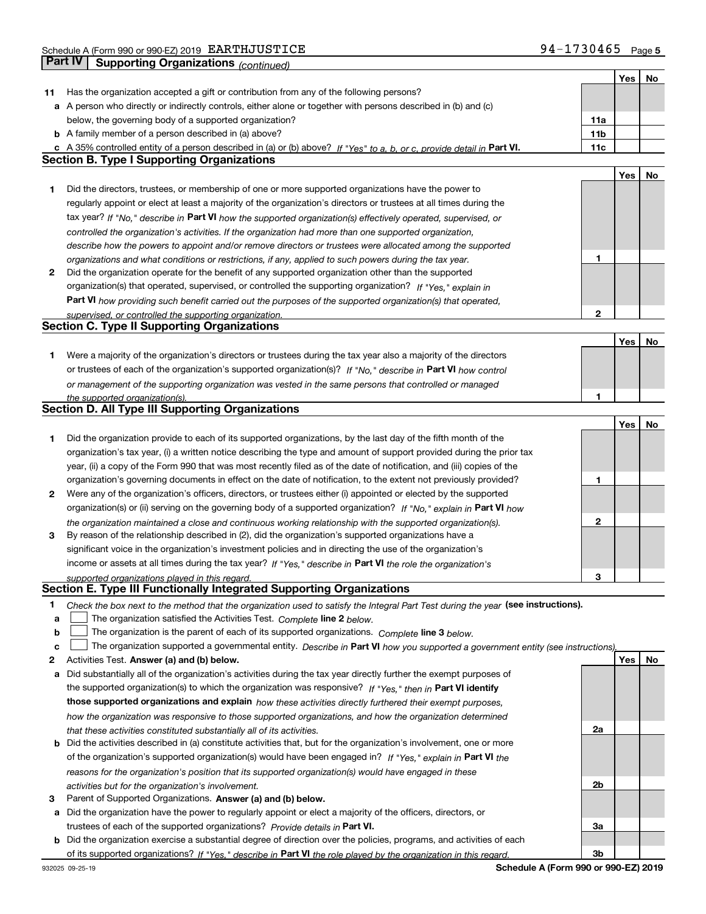Schedule A (Form 990 or 990-EZ) 2019 EARTHJUSTICE 94-1730465

## Part IV Supporting Organizations *(continued)*

| | | | Yes | No |
|---|---|---|---|---|
| **11** | Has the organization accepted a gift or contribution from any of the following persons? | | | |
| **a** | A person who directly or indirectly controls, either alone or together with persons described in (b) and (c) below, the governing body of a supported organization? | **11a** | | |
| **b** | A family member of a person described in (a) above? | **11b** | | |
| **c** | A 35% controlled entity of a person described in (a) or (b) above? *If "Yes" to a, b, or c, provide detail in* **Part VI.** | **11c** | | |

### Section B. Type I Supporting Organizations

| | | | Yes | No |
|---|---|---|---|---|
| **1** | Did the directors, trustees, or membership of one or more supported organizations have the power to regularly appoint or elect at least a majority of the organization's directors or trustees at all times during the tax year? *If "No," describe in* **Part VI** *how the supported organization(s) effectively operated, supervised, or controlled the organization's activities. If the organization had more than one supported organization, describe how the powers to appoint and/or remove directors or trustees were allocated among the supported organizations and what conditions or restrictions, if any, applied to such powers during the tax year.* | **1** | | |
| **2** | Did the organization operate for the benefit of any supported organization other than the supported organization(s) that operated, supervised, or controlled the supporting organization? *If "Yes," explain in* **Part VI** *how providing such benefit carried out the purposes of the supported organization(s) that operated, supervised, or controlled the supporting organization.* | **2** | | |

### Section C. Type II Supporting Organizations

| | | | Yes | No |
|---|---|---|---|---|
| **1** | Were a majority of the organization's directors or trustees during the tax year also a majority of the directors or trustees of each of the organization's supported organization(s)? *If "No," describe in* **Part VI** *how control or management of the supporting organization was vested in the same persons that controlled or managed the supported organization(s).* | **1** | | |

### Section D. All Type III Supporting Organizations

| | | | Yes | No |
|---|---|---|---|---|
| **1** | Did the organization provide to each of its supported organizations, by the last day of the fifth month of the organization's tax year, (i) a written notice describing the type and amount of support provided during the prior tax year, (ii) a copy of the Form 990 that was most recently filed as of the date of notification, and (iii) copies of the organization's governing documents in effect on the date of notification, to the extent not previously provided? | **1** | | |
| **2** | Were any of the organization's officers, directors, or trustees either (i) appointed or elected by the supported organization(s) or (ii) serving on the governing body of a supported organization? *If "No," explain in* **Part VI** *how the organization maintained a close and continuous working relationship with the supported organization(s).* | **2** | | |
| **3** | By reason of the relationship described in (2), did the organization's supported organizations have a significant voice in the organization's investment policies and in directing the use of the organization's income or assets at all times during the tax year? *If "Yes," describe in* **Part VI** *the role the organization's supported organizations played in this regard.* | **3** | | |

### Section E. Type III Functionally Integrated Supporting Organizations

**1** *Check the box next to the method that the organization used to satisfy the Integral Part Test during the year* **(see instructions).**

- **a** ☐ The organization satisfied the Activities Test. *Complete* **line 2** *below.*
- **b** ☐ The organization is the parent of each of its supported organizations. *Complete* **line 3** *below.*
- **c** ☐ The organization supported a governmental entity. *Describe in* **Part VI** *how you supported a government entity (see instructions).*

| | | | Yes | No |
|---|---|---|---|---|
| **2** | Activities Test. **Answer (a) and (b) below.** | | | |
| **a** | Did substantially all of the organization's activities during the tax year directly further the exempt purposes of the supported organization(s) to which the organization was responsive? *If "Yes," then in* **Part VI identify those supported organizations and explain** *how these activities directly furthered their exempt purposes, how the organization was responsive to those supported organizations, and how the organization determined that these activities constituted substantially all of its activities.* | **2a** | | |
| **b** | Did the activities described in (a) constitute activities that, but for the organization's involvement, one or more of the organization's supported organization(s) would have been engaged in? *If "Yes," explain in* **Part VI** *the reasons for the organization's position that its supported organization(s) would have engaged in these activities but for the organization's involvement.* | **2b** | | |
| **3** | Parent of Supported Organizations. **Answer (a) and (b) below.** | | | |
| **a** | Did the organization have the power to regularly appoint or elect a majority of the officers, directors, or trustees of each of the supported organizations? *Provide details in* **Part VI.** | **3a** | | |
| **b** | Did the organization exercise a substantial degree of direction over the policies, programs, and activities of each of its supported organizations? *If "Yes," describe in* **Part VI** *the role played by the organization in this regard.* | **3b** | | |

932025 09-25-19 **Schedule A (Form 990 or 990-EZ) 2019**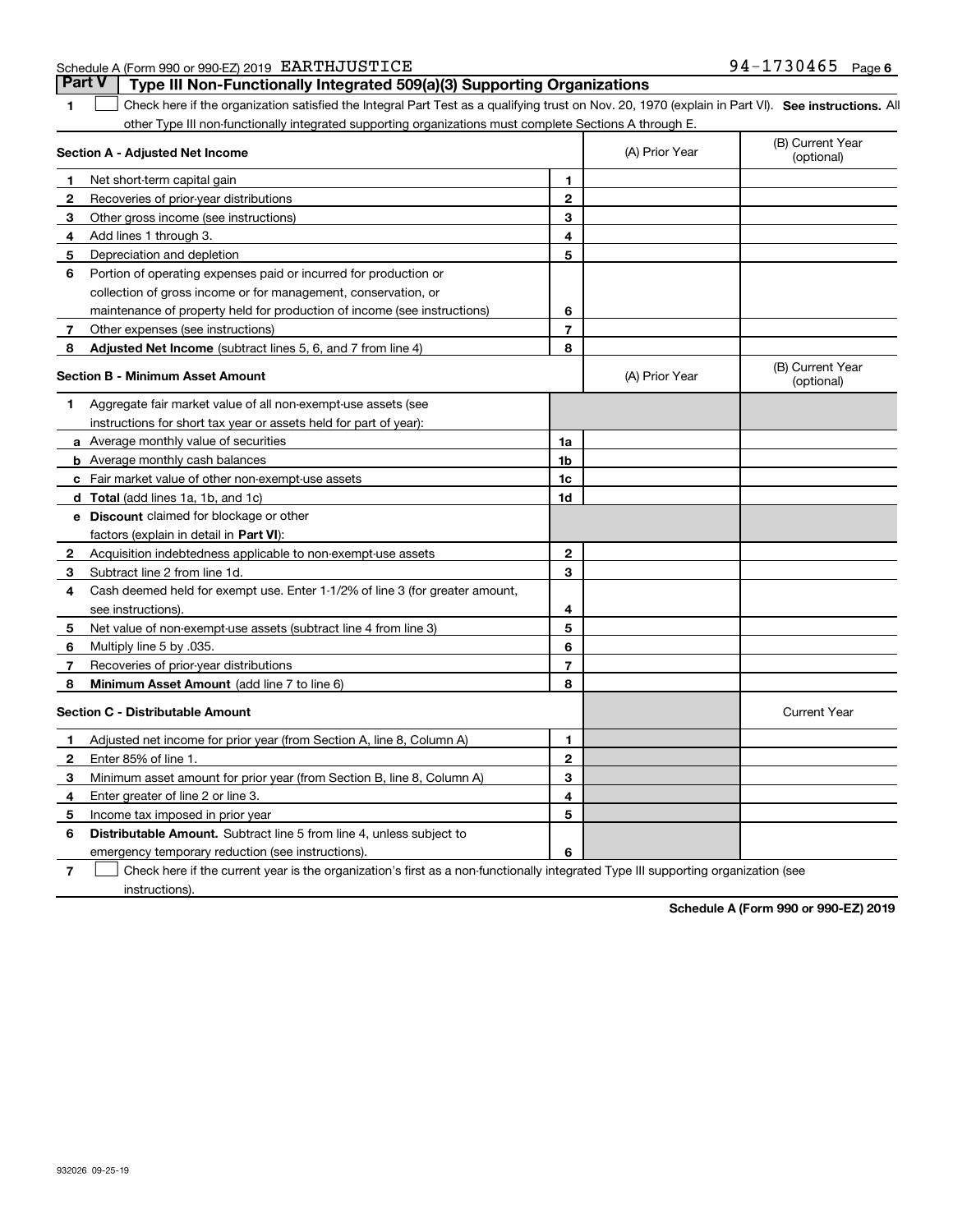Schedule A (Form 990 or 990-EZ) 2019 EARTHJUSTICE 94-1730465 Page 6

## Part V Type III Non-Functionally Integrated 509(a)(3) Supporting Organizations

1 ☐ Check here if the organization satisfied the Integral Part Test as a qualifying trust on Nov. 20, 1970 (explain in Part VI). **See instructions.** All other Type III non-functionally integrated supporting organizations must complete Sections A through E.

| **Section A - Adjusted Net Income** | | | (A) Prior Year | (B) Current Year (optional) |
|---|---|---|---|---|
| 1 | Net short-term capital gain | 1 | | |
| 2 | Recoveries of prior-year distributions | 2 | | |
| 3 | Other gross income (see instructions) | 3 | | |
| 4 | Add lines 1 through 3. | 4 | | |
| 5 | Depreciation and depletion | 5 | | |
| 6 | Portion of operating expenses paid or incurred for production or collection of gross income or for management, conservation, or maintenance of property held for production of income (see instructions) | 6 | | |
| 7 | Other expenses (see instructions) | 7 | | |
| 8 | **Adjusted Net Income** (subtract lines 5, 6, and 7 from line 4) | 8 | | |

| **Section B - Minimum Asset Amount** | | | (A) Prior Year | (B) Current Year (optional) |
|---|---|---|---|---|
| 1 | Aggregate fair market value of all non-exempt-use assets (see instructions for short tax year or assets held for part of year): | | | |
| a | Average monthly value of securities | 1a | | |
| b | Average monthly cash balances | 1b | | |
| c | Fair market value of other non-exempt-use assets | 1c | | |
| d | **Total** (add lines 1a, 1b, and 1c) | 1d | | |
| e | **Discount** claimed for blockage or other factors (explain in detail in **Part VI**): | | | |
| 2 | Acquisition indebtedness applicable to non-exempt-use assets | 2 | | |
| 3 | Subtract line 2 from line 1d. | 3 | | |
| 4 | Cash deemed held for exempt use. Enter 1-1/2% of line 3 (for greater amount, see instructions). | 4 | | |
| 5 | Net value of non-exempt-use assets (subtract line 4 from line 3) | 5 | | |
| 6 | Multiply line 5 by .035. | 6 | | |
| 7 | Recoveries of prior-year distributions | 7 | | |
| 8 | **Minimum Asset Amount** (add line 7 to line 6) | 8 | | |

| **Section C - Distributable Amount** | | | | Current Year |
|---|---|---|---|---|
| 1 | Adjusted net income for prior year (from Section A, line 8, Column A) | 1 | | |
| 2 | Enter 85% of line 1. | 2 | | |
| 3 | Minimum asset amount for prior year (from Section B, line 8, Column A) | 3 | | |
| 4 | Enter greater of line 2 or line 3. | 4 | | |
| 5 | Income tax imposed in prior year | 5 | | |
| 6 | **Distributable Amount.** Subtract line 5 from line 4, unless subject to emergency temporary reduction (see instructions). | 6 | | |

7 ☐ Check here if the current year is the organization's first as a non-functionally integrated Type III supporting organization (see instructions).

**Schedule A (Form 990 or 990-EZ) 2019**

932026 09-25-19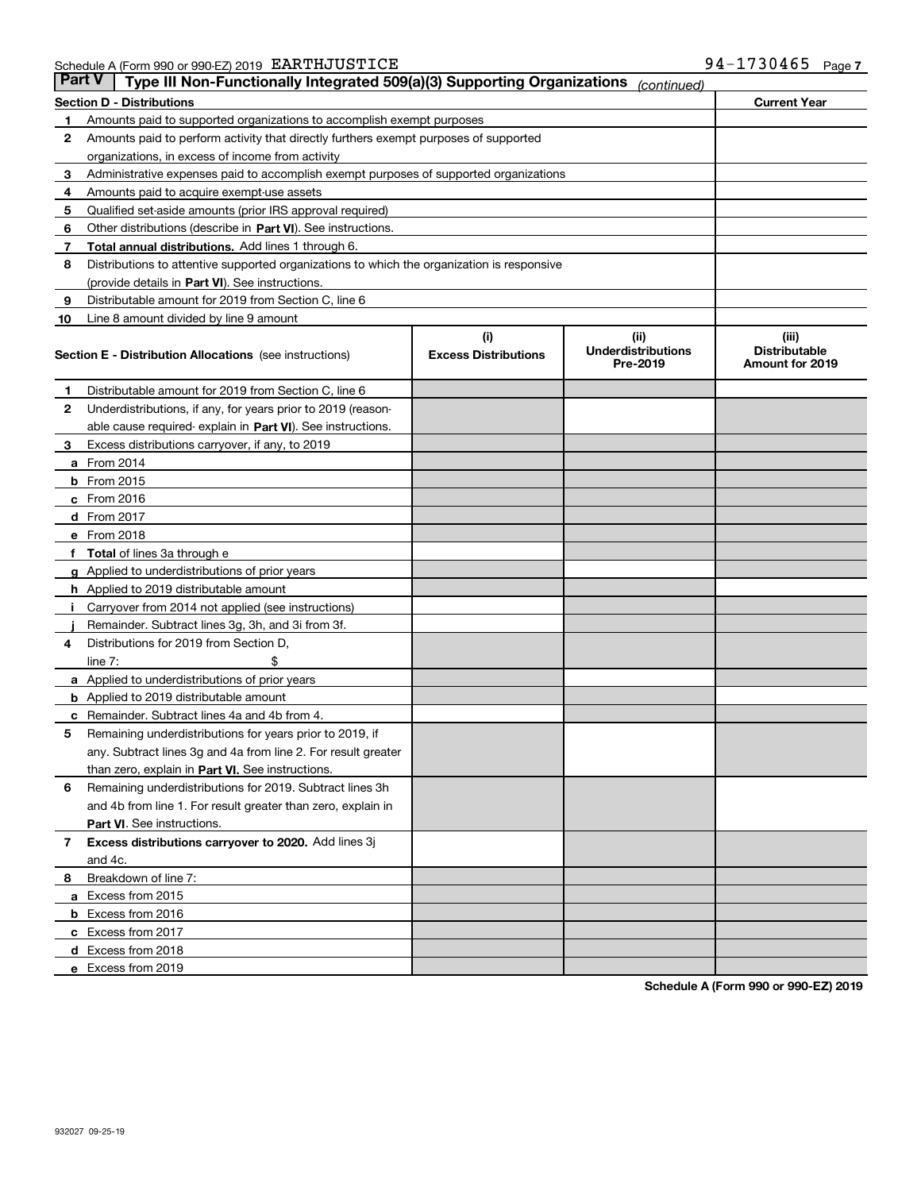Schedule A (Form 990 or 990-EZ) 2019 EARTHJUSTICE 94-1730465

## Part V Type III Non-Functionally Integrated 509(a)(3) Supporting Organizations *(continued)*

| Section D - Distributions | | Current Year |
|---|---|---|
| 1 | Amounts paid to supported organizations to accomplish exempt purposes | |
| 2 | Amounts paid to perform activity that directly furthers exempt purposes of supported organizations, in excess of income from activity | |
| 3 | Administrative expenses paid to accomplish exempt purposes of supported organizations | |
| 4 | Amounts paid to acquire exempt-use assets | |
| 5 | Qualified set-aside amounts (prior IRS approval required) | |
| 6 | Other distributions (describe in **Part VI**). See instructions. | |
| 7 | **Total annual distributions.** Add lines 1 through 6. | |
| 8 | Distributions to attentive supported organizations to which the organization is responsive (provide details in **Part VI**). See instructions. | |
| 9 | Distributable amount for 2019 from Section C, line 6 | |
| 10 | Line 8 amount divided by line 9 amount | |

| Section E - Distribution Allocations (see instructions) | (i) Excess Distributions | (ii) Underdistributions Pre-2019 | (iii) Distributable Amount for 2019 |
|---|---|---|---|
| 1 Distributable amount for 2019 from Section C, line 6 | | | |
| 2 Underdistributions, if any, for years prior to 2019 (reasonable cause required- explain in **Part VI**). See instructions. | | | |
| 3 Excess distributions carryover, if any, to 2019 | | | |
| a From 2014 | | | |
| b From 2015 | | | |
| c From 2016 | | | |
| d From 2017 | | | |
| e From 2018 | | | |
| f **Total** of lines 3a through e | | | |
| g Applied to underdistributions of prior years | | | |
| h Applied to 2019 distributable amount | | | |
| i Carryover from 2014 not applied (see instructions) | | | |
| j Remainder. Subtract lines 3g, 3h, and 3i from 3f. | | | |
| 4 Distributions for 2019 from Section D, line 7: $ | | | |
| a Applied to underdistributions of prior years | | | |
| b Applied to 2019 distributable amount | | | |
| c Remainder. Subtract lines 4a and 4b from 4. | | | |
| 5 Remaining underdistributions for years prior to 2019, if any. Subtract lines 3g and 4a from line 2. For result greater than zero, explain in **Part VI.** See instructions. | | | |
| 6 Remaining underdistributions for 2019. Subtract lines 3h and 4b from line 1. For result greater than zero, explain in **Part VI**. See instructions. | | | |
| 7 **Excess distributions carryover to 2020.** Add lines 3j and 4c. | | | |
| 8 Breakdown of line 7: | | | |
| a Excess from 2015 | | | |
| b Excess from 2016 | | | |
| c Excess from 2017 | | | |
| d Excess from 2018 | | | |
| e Excess from 2019 | | | |

**Schedule A (Form 990 or 990-EZ) 2019**

932027 09-25-19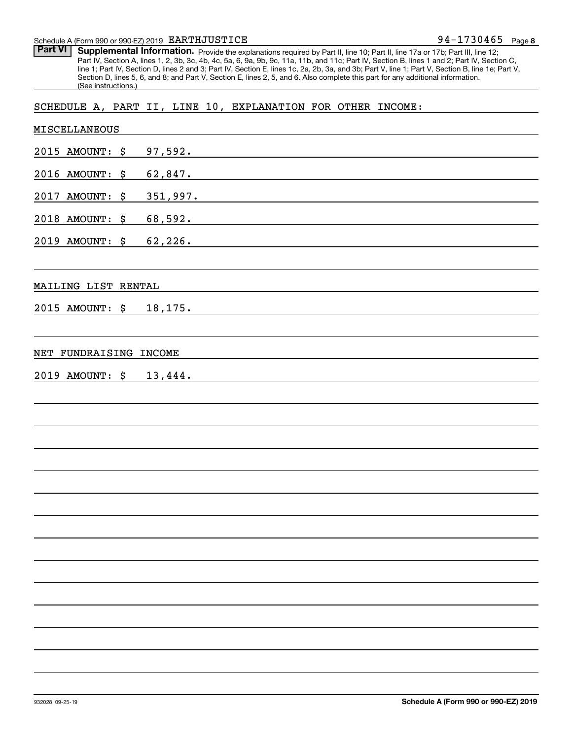Schedule A (Form 990 or 990-EZ) 2019 EARTHJUSTICE 94-1730465 Page 8

**Part VI** **Supplemental Information.** Provide the explanations required by Part II, line 10; Part II, line 17a or 17b; Part III, line 12; Part IV, Section A, lines 1, 2, 3b, 3c, 4b, 4c, 5a, 6, 9a, 9b, 9c, 11a, 11b, and 11c; Part IV, Section B, lines 1 and 2; Part IV, Section C, line 1; Part IV, Section D, lines 2 and 3; Part IV, Section E, lines 1c, 2a, 2b, 3a, and 3b; Part V, line 1; Part V, Section B, line 1e; Part V, Section D, lines 5, 6, and 8; and Part V, Section E, lines 2, 5, and 6. Also complete this part for any additional information. (See instructions.)

SCHEDULE A, PART II, LINE 10, EXPLANATION FOR OTHER INCOME:

MISCELLANEOUS

2015 AMOUNT: $ 97,592.

2016 AMOUNT: $ 62,847.

2017 AMOUNT: $ 351,997.

2018 AMOUNT: $ 68,592.

2019 AMOUNT: $ 62,226.

MAILING LIST RENTAL

2015 AMOUNT: $ 18,175.

NET FUNDRAISING INCOME

2019 AMOUNT: $ 13,444.

932028 09-25-19

**Schedule A (Form 990 or 990-EZ) 2019**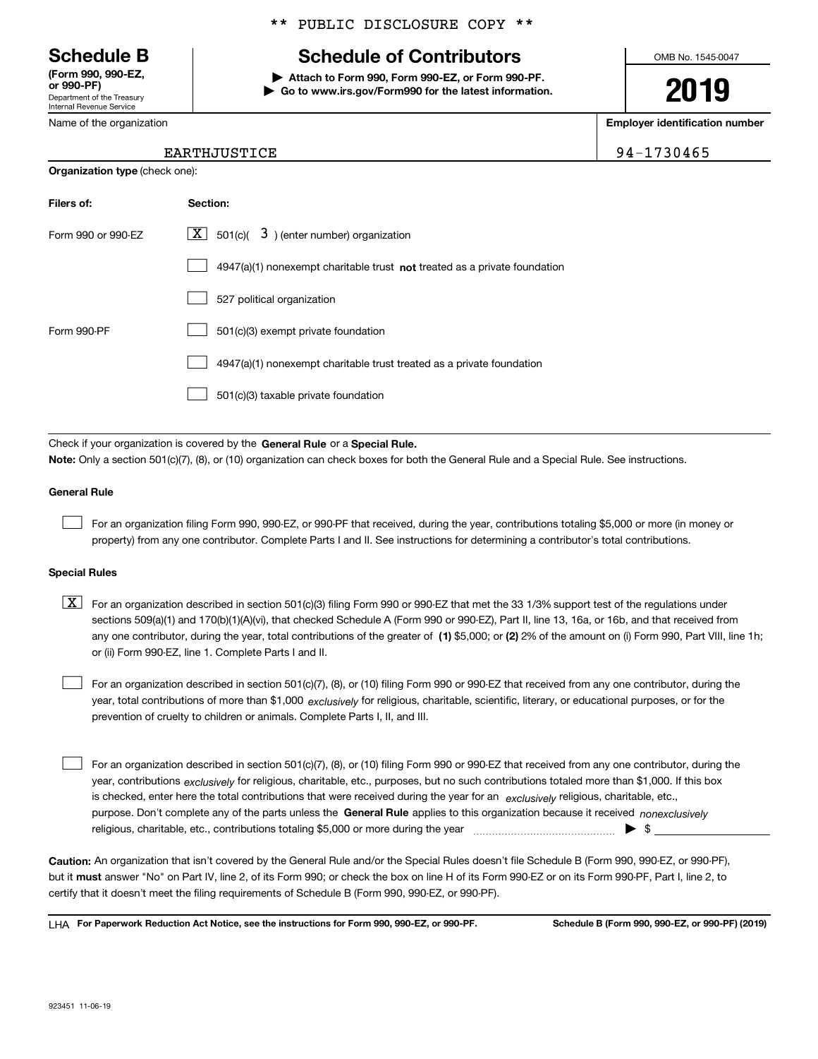\*\* PUBLIC DISCLOSURE COPY \*\*

**Schedule B**
**(Form 990, 990-EZ, or 990-PF)**
Department of the Treasury
Internal Revenue Service

# Schedule of Contributors

▶ **Attach to Form 990, Form 990-EZ, or Form 990-PF.**
▶ **Go to www.irs.gov/Form990 for the latest information.**

OMB No. 1545-0047

**2019**

Name of the organization: EARTHJUSTICE

**Employer identification number:** 94-1730465

**Organization type** (check one):

| Filers of: | Section: |
|---|---|
| Form 990 or 990-EZ | [X] 501(c)( 3 ) (enter number) organization |
| | [ ] 4947(a)(1) nonexempt charitable trust **not** treated as a private foundation |
| | [ ] 527 political organization |
| Form 990-PF | [ ] 501(c)(3) exempt private foundation |
| | [ ] 4947(a)(1) nonexempt charitable trust treated as a private foundation |
| | [ ] 501(c)(3) taxable private foundation |

Check if your organization is covered by the **General Rule** or a **Special Rule.**

**Note:** Only a section 501(c)(7), (8), or (10) organization can check boxes for both the General Rule and a Special Rule. See instructions.

**General Rule**

[ ] For an organization filing Form 990, 990-EZ, or 990-PF that received, during the year, contributions totaling $5,000 or more (in money or property) from any one contributor. Complete Parts I and II. See instructions for determining a contributor's total contributions.

**Special Rules**

[X] For an organization described in section 501(c)(3) filing Form 990 or 990-EZ that met the 33 1/3% support test of the regulations under sections 509(a)(1) and 170(b)(1)(A)(vi), that checked Schedule A (Form 990 or 990-EZ), Part II, line 13, 16a, or 16b, and that received from any one contributor, during the year, total contributions of the greater of **(1)** $5,000; or **(2)** 2% of the amount on (i) Form 990, Part VIII, line 1h; or (ii) Form 990-EZ, line 1. Complete Parts I and II.

[ ] For an organization described in section 501(c)(7), (8), or (10) filing Form 990 or 990-EZ that received from any one contributor, during the year, total contributions of more than $1,000 *exclusively* for religious, charitable, scientific, literary, or educational purposes, or for the prevention of cruelty to children or animals. Complete Parts I, II, and III.

[ ] For an organization described in section 501(c)(7), (8), or (10) filing Form 990 or 990-EZ that received from any one contributor, during the year, contributions *exclusively* for religious, charitable, etc., purposes, but no such contributions totaled more than $1,000. If this box is checked, enter here the total contributions that were received during the year for an *exclusively* religious, charitable, etc., purpose. Don't complete any of the parts unless the **General Rule** applies to this organization because it received *nonexclusively* religious, charitable, etc., contributions totaling $5,000 or more during the year ▶ $ ____________

**Caution:** An organization that isn't covered by the General Rule and/or the Special Rules doesn't file Schedule B (Form 990, 990-EZ, or 990-PF), but it **must** answer "No" on Part IV, line 2, of its Form 990; or check the box on line H of its Form 990-EZ or on its Form 990-PF, Part I, line 2, to certify that it doesn't meet the filing requirements of Schedule B (Form 990, 990-EZ, or 990-PF).

LHA **For Paperwork Reduction Act Notice, see the instructions for Form 990, 990-EZ, or 990-PF.** **Schedule B (Form 990, 990-EZ, or 990-PF) (2019)**

923451 11-06-19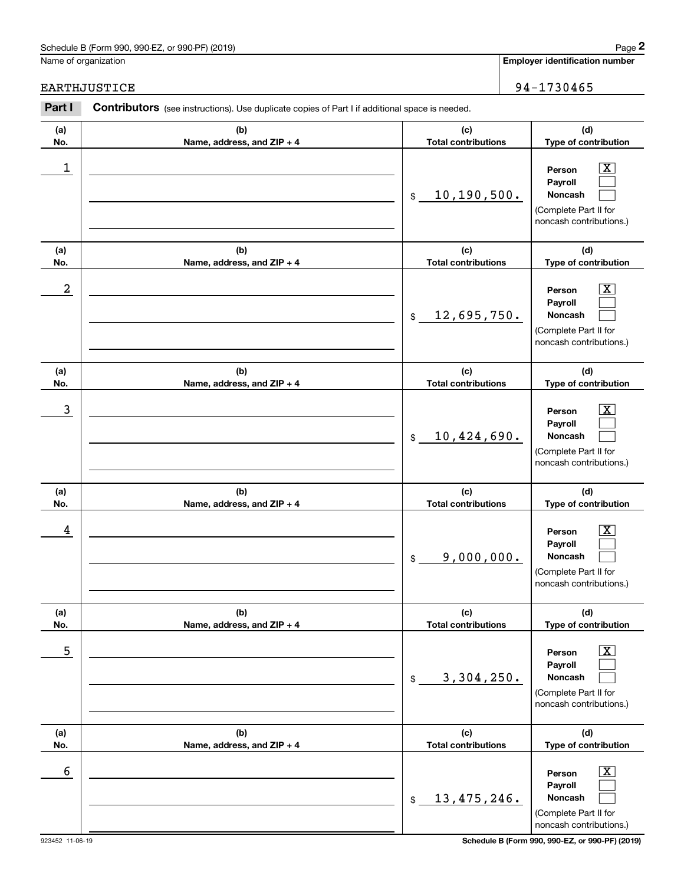Schedule B (Form 990, 990-EZ, or 990-PF) (2019)

Name of organization: EARTHJUSTICE

Employer identification number: 94-1730465

**Part I** **Contributors** (see instructions). Use duplicate copies of Part I if additional space is needed.

| (a) No. | (b) Name, address, and ZIP + 4 | (c) Total contributions | (d) Type of contribution |
|---|---|---|---|
| 1 | | $ 10,190,500. | Person [X] Payroll [ ] Noncash [ ] (Complete Part II for noncash contributions.) |
| 2 | | $ 12,695,750. | Person [X] Payroll [ ] Noncash [ ] (Complete Part II for noncash contributions.) |
| 3 | | $ 10,424,690. | Person [X] Payroll [ ] Noncash [ ] (Complete Part II for noncash contributions.) |
| 4 | | $ 9,000,000. | Person [X] Payroll [ ] Noncash [ ] (Complete Part II for noncash contributions.) |
| 5 | | $ 3,304,250. | Person [X] Payroll [ ] Noncash [ ] (Complete Part II for noncash contributions.) |
| 6 | | $ 13,475,246. | Person [X] Payroll [ ] Noncash [ ] (Complete Part II for noncash contributions.) |

923452 11-06-19

Schedule B (Form 990, 990-EZ, or 990-PF) (2019)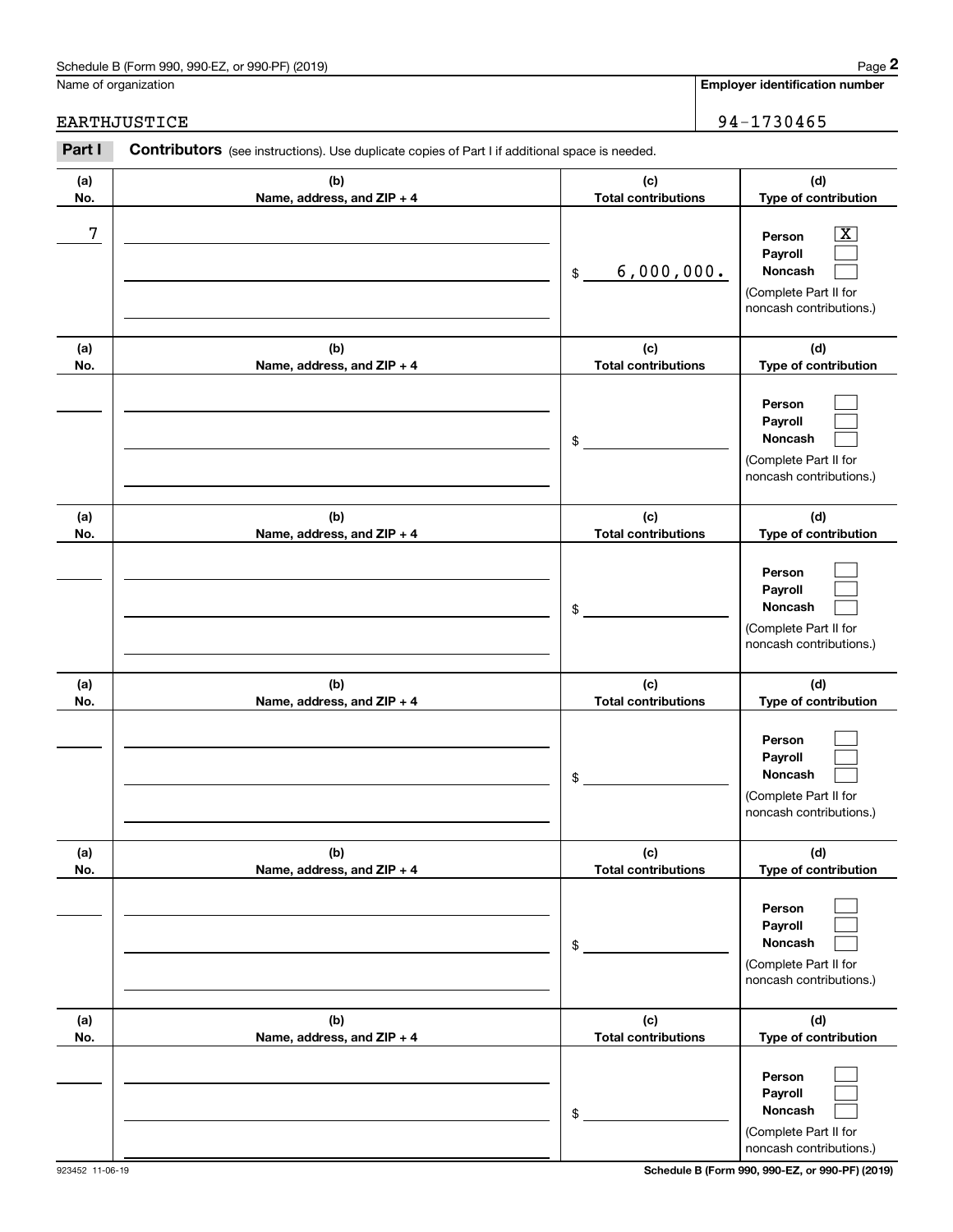Schedule B (Form 990, 990-EZ, or 990-PF) (2019)

Name of organization: EARTHJUSTICE

**Employer identification number**: 94-1730465

**Part I** **Contributors** (see instructions). Use duplicate copies of Part I if additional space is needed.

| (a) No. | (b) Name, address, and ZIP + 4 | (c) Total contributions | (d) Type of contribution |
|---|---|---|---|
| 7 | | $ 6,000,000. | Person [X] Payroll [ ] Noncash [ ] (Complete Part II for noncash contributions.) |
| | | $ | Person [ ] Payroll [ ] Noncash [ ] (Complete Part II for noncash contributions.) |
| | | $ | Person [ ] Payroll [ ] Noncash [ ] (Complete Part II for noncash contributions.) |
| | | $ | Person [ ] Payroll [ ] Noncash [ ] (Complete Part II for noncash contributions.) |
| | | $ | Person [ ] Payroll [ ] Noncash [ ] (Complete Part II for noncash contributions.) |
| | | $ | Person [ ] Payroll [ ] Noncash [ ] (Complete Part II for noncash contributions.) |

923452 11-06-19

**Schedule B (Form 990, 990-EZ, or 990-PF) (2019)**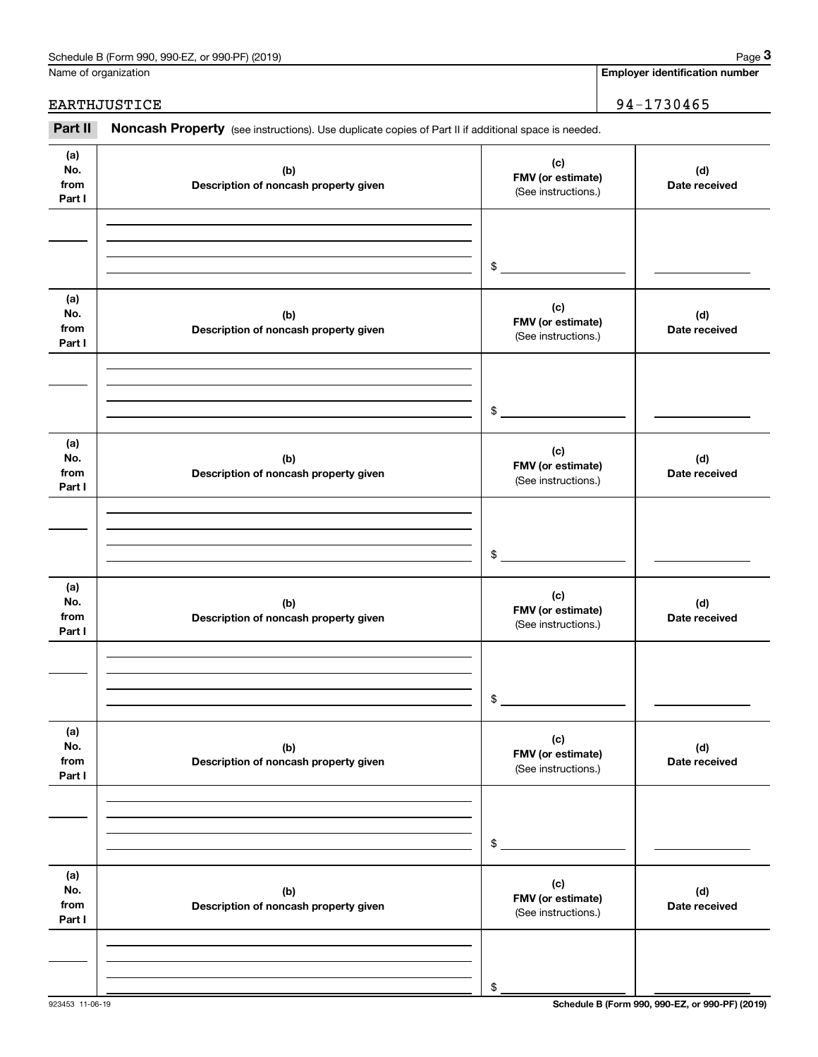Name of organization

**Employer identification number**

EARTHJUSTICE 94-1730465

**Part II** **Noncash Property** (see instructions). Use duplicate copies of Part II if additional space is needed.

| (a) No. from Part I | (b) Description of noncash property given | (c) FMV (or estimate) (See instructions.) | (d) Date received |
|---|---|---|---|
| | | $ | |

| (a) No. from Part I | (b) Description of noncash property given | (c) FMV (or estimate) (See instructions.) | (d) Date received |
|---|---|---|---|
| | | $ | |

| (a) No. from Part I | (b) Description of noncash property given | (c) FMV (or estimate) (See instructions.) | (d) Date received |
|---|---|---|---|
| | | $ | |

| (a) No. from Part I | (b) Description of noncash property given | (c) FMV (or estimate) (See instructions.) | (d) Date received |
|---|---|---|---|
| | | $ | |

| (a) No. from Part I | (b) Description of noncash property given | (c) FMV (or estimate) (See instructions.) | (d) Date received |
|---|---|---|---|
| | | $ | |

| (a) No. from Part I | (b) Description of noncash property given | (c) FMV (or estimate) (See instructions.) | (d) Date received |
|---|---|---|---|
| | | $ | |

923453 11-06-19

**Schedule B (Form 990, 990-EZ, or 990-PF) (2019)**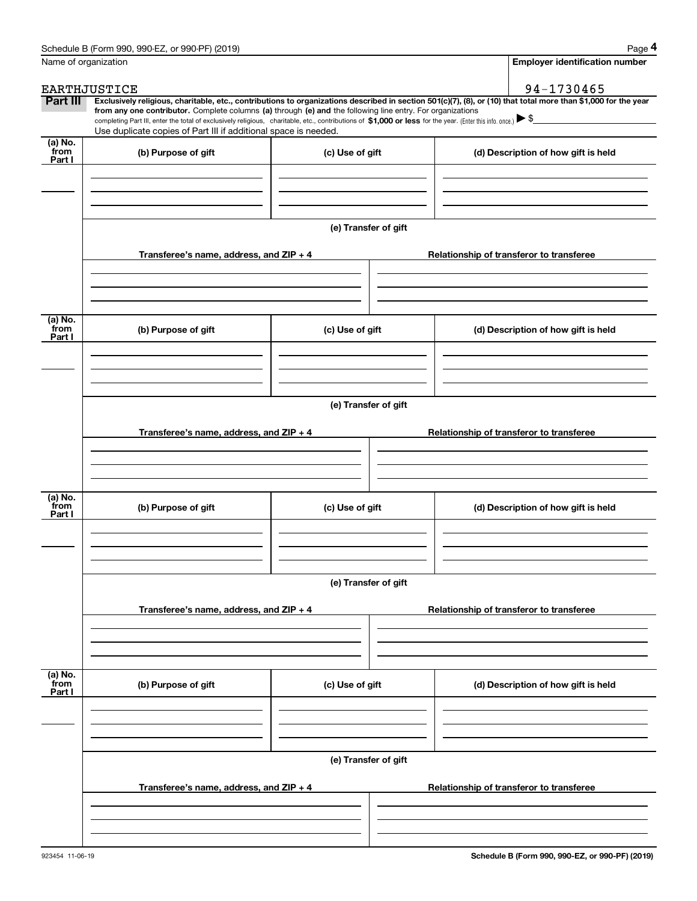Name of organization

**Employer identification number**

EARTHJUSTICE

94-1730465

**Part III** **Exclusively religious, charitable, etc., contributions to organizations described in section 501(c)(7), (8), or (10) that total more than $1,000 for the year from any one contributor.** Complete columns **(a)** through **(e) and** the following line entry. For organizations completing Part III, enter the total of exclusively religious, charitable, etc., contributions of **$1,000 or less** for the year. (Enter this info. once.) ▶ $

Use duplicate copies of Part III if additional space is needed.

| (a) No. from Part I | (b) Purpose of gift | (c) Use of gift | (d) Description of how gift is held |
|---|---|---|---|
| | | | |

**(e) Transfer of gift**

| Transferee's name, address, and ZIP + 4 | Relationship of transferor to transferee |
|---|---|
| | |

| (a) No. from Part I | (b) Purpose of gift | (c) Use of gift | (d) Description of how gift is held |
|---|---|---|---|
| | | | |

**(e) Transfer of gift**

| Transferee's name, address, and ZIP + 4 | Relationship of transferor to transferee |
|---|---|
| | |

| (a) No. from Part I | (b) Purpose of gift | (c) Use of gift | (d) Description of how gift is held |
|---|---|---|---|
| | | | |

**(e) Transfer of gift**

| Transferee's name, address, and ZIP + 4 | Relationship of transferor to transferee |
|---|---|
| | |

| (a) No. from Part I | (b) Purpose of gift | (c) Use of gift | (d) Description of how gift is held |
|---|---|---|---|
| | | | |

**(e) Transfer of gift**

| Transferee's name, address, and ZIP + 4 | Relationship of transferor to transferee |
|---|---|
| | |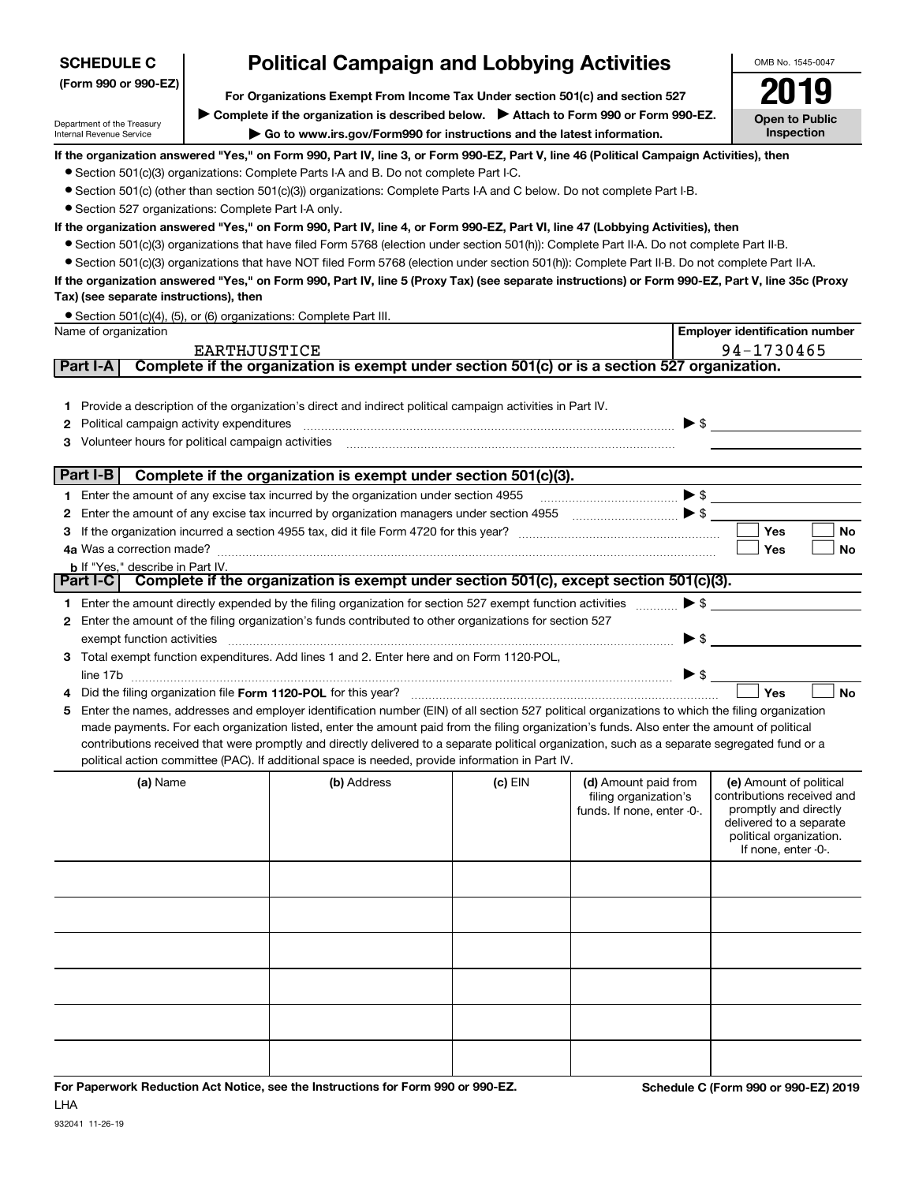**SCHEDULE C** (Form 990 or 990-EZ)

Department of the Treasury
Internal Revenue Service

# Political Campaign and Lobbying Activities

**For Organizations Exempt From Income Tax Under section 501(c) and section 527**

▶ Complete if the organization is described below. ▶ Attach to Form 990 or Form 990-EZ.

▶ Go to www.irs.gov/Form990 for instructions and the latest information.

OMB No. 1545-0047

**2019**

**Open to Public Inspection**

**If the organization answered "Yes," on Form 990, Part IV, line 3, or Form 990-EZ, Part V, line 46 (Political Campaign Activities), then**

- Section 501(c)(3) organizations: Complete Parts I-A and B. Do not complete Part I-C.
- Section 501(c) (other than section 501(c)(3)) organizations: Complete Parts I-A and C below. Do not complete Part I-B.
- Section 527 organizations: Complete Part I-A only.

**If the organization answered "Yes," on Form 990, Part IV, line 4, or Form 990-EZ, Part VI, line 47 (Lobbying Activities), then**

- Section 501(c)(3) organizations that have filed Form 5768 (election under section 501(h)): Complete Part II-A. Do not complete Part II-B.
- Section 501(c)(3) organizations that have NOT filed Form 5768 (election under section 501(h)): Complete Part II-B. Do not complete Part II-A.

**If the organization answered "Yes," on Form 990, Part IV, line 5 (Proxy Tax) (see separate instructions) or Form 990-EZ, Part V, line 35c (Proxy Tax) (see separate instructions), then**

- Section 501(c)(4), (5), or (6) organizations: Complete Part III.

| Name of organization | Employer identification number |
|---|---|
| EARTHJUSTICE | 94-1730465 |

## Part I-A Complete if the organization is exempt under section 501(c) or is a section 527 organization.

1 Provide a description of the organization's direct and indirect political campaign activities in Part IV.

2 Political campaign activity expenditures ▶ $

3 Volunteer hours for political campaign activities

## Part I-B Complete if the organization is exempt under section 501(c)(3).

1 Enter the amount of any excise tax incurred by the organization under section 4955 ▶ $

2 Enter the amount of any excise tax incurred by organization managers under section 4955 ▶ $

3 If the organization incurred a section 4955 tax, did it file Form 4720 for this year? ☐ Yes ☐ No

4a Was a correction made? ☐ Yes ☐ No

b If "Yes," describe in Part IV.

## Part I-C Complete if the organization is exempt under section 501(c), except section 501(c)(3).

1 Enter the amount directly expended by the filing organization for section 527 exempt function activities ▶ $

2 Enter the amount of the filing organization's funds contributed to other organizations for section 527 exempt function activities ▶ $

3 Total exempt function expenditures. Add lines 1 and 2. Enter here and on Form 1120-POL, line 17b ▶ $

4 Did the filing organization file **Form 1120-POL** for this year? ☐ Yes ☐ No

5 Enter the names, addresses and employer identification number (EIN) of all section 527 political organizations to which the filing organization made payments. For each organization listed, enter the amount paid from the filing organization's funds. Also enter the amount of political contributions received that were promptly and directly delivered to a separate political organization, such as a separate segregated fund or a political action committee (PAC). If additional space is needed, provide information in Part IV.

| (a) Name | (b) Address | (c) EIN | (d) Amount paid from filing organization's funds. If none, enter -0-. | (e) Amount of political contributions received and promptly and directly delivered to a separate political organization. If none, enter -0-. |
|---|---|---|---|---|
| | | | | |
| | | | | |
| | | | | |
| | | | | |
| | | | | |
| | | | | |

**For Paperwork Reduction Act Notice, see the Instructions for Form 990 or 990-EZ.** **Schedule C (Form 990 or 990-EZ) 2019**

LHA

932041 11-26-19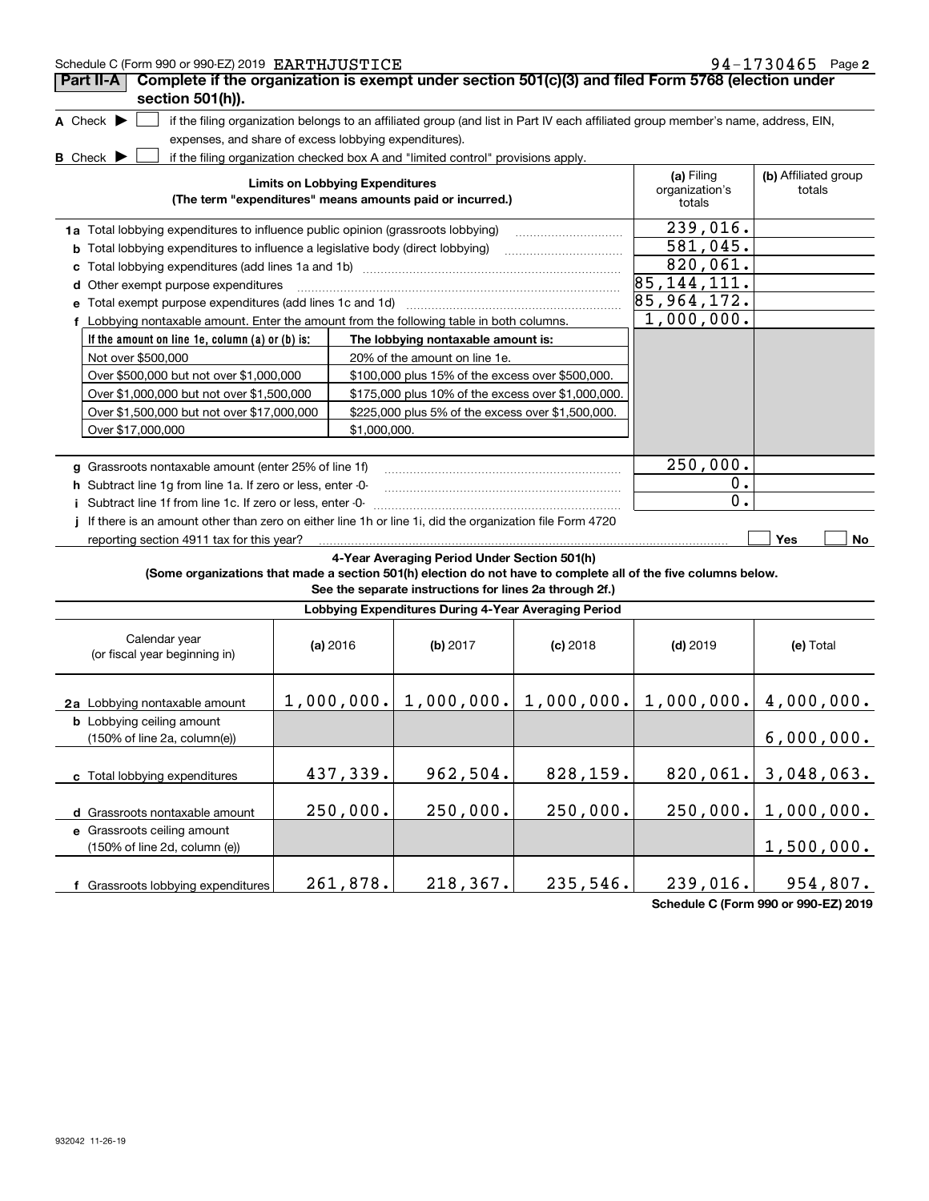Schedule C (Form 990 or 990-EZ) 2019 EARTHJUSTICE 94-1730465 Page 2

## Part II-A Complete if the organization is exempt under section 501(c)(3) and filed Form 5768 (election under section 501(h)).

**A** Check ▶ ☐ if the filing organization belongs to an affiliated group (and list in Part IV each affiliated group member's name, address, EIN, expenses, and share of excess lobbying expenditures).

**B** Check ▶ ☐ if the filing organization checked box A and "limited control" provisions apply.

| Limits on Lobbying Expenditures (The term "expenditures" means amounts paid or incurred.) | (a) Filing organization's totals | (b) Affiliated group totals |
|---|---|---|
| **1a** Total lobbying expenditures to influence public opinion (grassroots lobbying) | 239,016. | |
| **b** Total lobbying expenditures to influence a legislative body (direct lobbying) | 581,045. | |
| **c** Total lobbying expenditures (add lines 1a and 1b) | 820,061. | |
| **d** Other exempt purpose expenditures | 85,144,111. | |
| **e** Total exempt purpose expenditures (add lines 1c and 1d) | 85,964,172. | |
| **f** Lobbying nontaxable amount. Enter the amount from the following table in both columns. | 1,000,000. | |

| If the amount on line 1e, column (a) or (b) is: | The lobbying nontaxable amount is: |
|---|---|
| Not over $500,000 | 20% of the amount on line 1e. |
| Over $500,000 but not over $1,000,000 | $100,000 plus 15% of the excess over $500,000. |
| Over $1,000,000 but not over $1,500,000 | $175,000 plus 10% of the excess over $1,000,000. |
| Over $1,500,000 but not over $17,000,000 | $225,000 plus 5% of the excess over $1,500,000. |
| Over $17,000,000 | $1,000,000. |

| | (a) Filing organization's totals | (b) Affiliated group totals |
|---|---|---|
| **g** Grassroots nontaxable amount (enter 25% of line 1f) | 250,000. | |
| **h** Subtract line 1g from line 1a. If zero or less, enter -0- | 0. | |
| **i** Subtract line 1f from line 1c. If zero or less, enter -0- | 0. | |

**j** If there is an amount other than zero on either line 1h or line 1i, did the organization file Form 4720 reporting section 4911 tax for this year? ☐ Yes ☐ No

### 4-Year Averaging Period Under Section 501(h)

**(Some organizations that made a section 501(h) election do not have to complete all of the five columns below. See the separate instructions for lines 2a through 2f.)**

**Lobbying Expenditures During 4-Year Averaging Period**

| Calendar year (or fiscal year beginning in) | (a) 2016 | (b) 2017 | (c) 2018 | (d) 2019 | (e) Total |
|---|---|---|---|---|---|
| **2a** Lobbying nontaxable amount | 1,000,000. | 1,000,000. | 1,000,000. | 1,000,000. | 4,000,000. |
| **b** Lobbying ceiling amount (150% of line 2a, column(e)) | | | | | 6,000,000. |
| **c** Total lobbying expenditures | 437,339. | 962,504. | 828,159. | 820,061. | 3,048,063. |
| **d** Grassroots nontaxable amount | 250,000. | 250,000. | 250,000. | 250,000. | 1,000,000. |
| **e** Grassroots ceiling amount (150% of line 2d, column (e)) | | | | | 1,500,000. |
| **f** Grassroots lobbying expenditures | 261,878. | 218,367. | 235,546. | 239,016. | 954,807. |

Schedule C (Form 990 or 990-EZ) 2019

932042 11-26-19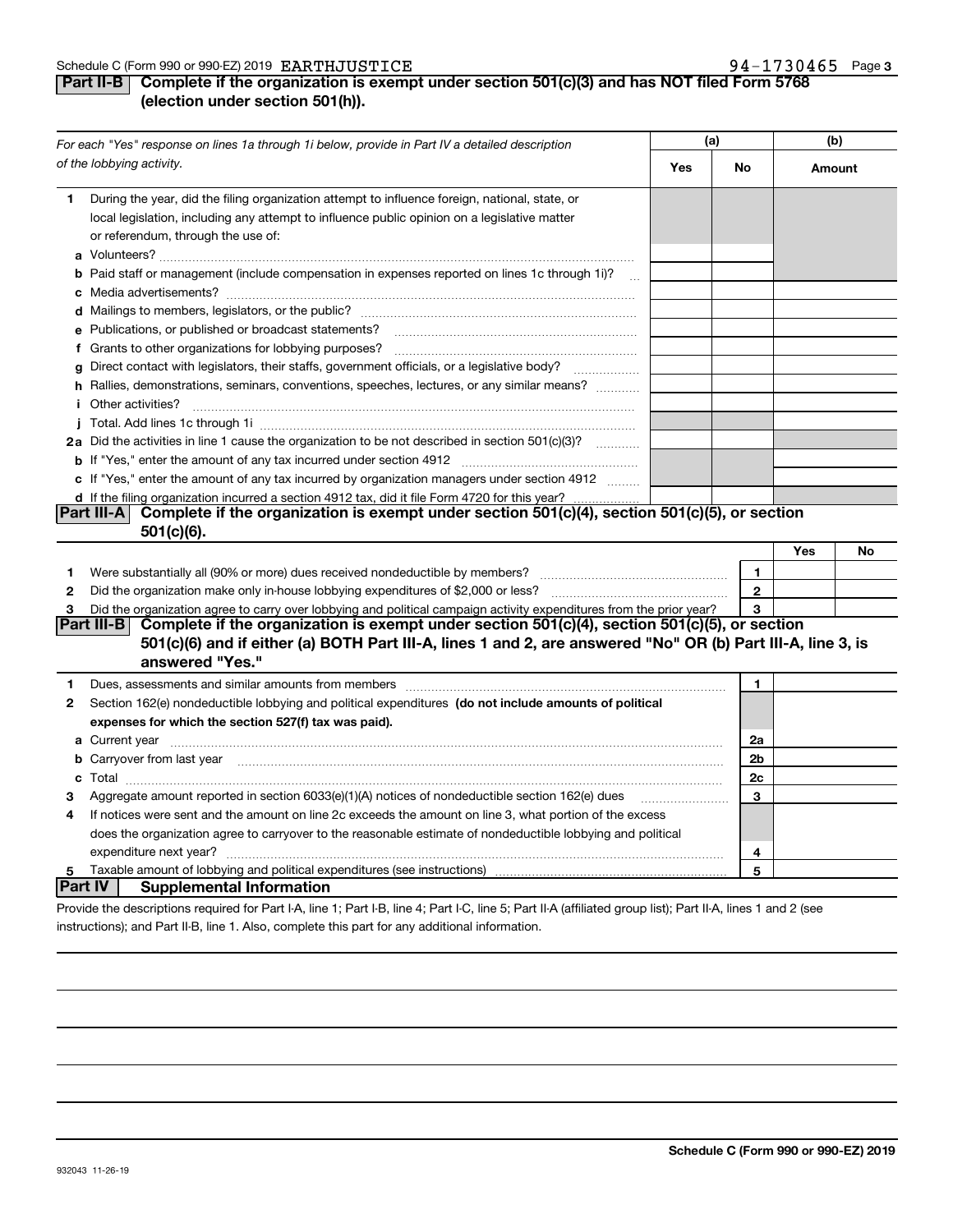Schedule C (Form 990 or 990-EZ) 2019 EARTHJUSTICE 94-1730465 Page 3

**Part II-B** **Complete if the organization is exempt under section 501(c)(3) and has NOT filed Form 5768 (election under section 501(h)).**

| *For each "Yes" response on lines 1a through 1i below, provide in Part IV a detailed description of the lobbying activity.* | (a) Yes | (a) No | (b) Amount |
|---|---|---|---|
| **1** During the year, did the filing organization attempt to influence foreign, national, state, or local legislation, including any attempt to influence public opinion on a legislative matter or referendum, through the use of: | | | |
| **a** Volunteers? | | | |
| **b** Paid staff or management (include compensation in expenses reported on lines 1c through 1i)? | | | |
| **c** Media advertisements? | | | |
| **d** Mailings to members, legislators, or the public? | | | |
| **e** Publications, or published or broadcast statements? | | | |
| **f** Grants to other organizations for lobbying purposes? | | | |
| **g** Direct contact with legislators, their staffs, government officials, or a legislative body? | | | |
| **h** Rallies, demonstrations, seminars, conventions, speeches, lectures, or any similar means? | | | |
| **i** Other activities? | | | |
| **j** Total. Add lines 1c through 1i | | | |
| **2a** Did the activities in line 1 cause the organization to be not described in section 501(c)(3)? | | | |
| **b** If "Yes," enter the amount of any tax incurred under section 4912 | | | |
| **c** If "Yes," enter the amount of any tax incurred by organization managers under section 4912 | | | |
| **d** If the filing organization incurred a section 4912 tax, did it file Form 4720 for this year? | | | |

**Part III-A** **Complete if the organization is exempt under section 501(c)(4), section 501(c)(5), or section 501(c)(6).**

| | | | Yes | No |
|---|---|---|---|---|
| **1** | Were substantially all (90% or more) dues received nondeductible by members? | 1 | | |
| **2** | Did the organization make only in-house lobbying expenditures of $2,000 or less? | 2 | | |
| **3** | Did the organization agree to carry over lobbying and political campaign activity expenditures from the prior year? | 3 | | |

**Part III-B** **Complete if the organization is exempt under section 501(c)(4), section 501(c)(5), or section 501(c)(6) and if either (a) BOTH Part III-A, lines 1 and 2, are answered "No" OR (b) Part III-A, line 3, is answered "Yes."**

| | | | |
|---|---|---|---|
| **1** | Dues, assessments and similar amounts from members | 1 | |
| **2** | Section 162(e) nondeductible lobbying and political expenditures **(do not include amounts of political expenses for which the section 527(f) tax was paid).** | | |
| **a** | Current year | 2a | |
| **b** | Carryover from last year | 2b | |
| **c** | Total | 2c | |
| **3** | Aggregate amount reported in section 6033(e)(1)(A) notices of nondeductible section 162(e) dues | 3 | |
| **4** | If notices were sent and the amount on line 2c exceeds the amount on line 3, what portion of the excess does the organization agree to carryover to the reasonable estimate of nondeductible lobbying and political expenditure next year? | 4 | |
| **5** | Taxable amount of lobbying and political expenditures (see instructions) | 5 | |

**Part IV** **Supplemental Information**

Provide the descriptions required for Part I-A, line 1; Part I-B, line 4; Part I-C, line 5; Part II-A (affiliated group list); Part II-A, lines 1 and 2 (see instructions); and Part II-B, line 1. Also, complete this part for any additional information.

Schedule C (Form 990 or 990-EZ) 2019

932043 11-26-19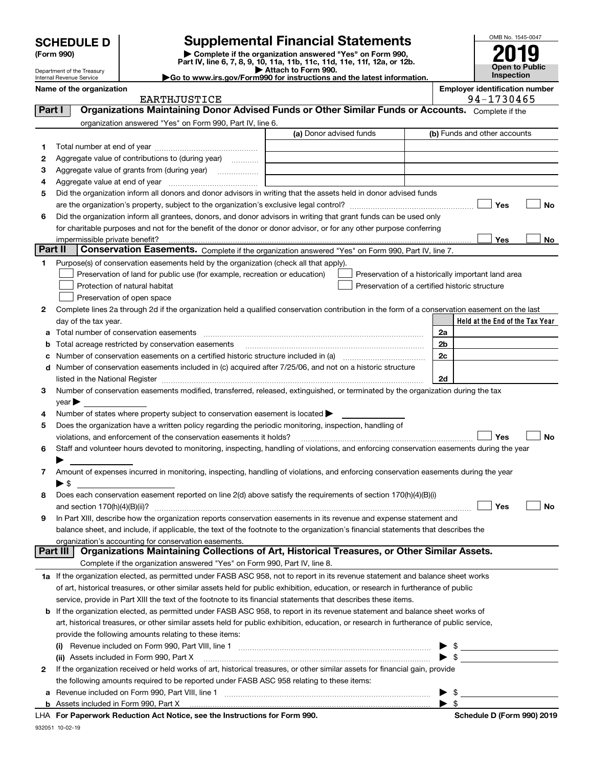# SCHEDULE D (Form 990)

Department of the Treasury
Internal Revenue Service

## Supplemental Financial Statements

▶ Complete if the organization answered "Yes" on Form 990, Part IV, line 6, 7, 8, 9, 10, 11a, 11b, 11c, 11d, 11e, 11f, 12a, or 12b.
▶ Attach to Form 990.
▶Go to www.irs.gov/Form990 for instructions and the latest information.

OMB No. 1545-0047

**2019**

**Open to Public Inspection**

Name of the organization: EARTHJUSTICE

Employer identification number: 94-1730465

**Part I — Organizations Maintaining Donor Advised Funds or Other Similar Funds or Accounts.** Complete if the organization answered "Yes" on Form 990, Part IV, line 6.

| | | (a) Donor advised funds | (b) Funds and other accounts |
|---|---|---|---|
| 1 | Total number at end of year | | |
| 2 | Aggregate value of contributions to (during year) | | |
| 3 | Aggregate value of grants from (during year) | | |
| 4 | Aggregate value at end of year | | |

5 Did the organization inform all donors and donor advisors in writing that the assets held in donor advised funds are the organization's property, subject to the organization's exclusive legal control? ☐ Yes ☐ No

6 Did the organization inform all grantees, donors, and donor advisors in writing that grant funds can be used only for charitable purposes and not for the benefit of the donor or donor advisor, or for any other purpose conferring impermissible private benefit? ☐ Yes ☐ No

**Part II — Conservation Easements.** Complete if the organization answered "Yes" on Form 990, Part IV, line 7.

1 Purpose(s) of conservation easements held by the organization (check all that apply).

- ☐ Preservation of land for public use (for example, recreation or education)
- ☐ Protection of natural habitat
- ☐ Preservation of open space
- ☐ Preservation of a historically important land area
- ☐ Preservation of a certified historic structure

2 Complete lines 2a through 2d if the organization held a qualified conservation contribution in the form of a conservation easement on the last day of the tax year.

| | | | Held at the End of the Tax Year |
|---|---|---|---|
| a | Total number of conservation easements | 2a | |
| b | Total acreage restricted by conservation easements | 2b | |
| c | Number of conservation easements on a certified historic structure included in (a) | 2c | |
| d | Number of conservation easements included in (c) acquired after 7/25/06, and not on a historic structure listed in the National Register | 2d | |

3 Number of conservation easements modified, transferred, released, extinguished, or terminated by the organization during the tax year ▶

4 Number of states where property subject to conservation easement is located ▶

5 Does the organization have a written policy regarding the periodic monitoring, inspection, handling of violations, and enforcement of the conservation easements it holds? ☐ Yes ☐ No

6 Staff and volunteer hours devoted to monitoring, inspecting, handling of violations, and enforcing conservation easements during the year ▶

7 Amount of expenses incurred in monitoring, inspecting, handling of violations, and enforcing conservation easements during the year ▶ $

8 Does each conservation easement reported on line 2(d) above satisfy the requirements of section 170(h)(4)(B)(i) and section 170(h)(4)(B)(ii)? ☐ Yes ☐ No

9 In Part XIII, describe how the organization reports conservation easements in its revenue and expense statement and balance sheet, and include, if applicable, the text of the footnote to the organization's financial statements that describes the organization's accounting for conservation easements.

**Part III — Organizations Maintaining Collections of Art, Historical Treasures, or Other Similar Assets.** Complete if the organization answered "Yes" on Form 990, Part IV, line 8.

1a If the organization elected, as permitted under FASB ASC 958, not to report in its revenue statement and balance sheet works of art, historical treasures, or other similar assets held for public exhibition, education, or research in furtherance of public service, provide in Part XIII the text of the footnote to its financial statements that describes these items.

b If the organization elected, as permitted under FASB ASC 958, to report in its revenue statement and balance sheet works of art, historical treasures, or other similar assets held for public exhibition, education, or research in furtherance of public service, provide the following amounts relating to these items:

(i) Revenue included on Form 990, Part VIII, line 1 ▶ $

(ii) Assets included in Form 990, Part X ▶ $

2 If the organization received or held works of art, historical treasures, or other similar assets for financial gain, provide the following amounts required to be reported under FASB ASC 958 relating to these items:

a Revenue included on Form 990, Part VIII, line 1 ▶ $

b Assets included in Form 990, Part X ▶ $

LHA For Paperwork Reduction Act Notice, see the Instructions for Form 990. Schedule D (Form 990) 2019

932051 10-02-19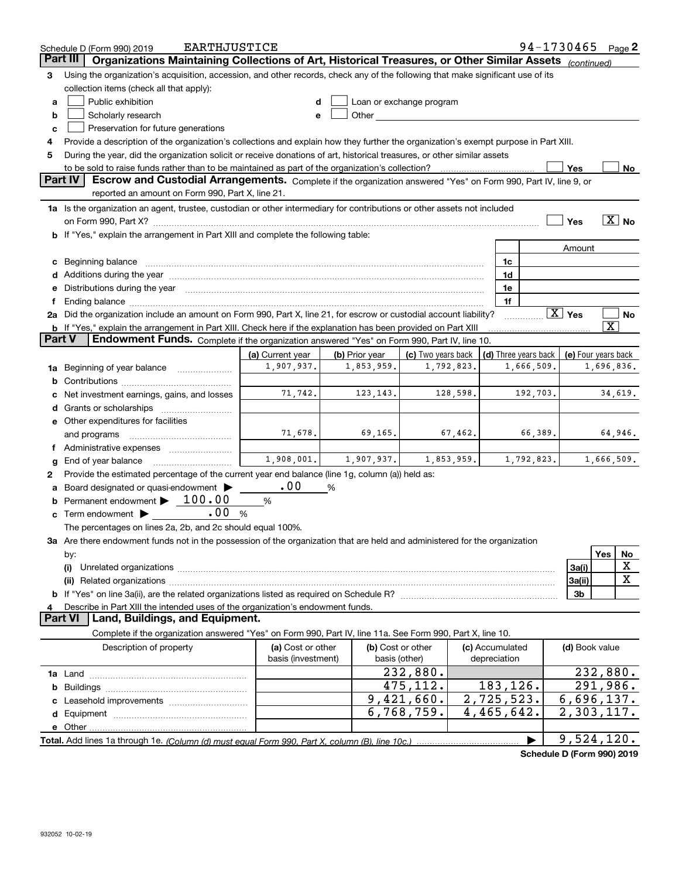Schedule D (Form 990) 2019 EARTHJUSTICE 94-1730465

## Part III Organizations Maintaining Collections of Art, Historical Treasures, or Other Similar Assets *(continued)*

**3** Using the organization's acquisition, accession, and other records, check any of the following that make significant use of its collection items (check all that apply):

- **a** ☐ Public exhibition
- **b** ☐ Scholarly research
- **c** ☐ Preservation for future generations
- **d** ☐ Loan or exchange program
- **e** ☐ Other

**4** Provide a description of the organization's collections and explain how they further the organization's exempt purpose in Part XIII.

**5** During the year, did the organization solicit or receive donations of art, historical treasures, or other similar assets to be sold to raise funds rather than to be maintained as part of the organization's collection? ☐ Yes ☐ No

## Part IV Escrow and Custodial Arrangements.

Complete if the organization answered "Yes" on Form 990, Part IV, line 9, or reported an amount on Form 990, Part X, line 21.

**1a** Is the organization an agent, trustee, custodian or other intermediary for contributions or other assets not included on Form 990, Part X? ☐ Yes ☒ No

**b** If "Yes," explain the arrangement in Part XIII and complete the following table:

| | | Amount |
|---|---|---|
| **c** Beginning balance | 1c | |
| **d** Additions during the year | 1d | |
| **e** Distributions during the year | 1e | |
| **f** Ending balance | 1f | |

**2a** Did the organization include an amount on Form 990, Part X, line 21, for escrow or custodial account liability? ☒ Yes ☐ No

**b** If "Yes," explain the arrangement in Part XIII. Check here if the explanation has been provided on Part XIII ☒

## Part V Endowment Funds.

Complete if the organization answered "Yes" on Form 990, Part IV, line 10.

| | (a) Current year | (b) Prior year | (c) Two years back | (d) Three years back | (e) Four years back |
|---|---|---|---|---|---|
| **1a** Beginning of year balance | 1,907,937. | 1,853,959. | 1,792,823. | 1,666,509. | 1,696,836. |
| **b** Contributions | | | | | |
| **c** Net investment earnings, gains, and losses | 71,742. | 123,143. | 128,598. | 192,703. | 34,619. |
| **d** Grants or scholarships | | | | | |
| **e** Other expenditures for facilities and programs | 71,678. | 69,165. | 67,462. | 66,389. | 64,946. |
| **f** Administrative expenses | | | | | |
| **g** End of year balance | 1,908,001. | 1,907,937. | 1,853,959. | 1,792,823. | 1,666,509. |

**2** Provide the estimated percentage of the current year end balance (line 1g, column (a)) held as:

- **a** Board designated or quasi-endowment ▶ .00 %
- **b** Permanent endowment ▶ 100.00 %
- **c** Term endowment ▶ .00 %

The percentages on lines 2a, 2b, and 2c should equal 100%.

**3a** Are there endowment funds not in the possession of the organization that are held and administered for the organization by:

| | | Yes | No |
|---|---|---|---|
| **(i)** Unrelated organizations | 3a(i) | | X |
| **(ii)** Related organizations | 3a(ii) | | X |
| **b** If "Yes" on line 3a(ii), are the related organizations listed as required on Schedule R? | 3b | | |

**4** Describe in Part XIII the intended uses of the organization's endowment funds.

## Part VI Land, Buildings, and Equipment.

Complete if the organization answered "Yes" on Form 990, Part IV, line 11a. See Form 990, Part X, line 10.

| Description of property | (a) Cost or other basis (investment) | (b) Cost or other basis (other) | (c) Accumulated depreciation | (d) Book value |
|---|---|---|---|---|
| **1a** Land | | 232,880. | | 232,880. |
| **b** Buildings | | 475,112. | 183,126. | 291,986. |
| **c** Leasehold improvements | | 9,421,660. | 2,725,523. | 6,696,137. |
| **d** Equipment | | 6,768,759. | 4,465,642. | 2,303,117. |
| **e** Other | | | | |

**Total.** Add lines 1a through 1e. *(Column (d) must equal Form 990, Part X, column (B), line 10c.)* ▶ 9,524,120.

Schedule D (Form 990) 2019

932052 10-02-19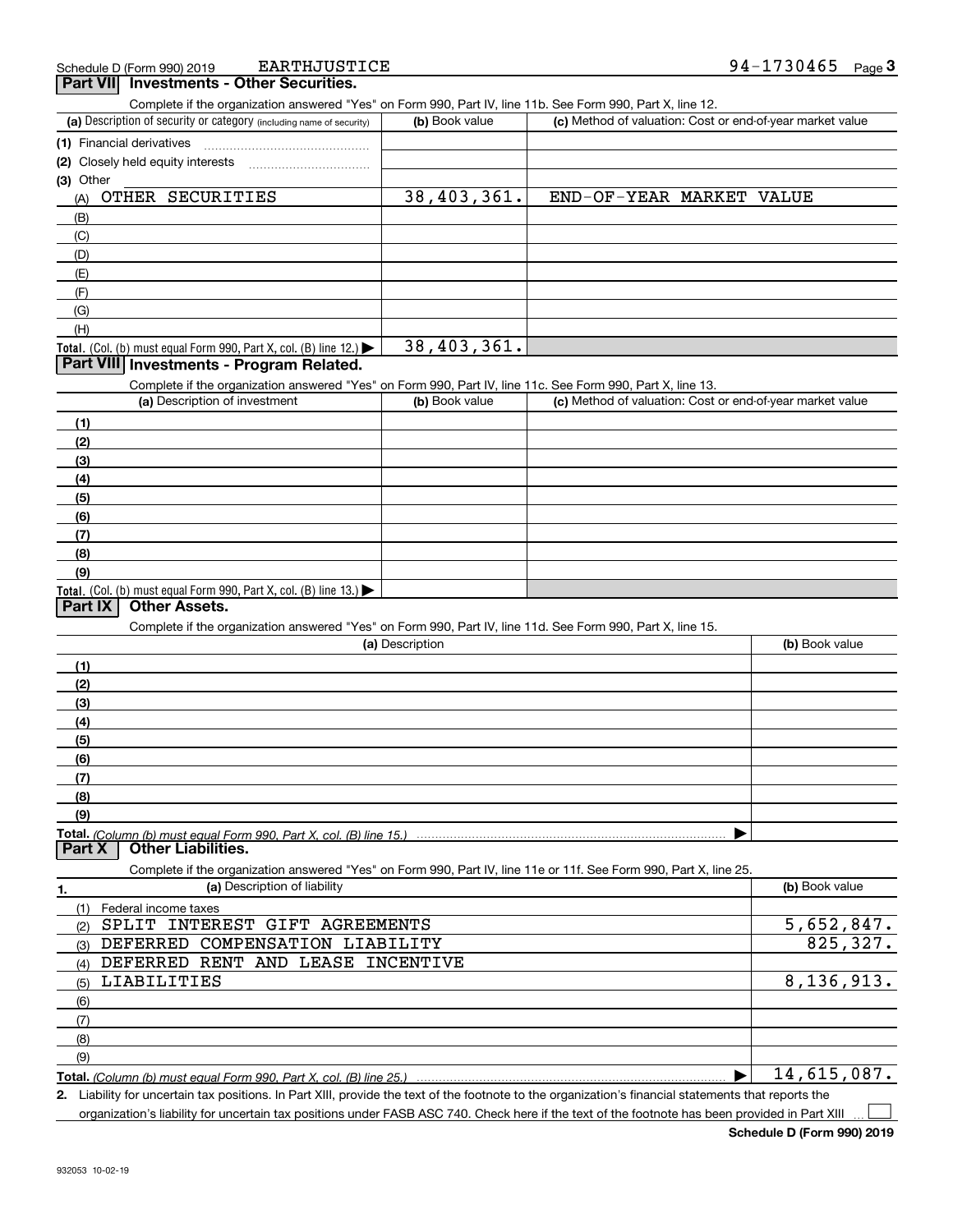Schedule D (Form 990) 2019 EARTHJUSTICE 94-1730465 Page 3

## Part VII Investments - Other Securities.

Complete if the organization answered "Yes" on Form 990, Part IV, line 11b. See Form 990, Part X, line 12.

| (a) Description of security or category (including name of security) | (b) Book value | (c) Method of valuation: Cost or end-of-year market value |
|---|---|---|
| (1) Financial derivatives | | |
| (2) Closely held equity interests | | |
| (3) Other | | |
| (A) OTHER SECURITIES | 38,403,361. | END-OF-YEAR MARKET VALUE |
| (B) | | |
| (C) | | |
| (D) | | |
| (E) | | |
| (F) | | |
| (G) | | |
| (H) | | |
| **Total.** (Col. (b) must equal Form 990, Part X, col. (B) line 12.) ▶ | 38,403,361. | |

## Part VIII Investments - Program Related.

Complete if the organization answered "Yes" on Form 990, Part IV, line 11c. See Form 990, Part X, line 13.

| (a) Description of investment | (b) Book value | (c) Method of valuation: Cost or end-of-year market value |
|---|---|---|
| (1) | | |
| (2) | | |
| (3) | | |
| (4) | | |
| (5) | | |
| (6) | | |
| (7) | | |
| (8) | | |
| (9) | | |
| **Total.** (Col. (b) must equal Form 990, Part X, col. (B) line 13.) ▶ | | |

## Part IX Other Assets.

Complete if the organization answered "Yes" on Form 990, Part IV, line 11d. See Form 990, Part X, line 15.

| (a) Description | (b) Book value |
|---|---|
| (1) | |
| (2) | |
| (3) | |
| (4) | |
| (5) | |
| (6) | |
| (7) | |
| (8) | |
| (9) | |
| **Total.** *(Column (b) must equal Form 990, Part X, col. (B) line 15.)* ▶ | |

## Part X Other Liabilities.

Complete if the organization answered "Yes" on Form 990, Part IV, line 11e or 11f. See Form 990, Part X, line 25.

| 1. (a) Description of liability | (b) Book value |
|---|---|
| (1) Federal income taxes | |
| (2) SPLIT INTEREST GIFT AGREEMENTS | 5,652,847. |
| (3) DEFERRED COMPENSATION LIABILITY | 825,327. |
| (4) DEFERRED RENT AND LEASE INCENTIVE | |
| (5) LIABILITIES | 8,136,913. |
| (6) | |
| (7) | |
| (8) | |
| (9) | |
| **Total.** *(Column (b) must equal Form 990, Part X, col. (B) line 25.)* ▶ | 14,615,087. |

2. Liability for uncertain tax positions. In Part XIII, provide the text of the footnote to the organization's financial statements that reports the organization's liability for uncertain tax positions under FASB ASC 740. Check here if the text of the footnote has been provided in Part XIII ☐

**Schedule D (Form 990) 2019**

932053 10-02-19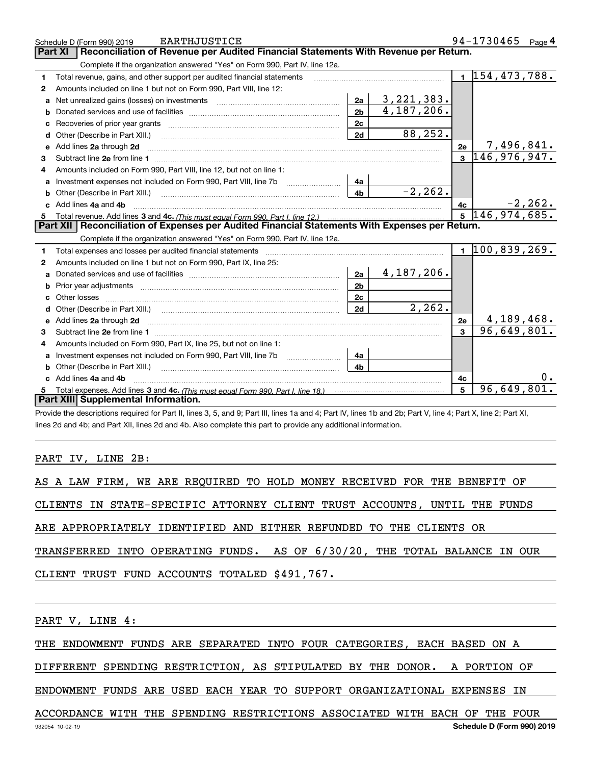Schedule D (Form 990) 2019 EARTHJUSTICE 94-1730465 Page 4

## Part XI Reconciliation of Revenue per Audited Financial Statements With Revenue per Return.

Complete if the organization answered "Yes" on Form 990, Part IV, line 12a.

| | | | | | |
|---|---|---|---|---|---|
| 1 | Total revenue, gains, and other support per audited financial statements | | | 1 | 154,473,788. |
| 2 | Amounts included on line 1 but not on Form 990, Part VIII, line 12: | | | | |
| a | Net unrealized gains (losses) on investments | 2a | 3,221,383. | | |
| b | Donated services and use of facilities | 2b | 4,187,206. | | |
| c | Recoveries of prior year grants | 2c | | | |
| d | Other (Describe in Part XIII.) | 2d | 88,252. | | |
| e | Add lines **2a** through **2d** | | | 2e | 7,496,841. |
| 3 | Subtract line **2e** from line **1** | | | 3 | 146,976,947. |
| 4 | Amounts included on Form 990, Part VIII, line 12, but not on line 1: | | | | |
| a | Investment expenses not included on Form 990, Part VIII, line 7b | 4a | | | |
| b | Other (Describe in Part XIII.) | 4b | -2,262. | | |
| c | Add lines **4a** and **4b** | | | 4c | -2,262. |
| 5 | Total revenue. Add lines **3** and **4c.** *(This must equal Form 990, Part I, line 12.)* | | | 5 | 146,974,685. |

## Part XII Reconciliation of Expenses per Audited Financial Statements With Expenses per Return.

Complete if the organization answered "Yes" on Form 990, Part IV, line 12a.

| | | | | | |
|---|---|---|---|---|---|
| 1 | Total expenses and losses per audited financial statements | | | 1 | 100,839,269. |
| 2 | Amounts included on line 1 but not on Form 990, Part IX, line 25: | | | | |
| a | Donated services and use of facilities | 2a | 4,187,206. | | |
| b | Prior year adjustments | 2b | | | |
| c | Other losses | 2c | | | |
| d | Other (Describe in Part XIII.) | 2d | 2,262. | | |
| e | Add lines **2a** through **2d** | | | 2e | 4,189,468. |
| 3 | Subtract line **2e** from line **1** | | | 3 | 96,649,801. |
| 4 | Amounts included on Form 990, Part IX, line 25, but not on line 1: | | | | |
| a | Investment expenses not included on Form 990, Part VIII, line 7b | 4a | | | |
| b | Other (Describe in Part XIII.) | 4b | | | |
| c | Add lines **4a** and **4b** | | | 4c | 0. |
| 5 | Total expenses. Add lines **3** and **4c.** *(This must equal Form 990, Part I, line 18.)* | | | 5 | 96,649,801. |

## Part XIII Supplemental Information.

Provide the descriptions required for Part II, lines 3, 5, and 9; Part III, lines 1a and 4; Part IV, lines 1b and 2b; Part V, line 4; Part X, line 2; Part XI, lines 2d and 4b; and Part XII, lines 2d and 4b. Also complete this part to provide any additional information.

PART IV, LINE 2B:

AS A LAW FIRM, WE ARE REQUIRED TO HOLD MONEY RECEIVED FOR THE BENEFIT OF CLIENTS IN STATE-SPECIFIC ATTORNEY CLIENT TRUST ACCOUNTS, UNTIL THE FUNDS ARE APPROPRIATELY IDENTIFIED AND EITHER REFUNDED TO THE CLIENTS OR TRANSFERRED INTO OPERATING FUNDS. AS OF 6/30/20, THE TOTAL BALANCE IN OUR CLIENT TRUST FUND ACCOUNTS TOTALED $491,767.

PART V, LINE 4:

THE ENDOWMENT FUNDS ARE SEPARATED INTO FOUR CATEGORIES, EACH BASED ON A DIFFERENT SPENDING RESTRICTION, AS STIPULATED BY THE DONOR. A PORTION OF ENDOWMENT FUNDS ARE USED EACH YEAR TO SUPPORT ORGANIZATIONAL EXPENSES IN ACCORDANCE WITH THE SPENDING RESTRICTIONS ASSOCIATED WITH EACH OF THE FOUR

932054 10-02-19 Schedule D (Form 990) 2019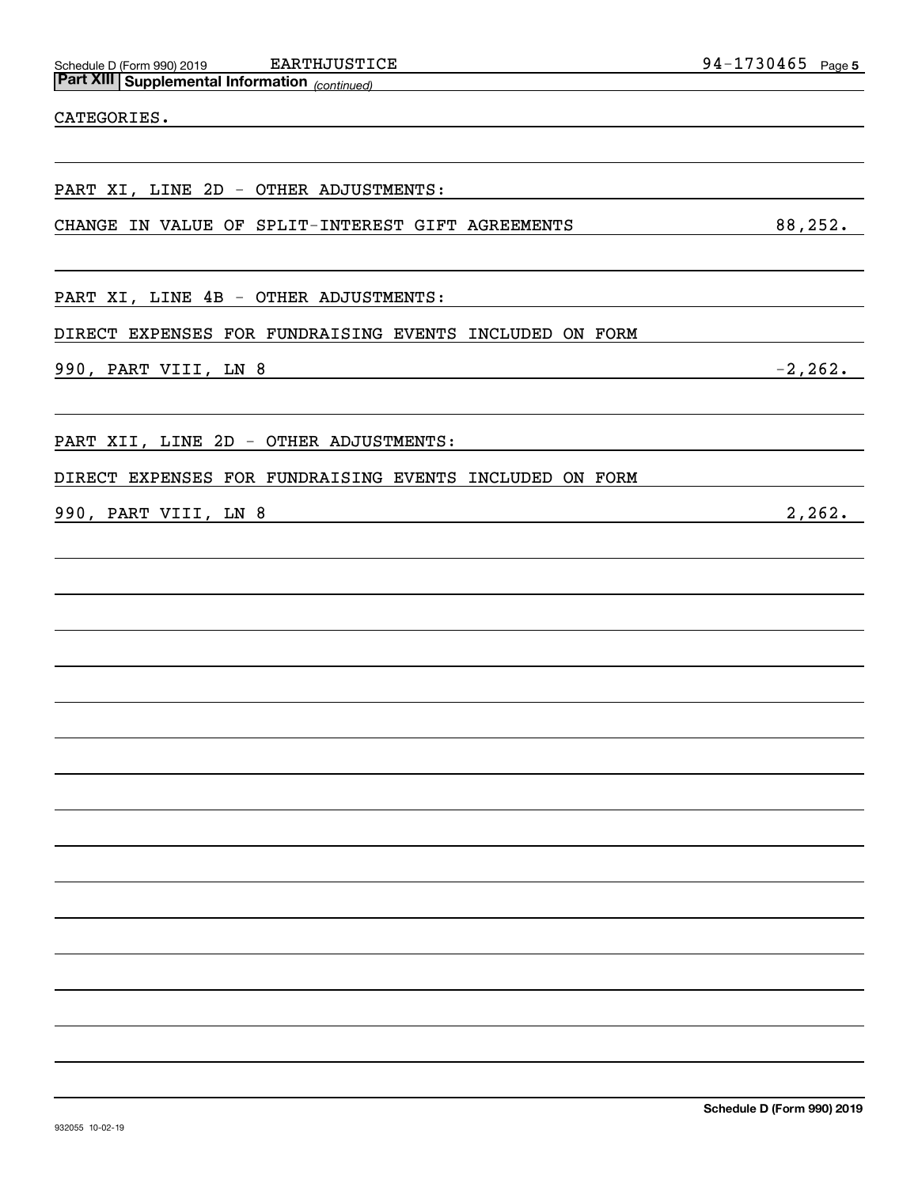**Part XIII | Supplemental Information** *(continued)*

CATEGORIES.

PART XI, LINE 2D - OTHER ADJUSTMENTS:

| | |
|---|---|
| CHANGE IN VALUE OF SPLIT-INTEREST GIFT AGREEMENTS | 88,252. |

PART XI, LINE 4B - OTHER ADJUSTMENTS:

| | |
|---|---|
| DIRECT EXPENSES FOR FUNDRAISING EVENTS INCLUDED ON FORM 990, PART VIII, LN 8 | -2,262. |

PART XII, LINE 2D - OTHER ADJUSTMENTS:

| | |
|---|---|
| DIRECT EXPENSES FOR FUNDRAISING EVENTS INCLUDED ON FORM 990, PART VIII, LN 8 | 2,262. |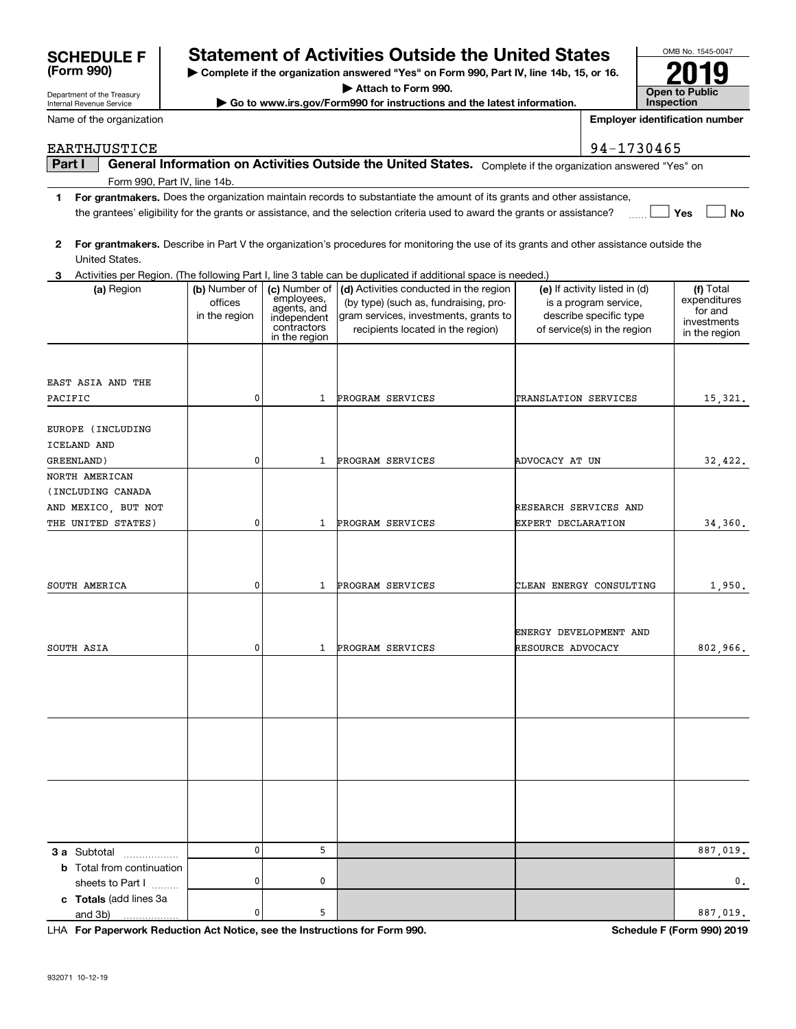# SCHEDULE F (Form 990)

Department of the Treasury
Internal Revenue Service

## Statement of Activities Outside the United States

▶ Complete if the organization answered "Yes" on Form 990, Part IV, line 14b, 15, or 16.
▶ Attach to Form 990.
▶ Go to www.irs.gov/Form990 for instructions and the latest information.

OMB No. 1545-0047

2019

Open to Public Inspection

Name of the organization: EARTHJUSTICE

Employer identification number: 94-1730465

**Part I** **General Information on Activities Outside the United States.** Complete if the organization answered "Yes" on Form 990, Part IV, line 14b.

1 **For grantmakers.** Does the organization maintain records to substantiate the amount of its grants and other assistance, the grantees' eligibility for the grants or assistance, and the selection criteria used to award the grants or assistance? ☐ Yes ☐ No

2 **For grantmakers.** Describe in Part V the organization's procedures for monitoring the use of its grants and other assistance outside the United States.

3 Activities per Region. (The following Part I, line 3 table can be duplicated if additional space is needed.)

| (a) Region | (b) Number of offices in the region | (c) Number of employees, agents, and independent contractors in the region | (d) Activities conducted in the region (by type) (such as, fundraising, program services, investments, grants to recipients located in the region) | (e) If activity listed in (d) is a program service, describe specific type of service(s) in the region | (f) Total expenditures for and investments in the region |
|---|---|---|---|---|---|
| EAST ASIA AND THE PACIFIC | 0 | 1 | PROGRAM SERVICES | TRANSLATION SERVICES | 15,321. |
| EUROPE (INCLUDING ICELAND AND GREENLAND) | 0 | 1 | PROGRAM SERVICES | ADVOCACY AT UN | 32,422. |
| NORTH AMERICAN (INCLUDING CANADA AND MEXICO, BUT NOT THE UNITED STATES) | 0 | 1 | PROGRAM SERVICES | RESEARCH SERVICES AND EXPERT DECLARATION | 34,360. |
| SOUTH AMERICA | 0 | 1 | PROGRAM SERVICES | CLEAN ENERGY CONSULTING | 1,950. |
| SOUTH ASIA | 0 | 1 | PROGRAM SERVICES | ENERGY DEVELOPMENT AND RESOURCE ADVOCACY | 802,966. |
| | | | | | |
| | | | | | |
| | | | | | |
| **3 a** Subtotal | 0 | 5 | | | 887,019. |
| **b** Total from continuation sheets to Part I | 0 | 0 | | | 0. |
| **c Totals** (add lines 3a and 3b) | 0 | 5 | | | 887,019. |

LHA **For Paperwork Reduction Act Notice, see the Instructions for Form 990.** **Schedule F (Form 990) 2019**

932071 10-12-19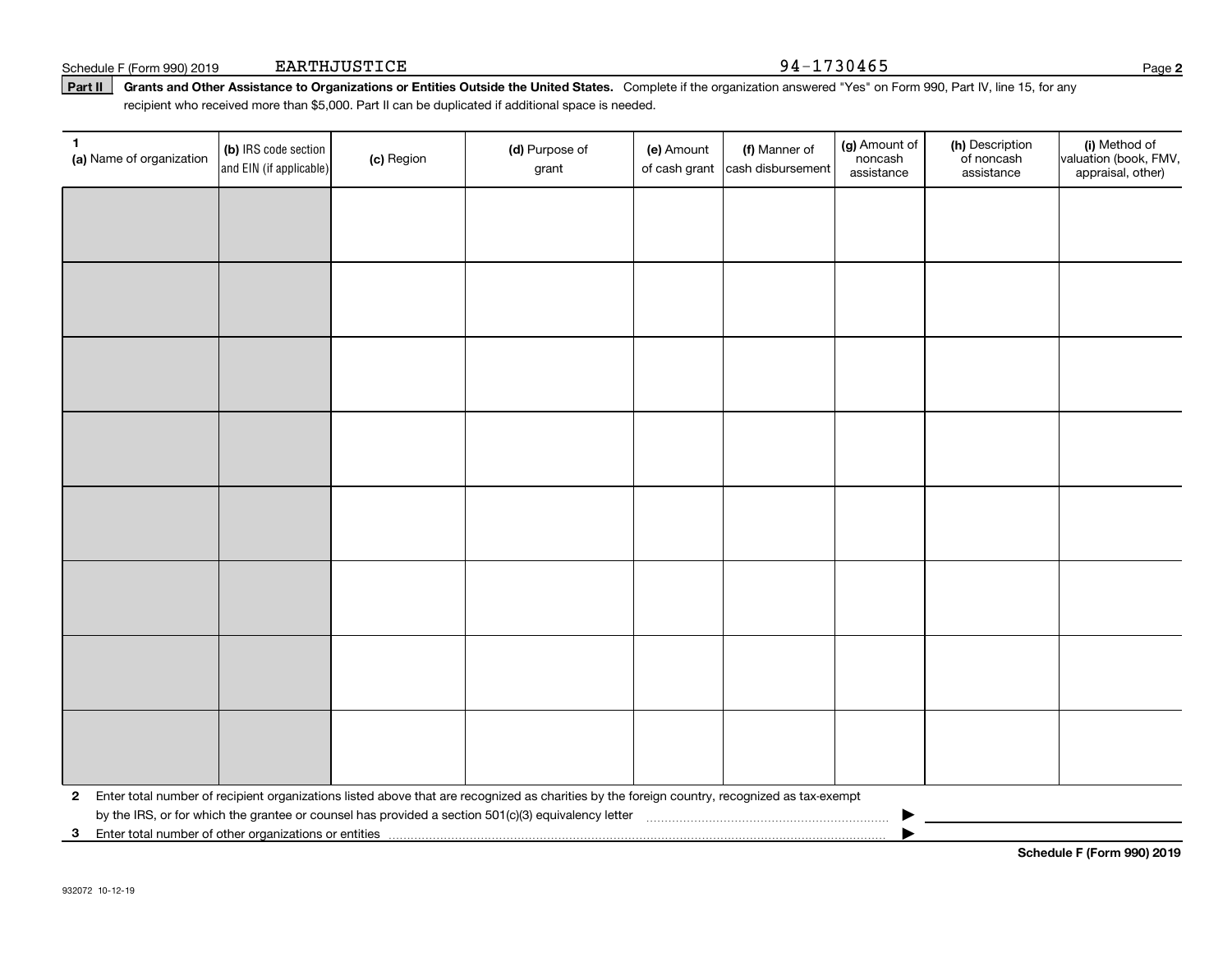Schedule F (Form 990) 2019 EARTHJUSTICE 94-1730465

**Part II** **Grants and Other Assistance to Organizations or Entities Outside the United States.** Complete if the organization answered "Yes" on Form 990, Part IV, line 15, for any recipient who received more than $5,000. Part II can be duplicated if additional space is needed.

| 1 (a) Name of organization | (b) IRS code section and EIN (if applicable) | (c) Region | (d) Purpose of grant | (e) Amount of cash grant | (f) Manner of cash disbursement | (g) Amount of noncash assistance | (h) Description of noncash assistance | (i) Method of valuation (book, FMV, appraisal, other) |
|---|---|---|---|---|---|---|---|---|
| | | | | | | | | |
| | | | | | | | | |
| | | | | | | | | |
| | | | | | | | | |
| | | | | | | | | |
| | | | | | | | | |
| | | | | | | | | |
| | | | | | | | | |

**2** Enter total number of recipient organizations listed above that are recognized as charities by the foreign country, recognized as tax-exempt by the IRS, or for which the grantee or counsel has provided a section 501(c)(3) equivalency letter ▶

**3** Enter total number of other organizations or entities ▶

**Schedule F (Form 990) 2019**

932072 10-12-19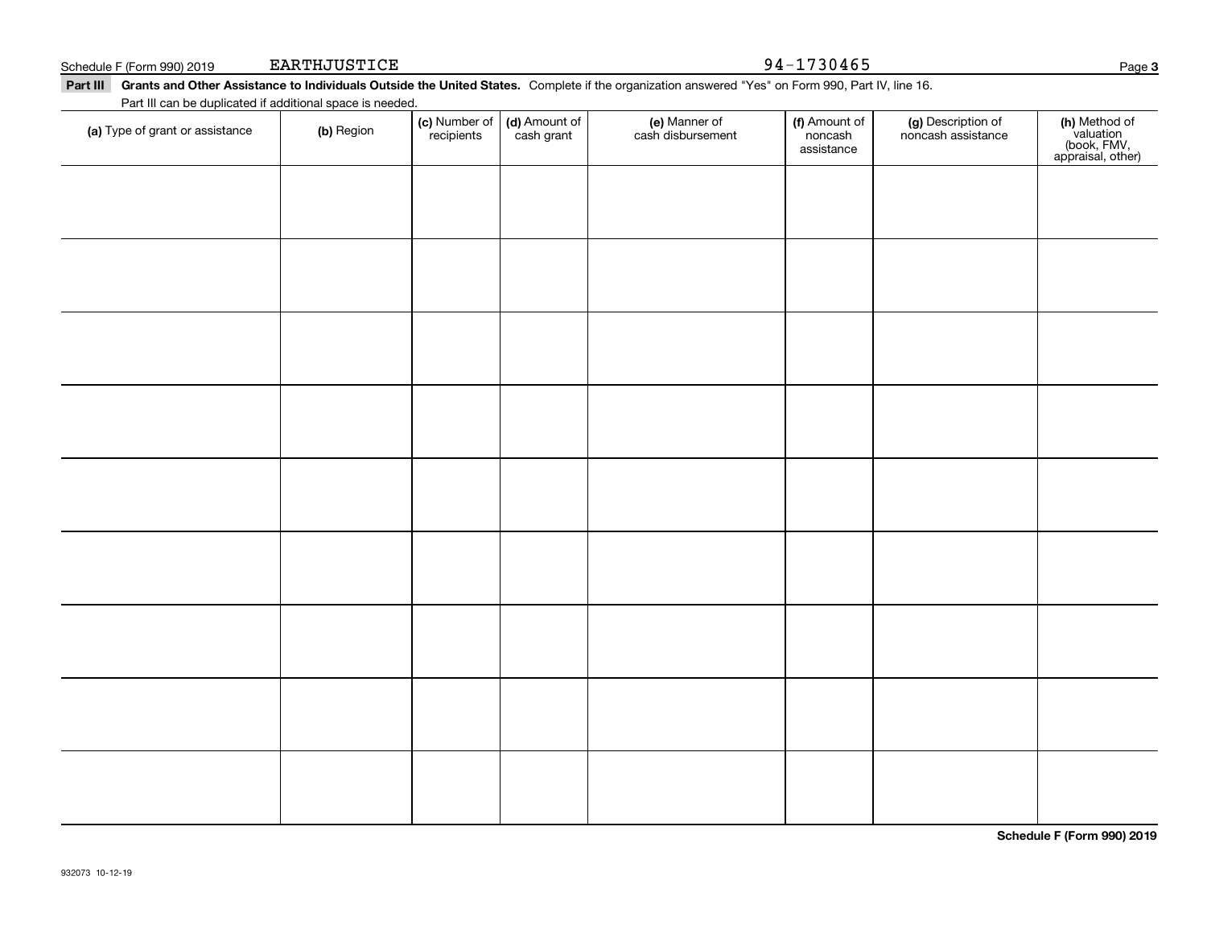Schedule F (Form 990) 2019 EARTHJUSTICE 94-1730465

**Part III Grants and Other Assistance to Individuals Outside the United States.** Complete if the organization answered "Yes" on Form 990, Part IV, line 16.

Part III can be duplicated if additional space is needed.

| (a) Type of grant or assistance | (b) Region | (c) Number of recipients | (d) Amount of cash grant | (e) Manner of cash disbursement | (f) Amount of noncash assistance | (g) Description of noncash assistance | (h) Method of valuation (book, FMV, appraisal, other) |
|---|---|---|---|---|---|---|---|
| | | | | | | | |
| | | | | | | | |
| | | | | | | | |
| | | | | | | | |
| | | | | | | | |
| | | | | | | | |
| | | | | | | | |
| | | | | | | | |
| | | | | | | | |

**Schedule F (Form 990) 2019**

932073 10-12-19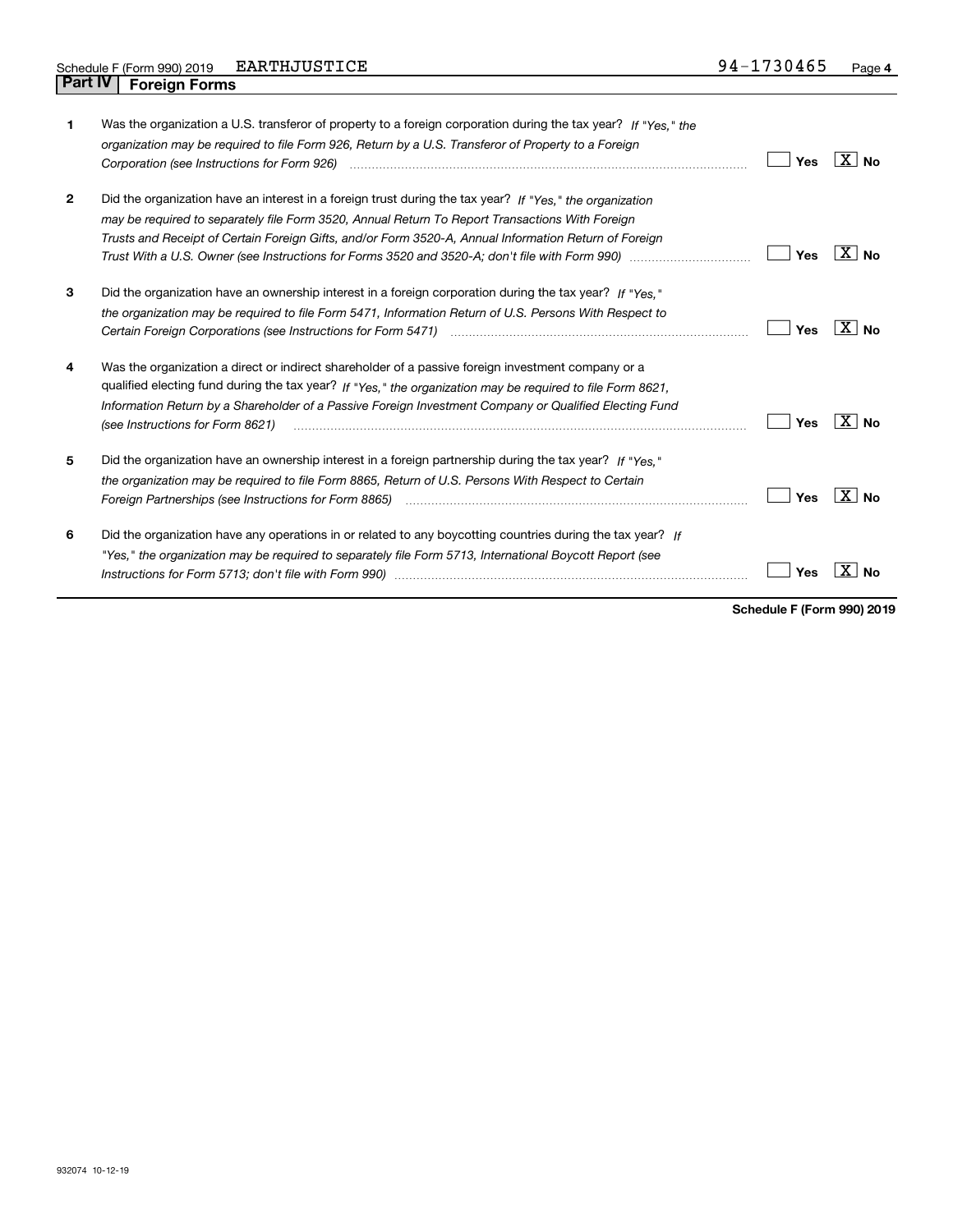Schedule F (Form 990) 2019 EARTHJUSTICE 94-1730465

## Part IV Foreign Forms

| | | | |
|---|---|---|---|
| **1** | Was the organization a U.S. transferor of property to a foreign corporation during the tax year? *If "Yes," the organization may be required to file Form 926, Return by a U.S. Transferor of Property to a Foreign Corporation (see Instructions for Form 926)* | Yes | X No |
| **2** | Did the organization have an interest in a foreign trust during the tax year? *If "Yes," the organization may be required to separately file Form 3520, Annual Return To Report Transactions With Foreign Trusts and Receipt of Certain Foreign Gifts, and/or Form 3520-A, Annual Information Return of Foreign Trust With a U.S. Owner (see Instructions for Forms 3520 and 3520-A; don't file with Form 990)* | Yes | X No |
| **3** | Did the organization have an ownership interest in a foreign corporation during the tax year? *If "Yes," the organization may be required to file Form 5471, Information Return of U.S. Persons With Respect to Certain Foreign Corporations (see Instructions for Form 5471)* | Yes | X No |
| **4** | Was the organization a direct or indirect shareholder of a passive foreign investment company or a qualified electing fund during the tax year? *If "Yes," the organization may be required to file Form 8621, Information Return by a Shareholder of a Passive Foreign Investment Company or Qualified Electing Fund (see Instructions for Form 8621)* | Yes | X No |
| **5** | Did the organization have an ownership interest in a foreign partnership during the tax year? *If "Yes," the organization may be required to file Form 8865, Return of U.S. Persons With Respect to Certain Foreign Partnerships (see Instructions for Form 8865)* | Yes | X No |
| **6** | Did the organization have any operations in or related to any boycotting countries during the tax year? *If "Yes," the organization may be required to separately file Form 5713, International Boycott Report (see Instructions for Form 5713; don't file with Form 990)* | Yes | X No |

**Schedule F (Form 990) 2019**

932074 10-12-19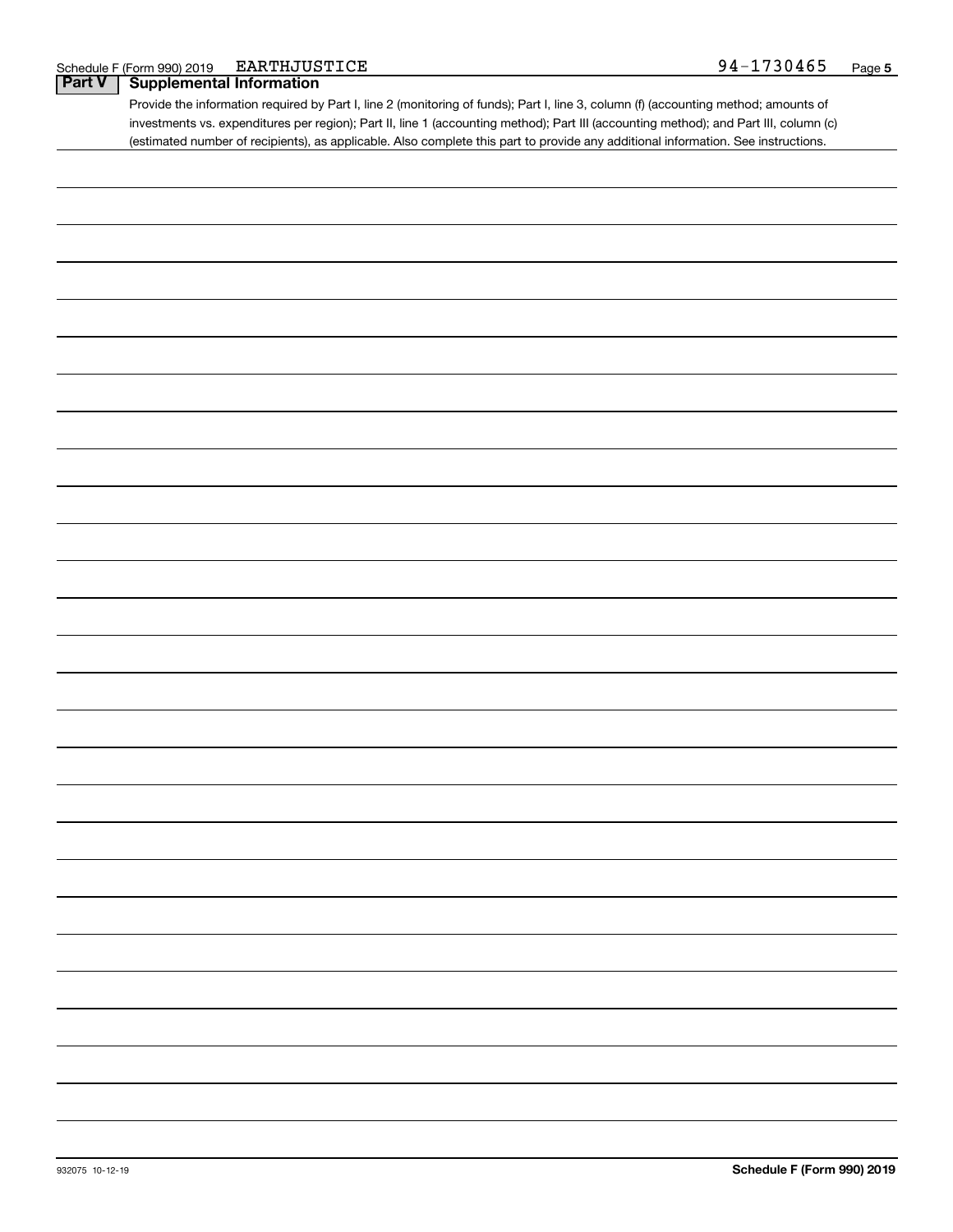Schedule F (Form 990) 2019 EARTHJUSTICE 94-1730465

## Part V Supplemental Information

Provide the information required by Part I, line 2 (monitoring of funds); Part I, line 3, column (f) (accounting method; amounts of investments vs. expenditures per region); Part II, line 1 (accounting method); Part III (accounting method); and Part III, column (c) (estimated number of recipients), as applicable. Also complete this part to provide any additional information. See instructions.

932075 10-12-19

Schedule F (Form 990) 2019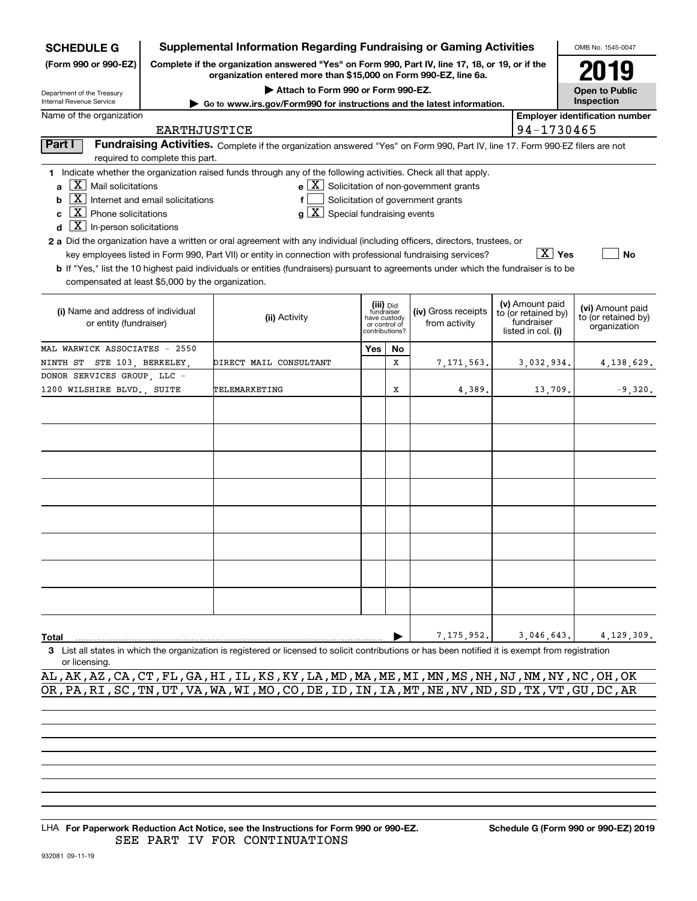**SCHEDULE G** (Form 990 or 990-EZ)

Department of the Treasury
Internal Revenue Service

# Supplemental Information Regarding Fundraising or Gaming Activities

**Complete if the organization answered "Yes" on Form 990, Part IV, line 17, 18, or 19, or if the organization entered more than $15,000 on Form 990-EZ, line 6a.**

**▶ Attach to Form 990 or Form 990-EZ.**

**▶ Go to www.irs.gov/Form990 for instructions and the latest information.**

OMB No. 1545-0047

**2019**

**Open to Public Inspection**

Name of the organization: EARTHJUSTICE

Employer identification number: 94-1730465

## Part I Fundraising Activities.

Complete if the organization answered "Yes" on Form 990, Part IV, line 17. Form 990-EZ filers are not required to complete this part.

**1** Indicate whether the organization raised funds through any of the following activities. Check all that apply.

- a [X] Mail solicitations
- b [X] Internet and email solicitations
- c [X] Phone solicitations
- d [X] In-person solicitations
- e [X] Solicitation of non-government grants
- f [ ] Solicitation of government grants
- g [X] Special fundraising events

**2 a** Did the organization have a written or oral agreement with any individual (including officers, directors, trustees, or key employees listed in Form 990, Part VII) or entity in connection with professional fundraising services? [X] Yes [ ] No

**b** If "Yes," list the 10 highest paid individuals or entities (fundraisers) pursuant to agreements under which the fundraiser is to be compensated at least $5,000 by the organization.

| (i) Name and address of individual or entity (fundraiser) | (ii) Activity | (iii) Did fundraiser have custody or control of contributions? Yes | No | (iv) Gross receipts from activity | (v) Amount paid to (or retained by) fundraiser listed in col. (i) | (vi) Amount paid to (or retained by) organization |
|---|---|---|---|---|---|---|
| MAL WARWICK ASSOCIATES - 2550 NINTH ST STE 103, BERKELEY, | DIRECT MAIL CONSULTANT | | X | 7,171,563. | 3,032,934. | 4,138,629. |
| DONOR SERVICES GROUP, LLC - 1200 WILSHIRE BLVD., SUITE | TELEMARKETING | | X | 4,389. | 13,709. | -9,320. |
| | | | | | | |
| | | | | | | |
| | | | | | | |
| | | | | | | |
| | | | | | | |
| | | | | | | |
| | | | | | | |
| | | | | | | |
| **Total** | | | | 7,175,952. | 3,046,643. | 4,129,309. |

**3** List all states in which the organization is registered or licensed to solicit contributions or has been notified it is exempt from registration or licensing.

AL,AK,AZ,CA,CT,FL,GA,HI,IL,KS,KY,LA,MD,MA,ME,MI,MN,MS,NH,NJ,NM,NY,NC,OH,OK
OR,PA,RI,SC,TN,UT,VA,WA,WI,MO,CO,DE,ID,IN,IA,MT,NE,NV,ND,SD,TX,VT,GU,DC,AR

LHA **For Paperwork Reduction Act Notice, see the Instructions for Form 990 or 990-EZ.** **Schedule G (Form 990 or 990-EZ) 2019**

SEE PART IV FOR CONTINUATIONS

932081 09-11-19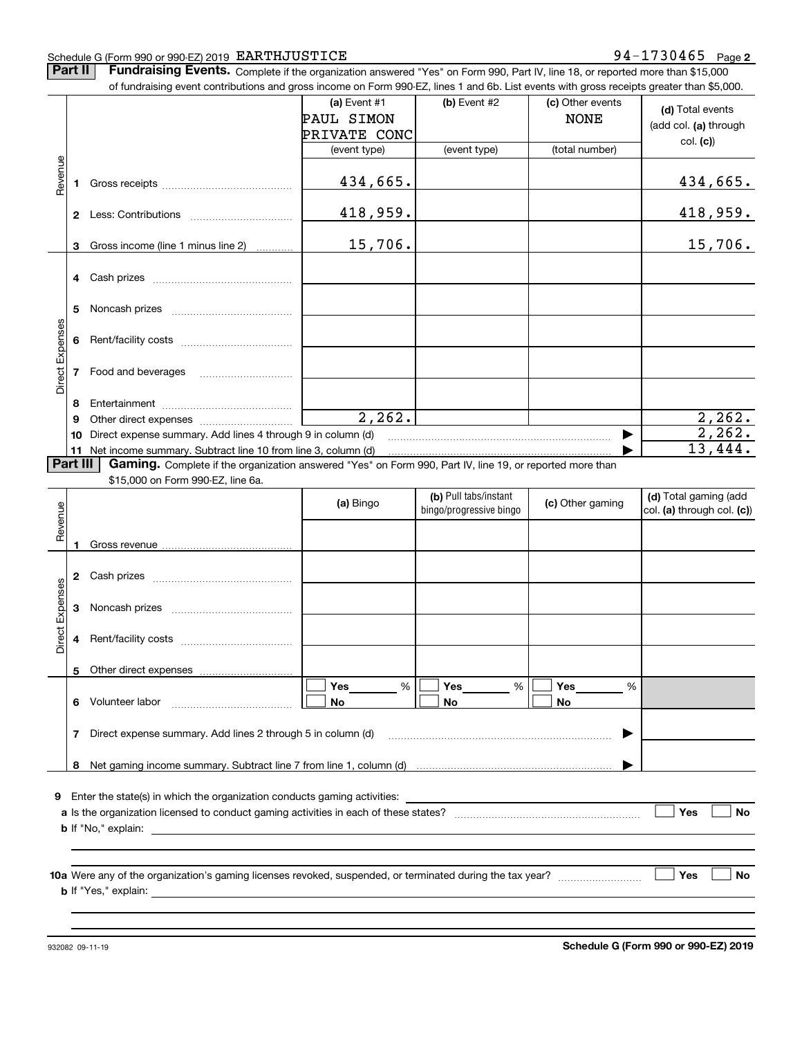Schedule G (Form 990 or 990-EZ) 2019 EARTHJUSTICE 94-1730465 Page 2

**Part II** **Fundraising Events.** Complete if the organization answered "Yes" on Form 990, Part IV, line 18, or reported more than $15,000 of fundraising event contributions and gross income on Form 990-EZ, lines 1 and 6b. List events with gross receipts greater than $5,000.

| | | (a) Event #1 PAUL SIMON PRIVATE CONC (event type) | (b) Event #2 (event type) | (c) Other events NONE (total number) | (d) Total events (add col. (a) through col. (c)) |
|---|---|---|---|---|---|
| Revenue | 1 Gross receipts | 434,665. | | | 434,665. |
| | 2 Less: Contributions | 418,959. | | | 418,959. |
| | 3 Gross income (line 1 minus line 2) | 15,706. | | | 15,706. |
| Direct Expenses | 4 Cash prizes | | | | |
| | 5 Noncash prizes | | | | |
| | 6 Rent/facility costs | | | | |
| | 7 Food and beverages | | | | |
| | 8 Entertainment | | | | |
| | 9 Other direct expenses | 2,262. | | | 2,262. |
| | 10 Direct expense summary. Add lines 4 through 9 in column (d) | | | ▶ | 2,262. |
| | 11 Net income summary. Subtract line 10 from line 3, column (d) | | | ▶ | 13,444. |

**Part III** **Gaming.** Complete if the organization answered "Yes" on Form 990, Part IV, line 19, or reported more than $15,000 on Form 990-EZ, line 6a.

| | | (a) Bingo | (b) Pull tabs/instant bingo/progressive bingo | (c) Other gaming | (d) Total gaming (add col. (a) through col. (c)) |
|---|---|---|---|---|---|
| Revenue | 1 Gross revenue | | | | |
| Direct Expenses | 2 Cash prizes | | | | |
| | 3 Noncash prizes | | | | |
| | 4 Rent/facility costs | | | | |
| | 5 Other direct expenses | | | | |
| | 6 Volunteer labor | ☐ Yes ____ % ☐ No | ☐ Yes ____ % ☐ No | ☐ Yes ____ % ☐ No | |
| | 7 Direct expense summary. Add lines 2 through 5 in column (d) | | | ▶ | |
| | 8 Net gaming income summary. Subtract line 7 from line 1, column (d) | | | ▶ | |

**9** Enter the state(s) in which the organization conducts gaming activities: ____________

**a** Is the organization licensed to conduct gaming activities in each of these states? ☐ Yes ☐ No

**b** If "No," explain: ____________

**10a** Were any of the organization's gaming licenses revoked, suspended, or terminated during the tax year? ☐ Yes ☐ No

**b** If "Yes," explain: ____________

932082 09-11-19 **Schedule G (Form 990 or 990-EZ) 2019**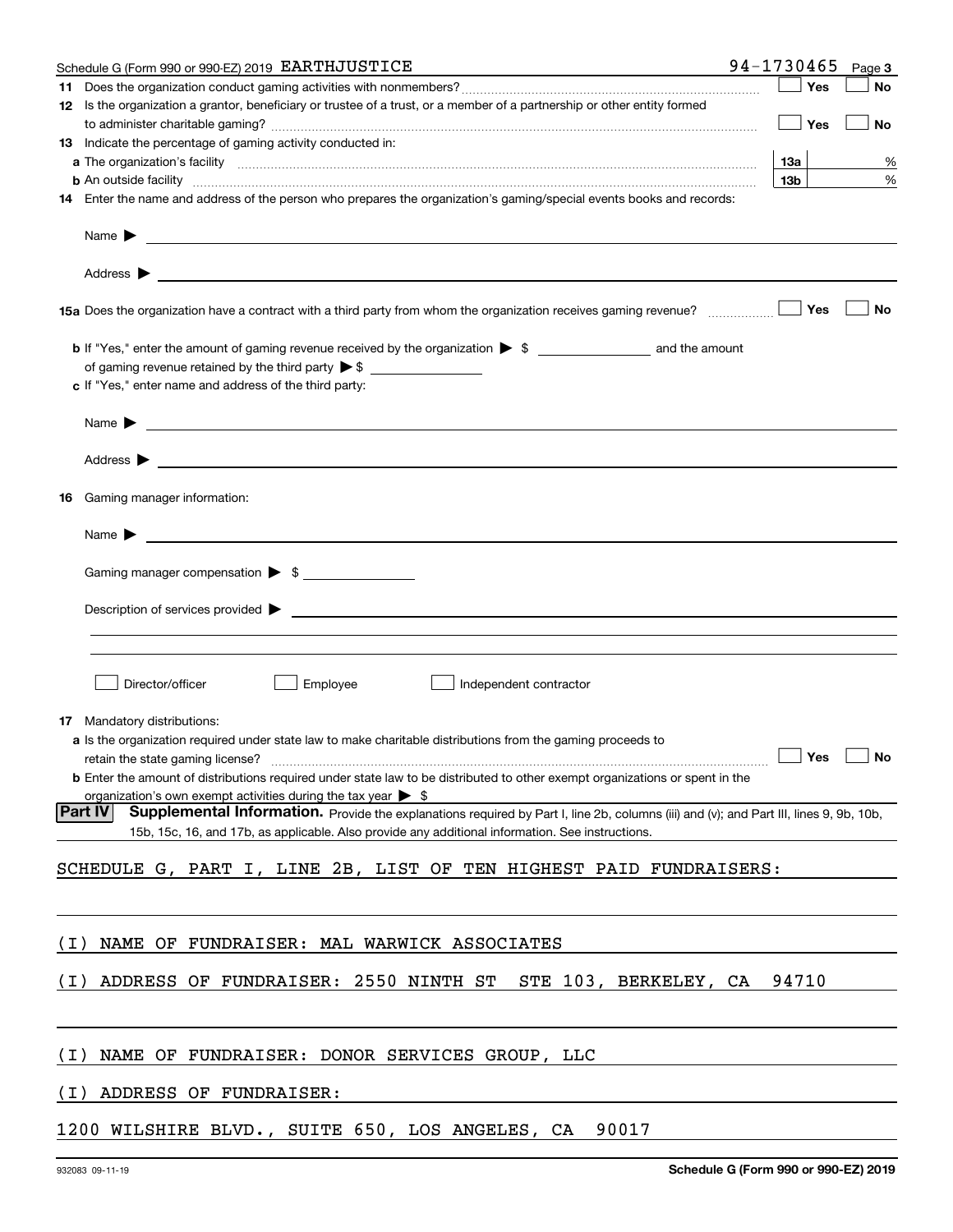Schedule G (Form 990 or 990-EZ) 2019 EARTHJUSTICE 94-1730465 Page 3

**11** Does the organization conduct gaming activities with nonmembers? ☐ Yes ☐ No

**12** Is the organization a grantor, beneficiary or trustee of a trust, or a member of a partnership or other entity formed to administer charitable gaming? ☐ Yes ☐ No

**13** Indicate the percentage of gaming activity conducted in:

**a** The organization's facility **13a** %

**b** An outside facility **13b** %

**14** Enter the name and address of the person who prepares the organization's gaming/special events books and records:

Name ▶

Address ▶

**15a** Does the organization have a contract with a third party from whom the organization receives gaming revenue? ☐ Yes ☐ No

**b** If "Yes," enter the amount of gaming revenue received by the organization ▶ $ ______ and the amount of gaming revenue retained by the third party ▶ $ ______

**c** If "Yes," enter name and address of the third party:

Name ▶

Address ▶

**16** Gaming manager information:

Name ▶

Gaming manager compensation ▶ $

Description of services provided ▶

☐ Director/officer ☐ Employee ☐ Independent contractor

**17** Mandatory distributions:

**a** Is the organization required under state law to make charitable distributions from the gaming proceeds to retain the state gaming license? ☐ Yes ☐ No

**b** Enter the amount of distributions required under state law to be distributed to other exempt organizations or spent in the organization's own exempt activities during the tax year ▶ $

**Part IV** **Supplemental Information.** Provide the explanations required by Part I, line 2b, columns (iii) and (v); and Part III, lines 9, 9b, 10b, 15b, 15c, 16, and 17b, as applicable. Also provide any additional information. See instructions.

SCHEDULE G, PART I, LINE 2B, LIST OF TEN HIGHEST PAID FUNDRAISERS:

(I) NAME OF FUNDRAISER: MAL WARWICK ASSOCIATES

(I) ADDRESS OF FUNDRAISER: 2550 NINTH ST STE 103, BERKELEY, CA 94710

(I) NAME OF FUNDRAISER: DONOR SERVICES GROUP, LLC

(I) ADDRESS OF FUNDRAISER:

1200 WILSHIRE BLVD., SUITE 650, LOS ANGELES, CA 90017

932083 09-11-19 Schedule G (Form 990 or 990-EZ) 2019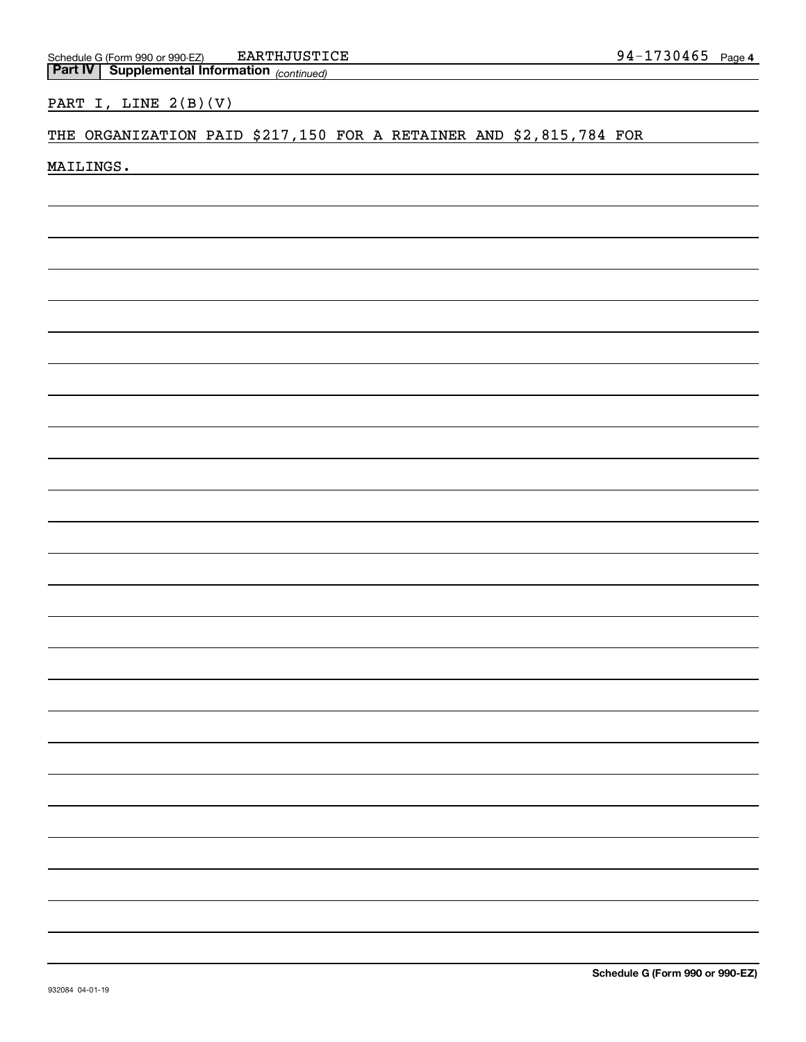Schedule G (Form 990 or 990-EZ) EARTHJUSTICE 94-1730465 Page 4

**Part IV | Supplemental Information** *(continued)*

PART I, LINE 2(B)(V)

THE ORGANIZATION PAID $217,150 FOR A RETAINER AND $2,815,784 FOR MAILINGS.

**Schedule G (Form 990 or 990-EZ)**

932084 04-01-19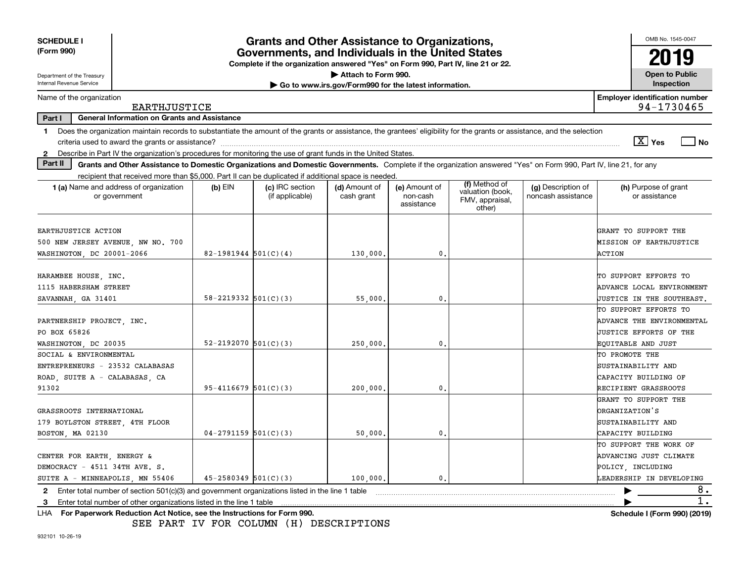**SCHEDULE I (Form 990)**

Department of the Treasury
Internal Revenue Service

# Grants and Other Assistance to Organizations, Governments, and Individuals in the United States

**Complete if the organization answered "Yes" on Form 990, Part IV, line 21 or 22.**
**▶ Attach to Form 990.**
**▶ Go to www.irs.gov/Form990 for the latest information.**

OMB No. 1545-0047

**2019**

**Open to Public Inspection**

Name of the organization: EARTHJUSTICE

**Employer identification number** 94-1730465

**Part I — General Information on Grants and Assistance**

1 Does the organization maintain records to substantiate the amount of the grants or assistance, the grantees' eligibility for the grants or assistance, and the selection criteria used to award the grants or assistance? [X] Yes [ ] No

2 Describe in Part IV the organization's procedures for monitoring the use of grant funds in the United States.

**Part II — Grants and Other Assistance to Domestic Organizations and Domestic Governments.** Complete if the organization answered "Yes" on Form 990, Part IV, line 21, for any recipient that received more than $5,000. Part II can be duplicated if additional space is needed.

| 1 (a) Name and address of organization or government | (b) EIN | (c) IRC section (if applicable) | (d) Amount of cash grant | (e) Amount of non-cash assistance | (f) Method of valuation (book, FMV, appraisal, other) | (g) Description of noncash assistance | (h) Purpose of grant or assistance |
|---|---|---|---|---|---|---|---|
| EARTHJUSTICE ACTION<br>500 NEW JERSEY AVENUE, NW NO. 700<br>WASHINGTON, DC 20001-2066 | 82-1981944 | 501(C)(4) | 130,000. | 0. | | | GRANT TO SUPPORT THE MISSION OF EARTHJUSTICE ACTION |
| HARAMBEE HOUSE, INC.<br>1115 HABERSHAM STREET<br>SAVANNAH, GA 31401 | 58-2219332 | 501(C)(3) | 55,000. | 0. | | | TO SUPPORT EFFORTS TO ADVANCE LOCAL ENVIRONMENT JUSTICE IN THE SOUTHEAST. |
| PARTNERSHIP PROJECT, INC.<br>PO BOX 65826<br>WASHINGTON, DC 20035 | 52-2192070 | 501(C)(3) | 250,000. | 0. | | | TO SUPPORT EFFORTS TO ADVANCE THE ENVIRONMENTAL JUSTICE EFFORTS OF THE EQUITABLE AND JUST |
| SOCIAL & ENVIRONMENTAL ENTREPRENEURS - 23532 CALABASAS ROAD, SUITE A - CALABASAS, CA 91302 | 95-4116679 | 501(C)(3) | 200,000. | 0. | | | TO PROMOTE THE SUSTAINABILITY AND CAPACITY BUILDING OF RECIPIENT GRASSROOTS |
| GRASSROOTS INTERNATIONAL<br>179 BOYLSTON STREET, 4TH FLOOR<br>BOSTON, MA 02130 | 04-2791159 | 501(C)(3) | 50,000. | 0. | | | GRANT TO SUPPORT THE ORGANIZATION'S SUSTAINABILITY AND CAPACITY BUILDING |
| CENTER FOR EARTH, ENERGY & DEMOCRACY - 4511 34TH AVE. S. SUITE A - MINNEAPOLIS, MN 55406 | 45-2580349 | 501(C)(3) | 100,000. | 0. | | | TO SUPPORT THE WORK OF ADVANCING JUST CLIMATE POLICY, INCLUDING LEADERSHIP IN DEVELOPING |

2 Enter total number of section 501(c)(3) and government organizations listed in the line 1 table ▶ 8.

3 Enter total number of other organizations listed in the line 1 table ▶ 1.

LHA **For Paperwork Reduction Act Notice, see the Instructions for Form 990.** **Schedule I (Form 990) (2019)**

SEE PART IV FOR COLUMN (H) DESCRIPTIONS

932101 10-26-19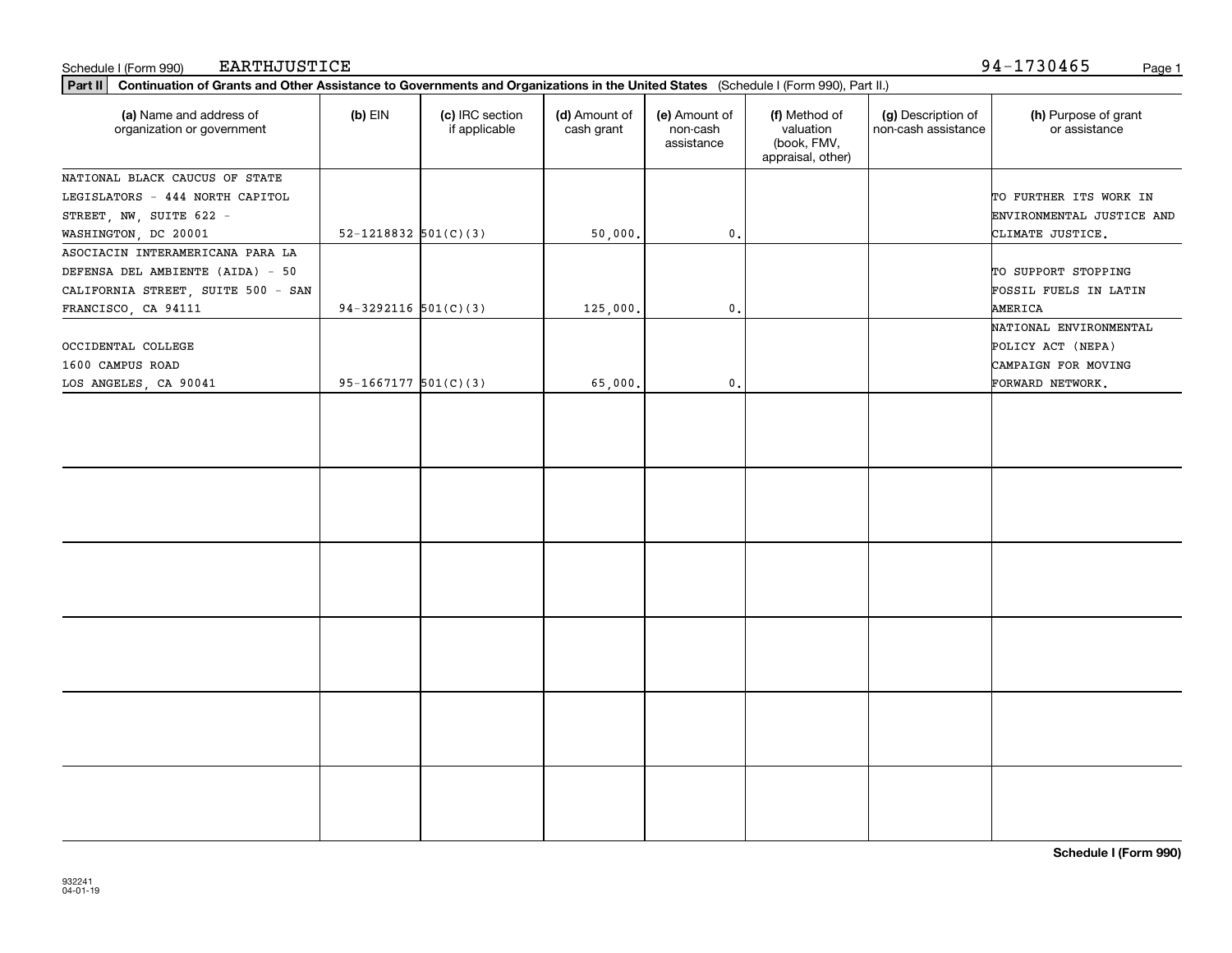Schedule I (Form 990) EARTHJUSTICE 94-1730465

**Part II** **Continuation of Grants and Other Assistance to Governments and Organizations in the United States** (Schedule I (Form 990), Part II.)

| (a) Name and address of organization or government | (b) EIN | (c) IRC section if applicable | (d) Amount of cash grant | (e) Amount of non-cash assistance | (f) Method of valuation (book, FMV, appraisal, other) | (g) Description of non-cash assistance | (h) Purpose of grant or assistance |
|---|---|---|---|---|---|---|---|
| NATIONAL BLACK CAUCUS OF STATE LEGISLATORS - 444 NORTH CAPITOL STREET, NW, SUITE 622 - WASHINGTON, DC 20001 | 52-1218832 | 501(C)(3) | 50,000. | 0. | | | TO FURTHER ITS WORK IN ENVIRONMENTAL JUSTICE AND CLIMATE JUSTICE. |
| ASOCIACIN INTERAMERICANA PARA LA DEFENSA DEL AMBIENTE (AIDA) - 50 CALIFORNIA STREET, SUITE 500 - SAN FRANCISCO, CA 94111 | 94-3292116 | 501(C)(3) | 125,000. | 0. | | | TO SUPPORT STOPPING FOSSIL FUELS IN LATIN AMERICA |
| OCCIDENTAL COLLEGE 1600 CAMPUS ROAD LOS ANGELES, CA 90041 | 95-1667177 | 501(C)(3) | 65,000. | 0. | | | NATIONAL ENVIRONMENTAL POLICY ACT (NEPA) CAMPAIGN FOR MOVING FORWARD NETWORK. |
| | | | | | | | |
| | | | | | | | |
| | | | | | | | |
| | | | | | | | |
| | | | | | | | |
| | | | | | | | |

932241 04-01-19

**Schedule I (Form 990)**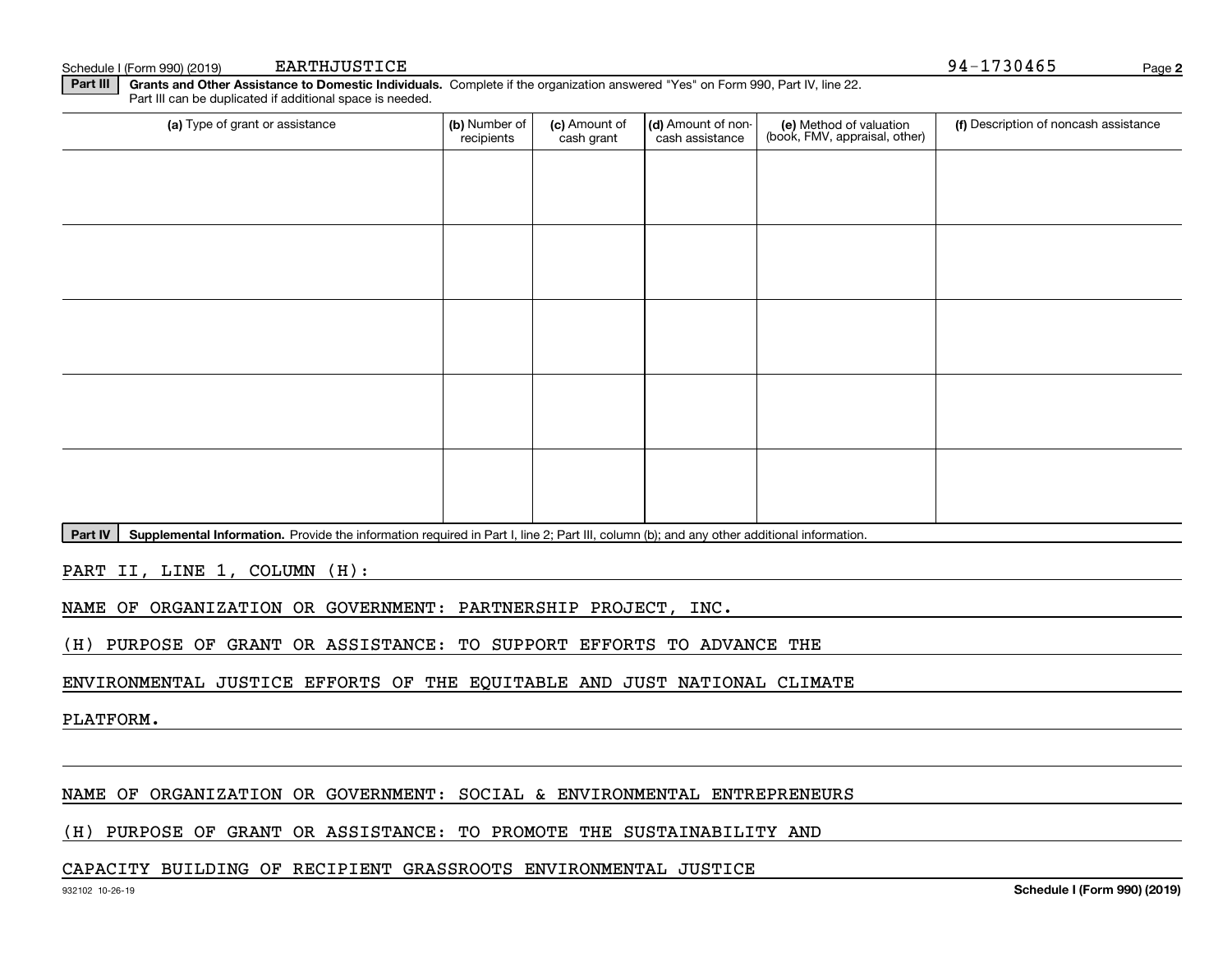Schedule I (Form 990) (2019) EARTHJUSTICE 94-1730465

**Part III** **Grants and Other Assistance to Domestic Individuals.** Complete if the organization answered "Yes" on Form 990, Part IV, line 22. Part III can be duplicated if additional space is needed.

| (a) Type of grant or assistance | (b) Number of recipients | (c) Amount of cash grant | (d) Amount of non-cash assistance | (e) Method of valuation (book, FMV, appraisal, other) | (f) Description of noncash assistance |
|---|---|---|---|---|---|
| | | | | | |
| | | | | | |
| | | | | | |
| | | | | | |
| | | | | | |

**Part IV** **Supplemental Information.** Provide the information required in Part I, line 2; Part III, column (b); and any other additional information.

PART II, LINE 1, COLUMN (H):

NAME OF ORGANIZATION OR GOVERNMENT: PARTNERSHIP PROJECT, INC.

(H) PURPOSE OF GRANT OR ASSISTANCE: TO SUPPORT EFFORTS TO ADVANCE THE ENVIRONMENTAL JUSTICE EFFORTS OF THE EQUITABLE AND JUST NATIONAL CLIMATE PLATFORM.

NAME OF ORGANIZATION OR GOVERNMENT: SOCIAL & ENVIRONMENTAL ENTREPRENEURS

(H) PURPOSE OF GRANT OR ASSISTANCE: TO PROMOTE THE SUSTAINABILITY AND CAPACITY BUILDING OF RECIPIENT GRASSROOTS ENVIRONMENTAL JUSTICE

932102 10-26-19 Schedule I (Form 990) (2019)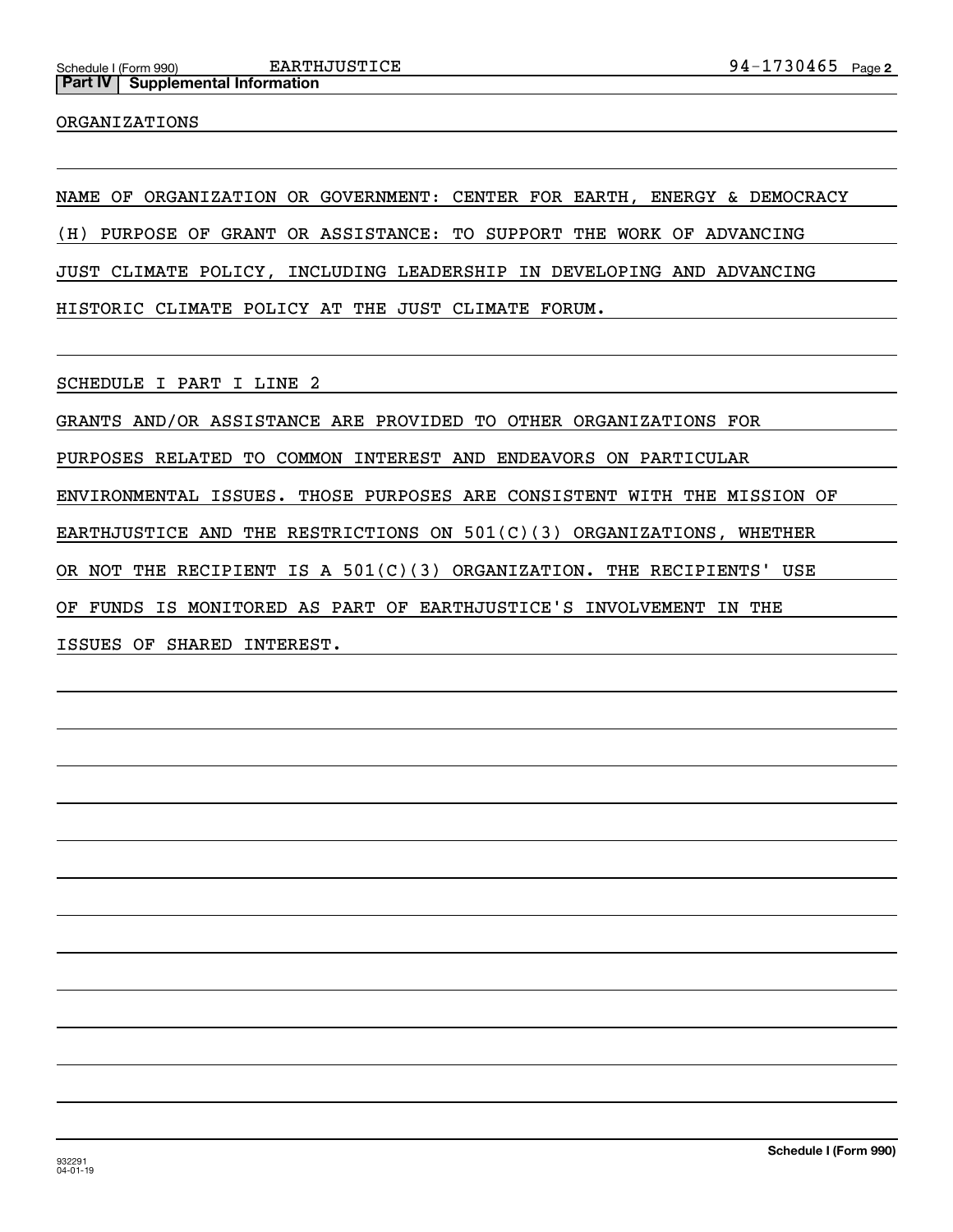Schedule I (Form 990) EARTHJUSTICE 94-1730465

**Part IV Supplemental Information**

ORGANIZATIONS

NAME OF ORGANIZATION OR GOVERNMENT: CENTER FOR EARTH, ENERGY & DEMOCRACY

(H) PURPOSE OF GRANT OR ASSISTANCE: TO SUPPORT THE WORK OF ADVANCING JUST CLIMATE POLICY, INCLUDING LEADERSHIP IN DEVELOPING AND ADVANCING HISTORIC CLIMATE POLICY AT THE JUST CLIMATE FORUM.

SCHEDULE I PART I LINE 2

GRANTS AND/OR ASSISTANCE ARE PROVIDED TO OTHER ORGANIZATIONS FOR PURPOSES RELATED TO COMMON INTEREST AND ENDEAVORS ON PARTICULAR ENVIRONMENTAL ISSUES. THOSE PURPOSES ARE CONSISTENT WITH THE MISSION OF EARTHJUSTICE AND THE RESTRICTIONS ON 501(C)(3) ORGANIZATIONS, WHETHER OR NOT THE RECIPIENT IS A 501(C)(3) ORGANIZATION. THE RECIPIENTS' USE OF FUNDS IS MONITORED AS PART OF EARTHJUSTICE'S INVOLVEMENT IN THE ISSUES OF SHARED INTEREST.

932291
04-01-19

**Schedule I (Form 990)**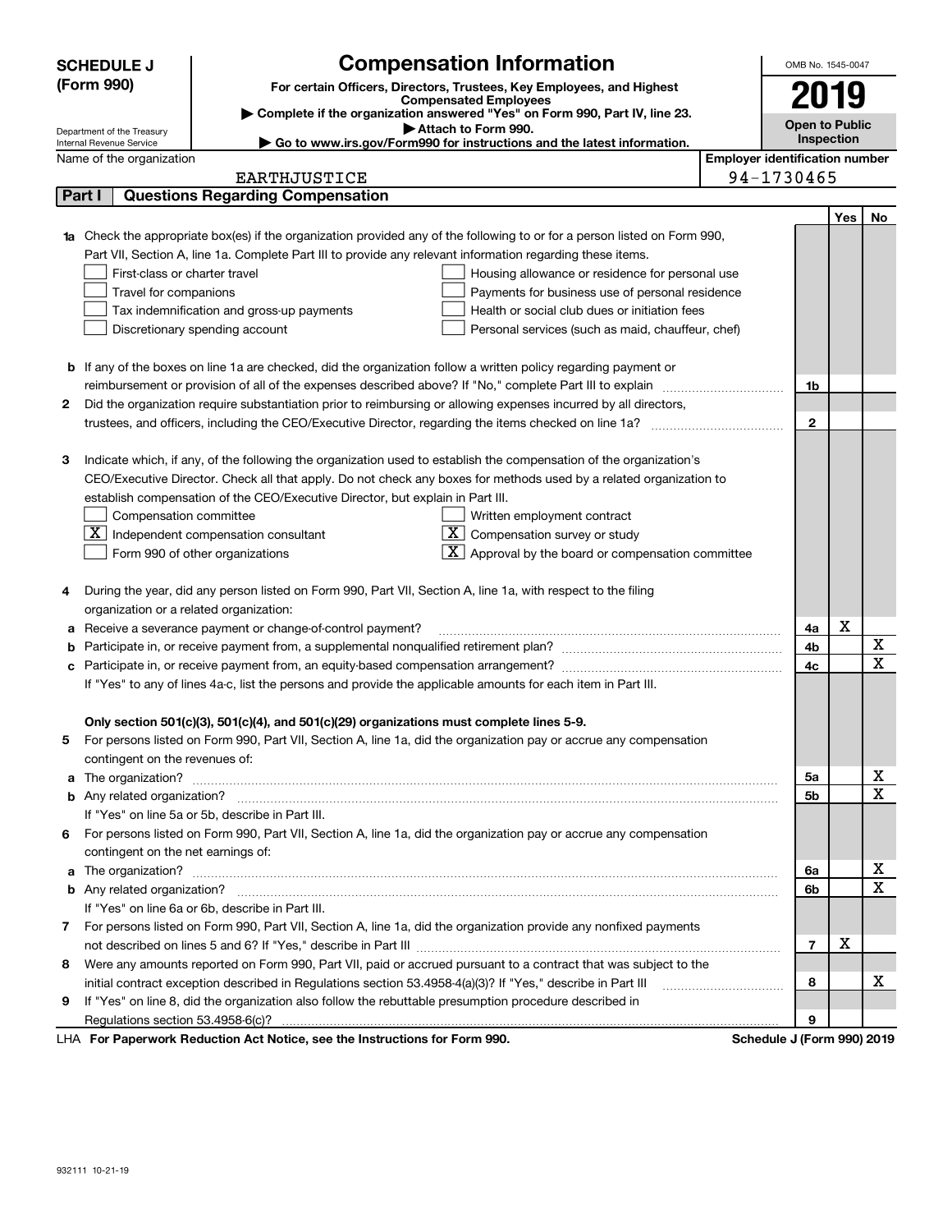**SCHEDULE J (Form 990)**

# Compensation Information

**For certain Officers, Directors, Trustees, Key Employees, and Highest Compensated Employees**

▶ Complete if the organization answered "Yes" on Form 990, Part IV, line 23.

▶ Attach to Form 990.

▶ Go to www.irs.gov/Form990 for instructions and the latest information.

Department of the Treasury
Internal Revenue Service

OMB No. 1545-0047

**2019**

**Open to Public Inspection**

Name of the organization: EARTHJUSTICE

Employer identification number: 94-1730465

## Part I Questions Regarding Compensation

| | | | Yes | No |
|---|---|---|---|---|
| **1a** | Check the appropriate box(es) if the organization provided any of the following to or for a person listed on Form 990, Part VII, Section A, line 1a. Complete Part III to provide any relevant information regarding these items.<br>☐ First-class or charter travel ☐ Housing allowance or residence for personal use<br>☐ Travel for companions ☐ Payments for business use of personal residence<br>☐ Tax indemnification and gross-up payments ☐ Health or social club dues or initiation fees<br>☐ Discretionary spending account ☐ Personal services (such as maid, chauffeur, chef) | | | |
| **b** | If any of the boxes on line 1a are checked, did the organization follow a written policy regarding payment or reimbursement or provision of all of the expenses described above? If "No," complete Part III to explain | 1b | | |
| **2** | Did the organization require substantiation prior to reimbursing or allowing expenses incurred by all directors, trustees, and officers, including the CEO/Executive Director, regarding the items checked on line 1a? | 2 | | |
| **3** | Indicate which, if any, of the following the organization used to establish the compensation of the organization's CEO/Executive Director. Check all that apply. Do not check any boxes for methods used by a related organization to establish compensation of the CEO/Executive Director, but explain in Part III.<br>☐ Compensation committee ☐ Written employment contract<br>☒ Independent compensation consultant ☒ Compensation survey or study<br>☐ Form 990 of other organizations ☒ Approval by the board or compensation committee | | | |
| **4** | During the year, did any person listed on Form 990, Part VII, Section A, line 1a, with respect to the filing organization or a related organization: | | | |
| **a** | Receive a severance payment or change-of-control payment? | 4a | X | |
| **b** | Participate in, or receive payment from, a supplemental nonqualified retirement plan? | 4b | | X |
| **c** | Participate in, or receive payment from, an equity-based compensation arrangement? | 4c | | X |
| | If "Yes" to any of lines 4a-c, list the persons and provide the applicable amounts for each item in Part III. | | | |
| | **Only section 501(c)(3), 501(c)(4), and 501(c)(29) organizations must complete lines 5-9.** | | | |
| **5** | For persons listed on Form 990, Part VII, Section A, line 1a, did the organization pay or accrue any compensation contingent on the revenues of: | | | |
| **a** | The organization? | 5a | | X |
| **b** | Any related organization? | 5b | | X |
| | If "Yes" on line 5a or 5b, describe in Part III. | | | |
| **6** | For persons listed on Form 990, Part VII, Section A, line 1a, did the organization pay or accrue any compensation contingent on the net earnings of: | | | |
| **a** | The organization? | 6a | | X |
| **b** | Any related organization? | 6b | | X |
| | If "Yes" on line 6a or 6b, describe in Part III. | | | |
| **7** | For persons listed on Form 990, Part VII, Section A, line 1a, did the organization provide any nonfixed payments not described on lines 5 and 6? If "Yes," describe in Part III | 7 | X | |
| **8** | Were any amounts reported on Form 990, Part VII, paid or accrued pursuant to a contract that was subject to the initial contract exception described in Regulations section 53.4958-4(a)(3)? If "Yes," describe in Part III | 8 | | X |
| **9** | If "Yes" on line 8, did the organization also follow the rebuttable presumption procedure described in Regulations section 53.4958-6(c)? | 9 | | |

LHA **For Paperwork Reduction Act Notice, see the Instructions for Form 990.** **Schedule J (Form 990) 2019**

932111 10-21-19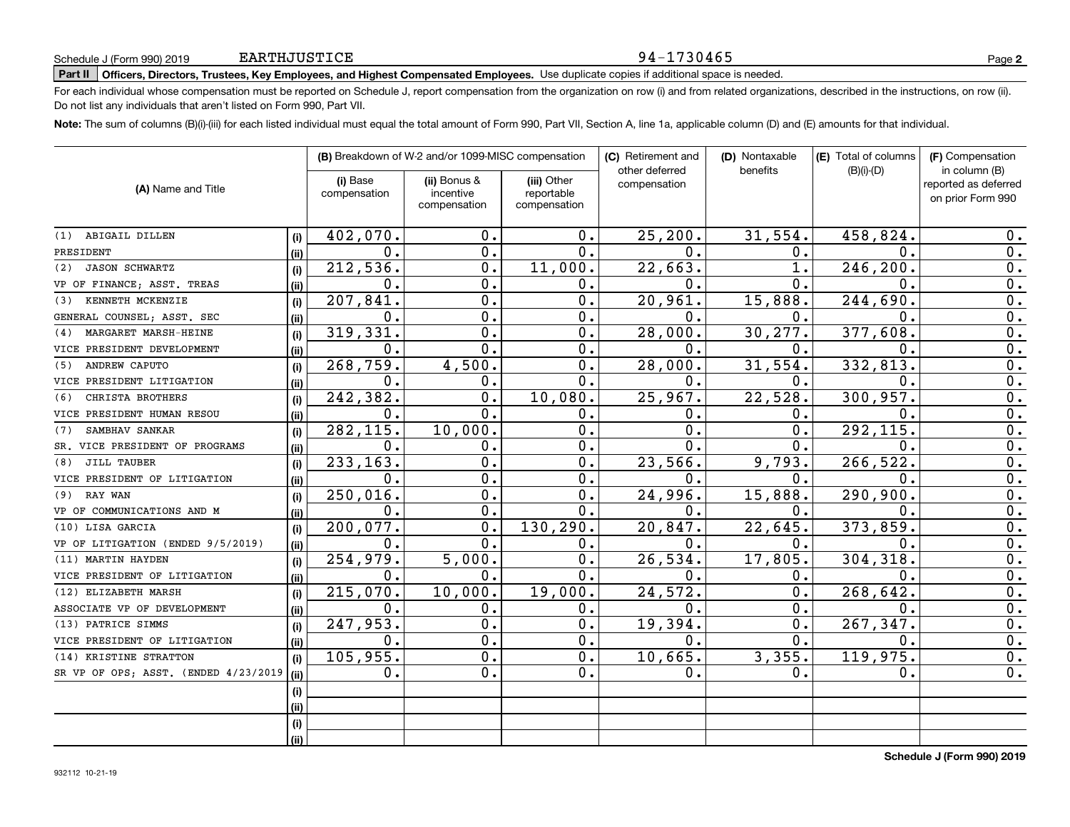Schedule J (Form 990) 2019 EARTHJUSTICE 94-1730465

**Part II** **Officers, Directors, Trustees, Key Employees, and Highest Compensated Employees.** Use duplicate copies if additional space is needed.

For each individual whose compensation must be reported on Schedule J, report compensation from the organization on row (i) and from related organizations, described in the instructions, on row (ii). Do not list any individuals that aren't listed on Form 990, Part VII.

**Note:** The sum of columns (B)(i)-(iii) for each listed individual must equal the total amount of Form 990, Part VII, Section A, line 1a, applicable column (D) and (E) amounts for that individual.

| (A) Name and Title | | (B) Breakdown of W-2 and/or 1099-MISC compensation | | | (C) Retirement and other deferred compensation | (D) Nontaxable benefits | (E) Total of columns (B)(i)-(D) | (F) Compensation in column (B) reported as deferred on prior Form 990 |
|---|---|---|---|---|---|---|---|---|
| | | (i) Base compensation | (ii) Bonus & incentive compensation | (iii) Other reportable compensation | | | | |
| (1) ABIGAIL DILLEN | (i) | 402,070. | 0. | 0. | 25,200. | 31,554. | 458,824. | 0. |
| PRESIDENT | (ii) | 0. | 0. | 0. | 0. | 0. | 0. | 0. |
| (2) JASON SCHWARTZ | (i) | 212,536. | 0. | 11,000. | 22,663. | 1. | 246,200. | 0. |
| VP OF FINANCE; ASST. TREAS | (ii) | 0. | 0. | 0. | 0. | 0. | 0. | 0. |
| (3) KENNETH MCKENZIE | (i) | 207,841. | 0. | 0. | 20,961. | 15,888. | 244,690. | 0. |
| GENERAL COUNSEL; ASST. SEC | (ii) | 0. | 0. | 0. | 0. | 0. | 0. | 0. |
| (4) MARGARET MARSH-HEINE | (i) | 319,331. | 0. | 0. | 28,000. | 30,277. | 377,608. | 0. |
| VICE PRESIDENT DEVELOPMENT | (ii) | 0. | 0. | 0. | 0. | 0. | 0. | 0. |
| (5) ANDREW CAPUTO | (i) | 268,759. | 4,500. | 0. | 28,000. | 31,554. | 332,813. | 0. |
| VICE PRESIDENT LITIGATION | (ii) | 0. | 0. | 0. | 0. | 0. | 0. | 0. |
| (6) CHRISTA BROTHERS | (i) | 242,382. | 0. | 10,080. | 25,967. | 22,528. | 300,957. | 0. |
| VICE PRESIDENT HUMAN RESOU | (ii) | 0. | 0. | 0. | 0. | 0. | 0. | 0. |
| (7) SAMBHAV SANKAR | (i) | 282,115. | 10,000. | 0. | 0. | 0. | 292,115. | 0. |
| SR. VICE PRESIDENT OF PROGRAMS | (ii) | 0. | 0. | 0. | 0. | 0. | 0. | 0. |
| (8) JILL TAUBER | (i) | 233,163. | 0. | 0. | 23,566. | 9,793. | 266,522. | 0. |
| VICE PRESIDENT OF LITIGATION | (ii) | 0. | 0. | 0. | 0. | 0. | 0. | 0. |
| (9) RAY WAN | (i) | 250,016. | 0. | 0. | 24,996. | 15,888. | 290,900. | 0. |
| VP OF COMMUNICATIONS AND M | (ii) | 0. | 0. | 0. | 0. | 0. | 0. | 0. |
| (10) LISA GARCIA | (i) | 200,077. | 0. | 130,290. | 20,847. | 22,645. | 373,859. | 0. |
| VP OF LITIGATION (ENDED 9/5/2019) | (ii) | 0. | 0. | 0. | 0. | 0. | 0. | 0. |
| (11) MARTIN HAYDEN | (i) | 254,979. | 5,000. | 0. | 26,534. | 17,805. | 304,318. | 0. |
| VICE PRESIDENT OF LITIGATION | (ii) | 0. | 0. | 0. | 0. | 0. | 0. | 0. |
| (12) ELIZABETH MARSH | (i) | 215,070. | 10,000. | 19,000. | 24,572. | 0. | 268,642. | 0. |
| ASSOCIATE VP OF DEVELOPMENT | (ii) | 0. | 0. | 0. | 0. | 0. | 0. | 0. |
| (13) PATRICE SIMMS | (i) | 247,953. | 0. | 0. | 19,394. | 0. | 267,347. | 0. |
| VICE PRESIDENT OF LITIGATION | (ii) | 0. | 0. | 0. | 0. | 0. | 0. | 0. |
| (14) KRISTINE STRATTON | (i) | 105,955. | 0. | 0. | 10,665. | 3,355. | 119,975. | 0. |
| SR VP OF OPS; ASST. (ENDED 4/23/2019 | (ii) | 0. | 0. | 0. | 0. | 0. | 0. | 0. |
| | (i) | | | | | | | |
| | (ii) | | | | | | | |
| | (i) | | | | | | | |
| | (ii) | | | | | | | |

Schedule J (Form 990) 2019

932112 10-21-19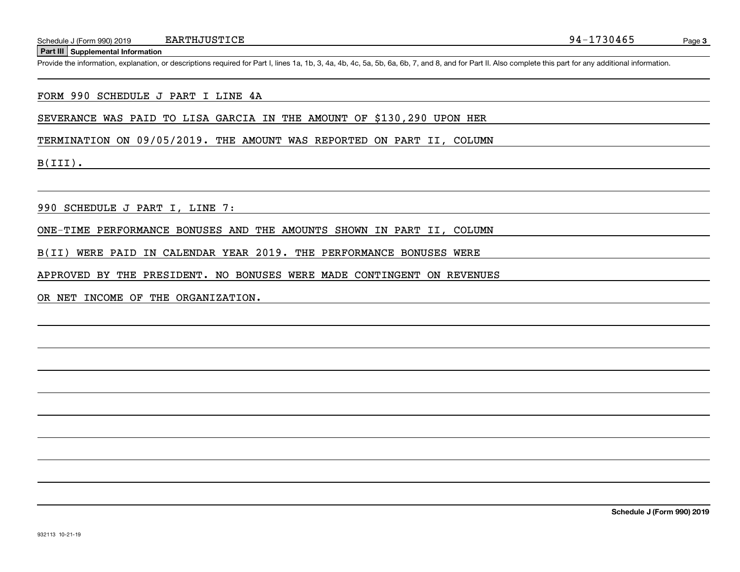## Part III Supplemental Information

Provide the information, explanation, or descriptions required for Part I, lines 1a, 1b, 3, 4a, 4b, 4c, 5a, 5b, 6a, 6b, 7, and 8, and for Part II. Also complete this part for any additional information.

FORM 990 SCHEDULE J PART I LINE 4A

SEVERANCE WAS PAID TO LISA GARCIA IN THE AMOUNT OF $130,290 UPON HER TERMINATION ON 09/05/2019. THE AMOUNT WAS REPORTED ON PART II, COLUMN B(III).

990 SCHEDULE J PART I, LINE 7:

ONE-TIME PERFORMANCE BONUSES AND THE AMOUNTS SHOWN IN PART II, COLUMN B(II) WERE PAID IN CALENDAR YEAR 2019. THE PERFORMANCE BONUSES WERE APPROVED BY THE PRESIDENT. NO BONUSES WERE MADE CONTINGENT ON REVENUES OR NET INCOME OF THE ORGANIZATION.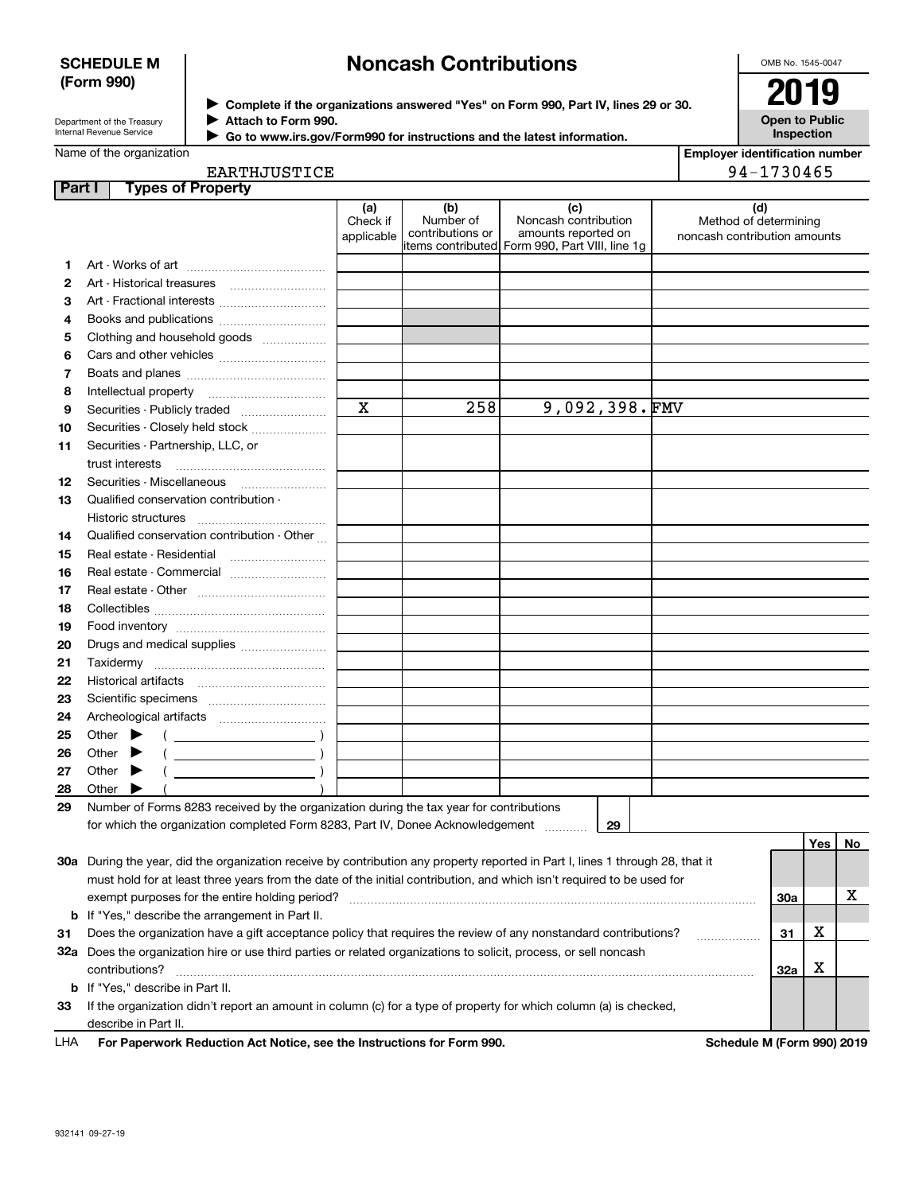**SCHEDULE M (Form 990)**

Department of the Treasury
Internal Revenue Service

# Noncash Contributions

▶ Complete if the organizations answered "Yes" on Form 990, Part IV, lines 29 or 30.
▶ Attach to Form 990.
▶ Go to www.irs.gov/Form990 for instructions and the latest information.

OMB No. 1545-0047

**2019**

**Open to Public Inspection**

Name of the organization: EARTHJUSTICE

Employer identification number: 94-1730465

## Part I Types of Property

| | | (a) Check if applicable | (b) Number of contributions or items contributed | (c) Noncash contribution amounts reported on Form 990, Part VIII, line 1g | (d) Method of determining noncash contribution amounts |
|---|---|---|---|---|---|
| 1 | Art - Works of art | | | | |
| 2 | Art - Historical treasures | | | | |
| 3 | Art - Fractional interests | | | | |
| 4 | Books and publications | | | | |
| 5 | Clothing and household goods | | | | |
| 6 | Cars and other vehicles | | | | |
| 7 | Boats and planes | | | | |
| 8 | Intellectual property | | | | |
| 9 | Securities - Publicly traded | X | 258 | 9,092,398. | FMV |
| 10 | Securities - Closely held stock | | | | |
| 11 | Securities - Partnership, LLC, or trust interests | | | | |
| 12 | Securities - Miscellaneous | | | | |
| 13 | Qualified conservation contribution - Historic structures | | | | |
| 14 | Qualified conservation contribution - Other | | | | |
| 15 | Real estate - Residential | | | | |
| 16 | Real estate - Commercial | | | | |
| 17 | Real estate - Other | | | | |
| 18 | Collectibles | | | | |
| 19 | Food inventory | | | | |
| 20 | Drugs and medical supplies | | | | |
| 21 | Taxidermy | | | | |
| 22 | Historical artifacts | | | | |
| 23 | Scientific specimens | | | | |
| 24 | Archeological artifacts | | | | |
| 25 | Other ▶ ( ) | | | | |
| 26 | Other ▶ ( ) | | | | |
| 27 | Other ▶ ( ) | | | | |
| 28 | Other ▶ ( ) | | | | |

29 Number of Forms 8283 received by the organization during the tax year for contributions for which the organization completed Form 8283, Part IV, Donee Acknowledgement ..... 29

| | | | Yes | No |
|---|---|---|---|---|
| 30a | During the year, did the organization receive by contribution any property reported in Part I, lines 1 through 28, that it must hold for at least three years from the date of the initial contribution, and which isn't required to be used for exempt purposes for the entire holding period? | 30a | | X |
| b | If "Yes," describe the arrangement in Part II. | | | |
| 31 | Does the organization have a gift acceptance policy that requires the review of any nonstandard contributions? | 31 | X | |
| 32a | Does the organization hire or use third parties or related organizations to solicit, process, or sell noncash contributions? | 32a | X | |
| b | If "Yes," describe in Part II. | | | |
| 33 | If the organization didn't report an amount in column (c) for a type of property for which column (a) is checked, describe in Part II. | | | |

LHA **For Paperwork Reduction Act Notice, see the Instructions for Form 990.** **Schedule M (Form 990) 2019**

932141 09-27-19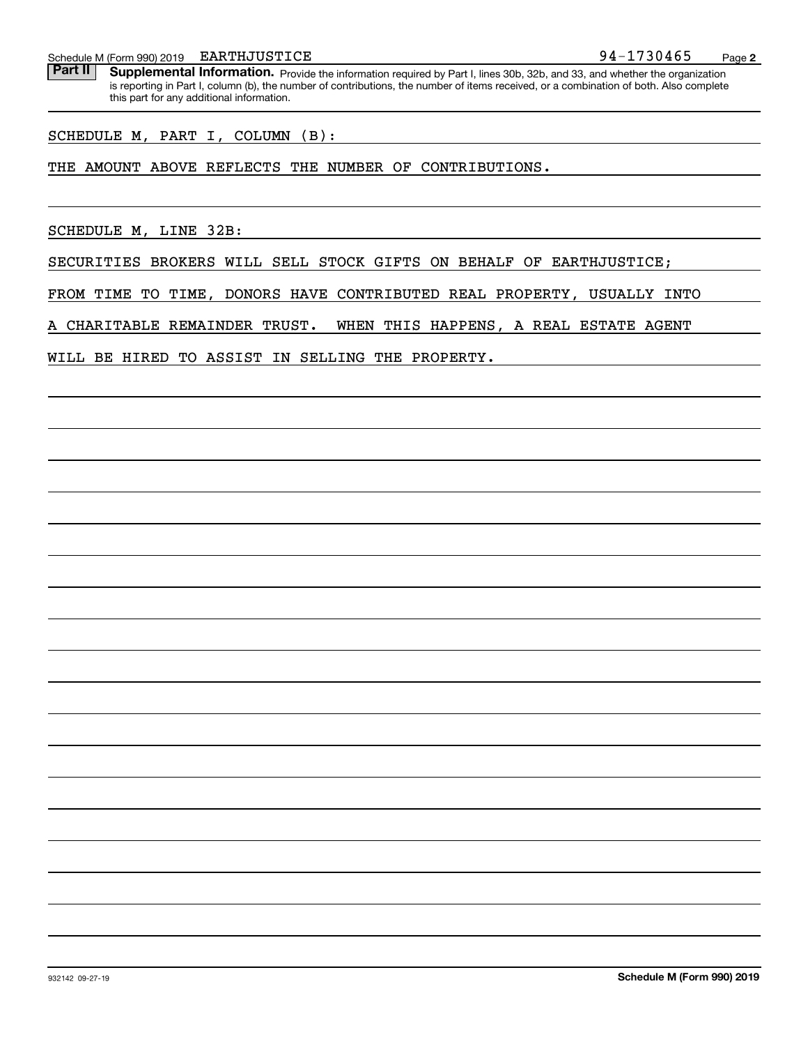Schedule M (Form 990) 2019 EARTHJUSTICE 94-1730465

**Part II** **Supplemental Information.** Provide the information required by Part I, lines 30b, 32b, and 33, and whether the organization is reporting in Part I, column (b), the number of contributions, the number of items received, or a combination of both. Also complete this part for any additional information.

SCHEDULE M, PART I, COLUMN (B):

THE AMOUNT ABOVE REFLECTS THE NUMBER OF CONTRIBUTIONS.

SCHEDULE M, LINE 32B:

SECURITIES BROKERS WILL SELL STOCK GIFTS ON BEHALF OF EARTHJUSTICE; FROM TIME TO TIME, DONORS HAVE CONTRIBUTED REAL PROPERTY, USUALLY INTO A CHARITABLE REMAINDER TRUST. WHEN THIS HAPPENS, A REAL ESTATE AGENT WILL BE HIRED TO ASSIST IN SELLING THE PROPERTY.

932142 09-27-19 **Schedule M (Form 990) 2019**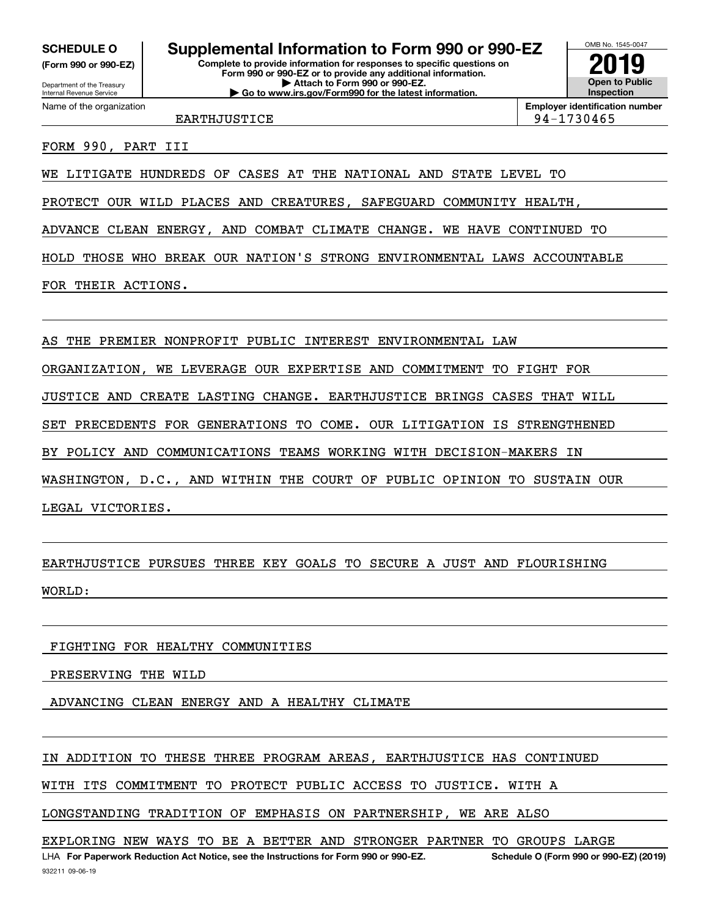**SCHEDULE O**
**(Form 990 or 990-EZ)**

Department of the Treasury
Internal Revenue Service

# Supplemental Information to Form 990 or 990-EZ

**Complete to provide information for responses to specific questions on Form 990 or 990-EZ or to provide any additional information.**
**▶ Attach to Form 990 or 990-EZ.**
**▶ Go to www.irs.gov/Form990 for the latest information.**

OMB No. 1545-0047
**2019**
**Open to Public Inspection**

Name of the organization: EARTHJUSTICE
**Employer identification number:** 94-1730465

FORM 990, PART III

WE LITIGATE HUNDREDS OF CASES AT THE NATIONAL AND STATE LEVEL TO PROTECT OUR WILD PLACES AND CREATURES, SAFEGUARD COMMUNITY HEALTH, ADVANCE CLEAN ENERGY, AND COMBAT CLIMATE CHANGE. WE HAVE CONTINUED TO HOLD THOSE WHO BREAK OUR NATION'S STRONG ENVIRONMENTAL LAWS ACCOUNTABLE FOR THEIR ACTIONS.

AS THE PREMIER NONPROFIT PUBLIC INTEREST ENVIRONMENTAL LAW ORGANIZATION, WE LEVERAGE OUR EXPERTISE AND COMMITMENT TO FIGHT FOR JUSTICE AND CREATE LASTING CHANGE. EARTHJUSTICE BRINGS CASES THAT WILL SET PRECEDENTS FOR GENERATIONS TO COME. OUR LITIGATION IS STRENGTHENED BY POLICY AND COMMUNICATIONS TEAMS WORKING WITH DECISION-MAKERS IN WASHINGTON, D.C., AND WITHIN THE COURT OF PUBLIC OPINION TO SUSTAIN OUR LEGAL VICTORIES.

EARTHJUSTICE PURSUES THREE KEY GOALS TO SECURE A JUST AND FLOURISHING WORLD:

FIGHTING FOR HEALTHY COMMUNITIES
PRESERVING THE WILD
ADVANCING CLEAN ENERGY AND A HEALTHY CLIMATE

IN ADDITION TO THESE THREE PROGRAM AREAS, EARTHJUSTICE HAS CONTINUED WITH ITS COMMITMENT TO PROTECT PUBLIC ACCESS TO JUSTICE. WITH A LONGSTANDING TRADITION OF EMPHASIS ON PARTNERSHIP, WE ARE ALSO EXPLORING NEW WAYS TO BE A BETTER AND STRONGER PARTNER TO GROUPS LARGE

LHA **For Paperwork Reduction Act Notice, see the Instructions for Form 990 or 990-EZ.** **Schedule O (Form 990 or 990-EZ) (2019)**
932211 09-06-19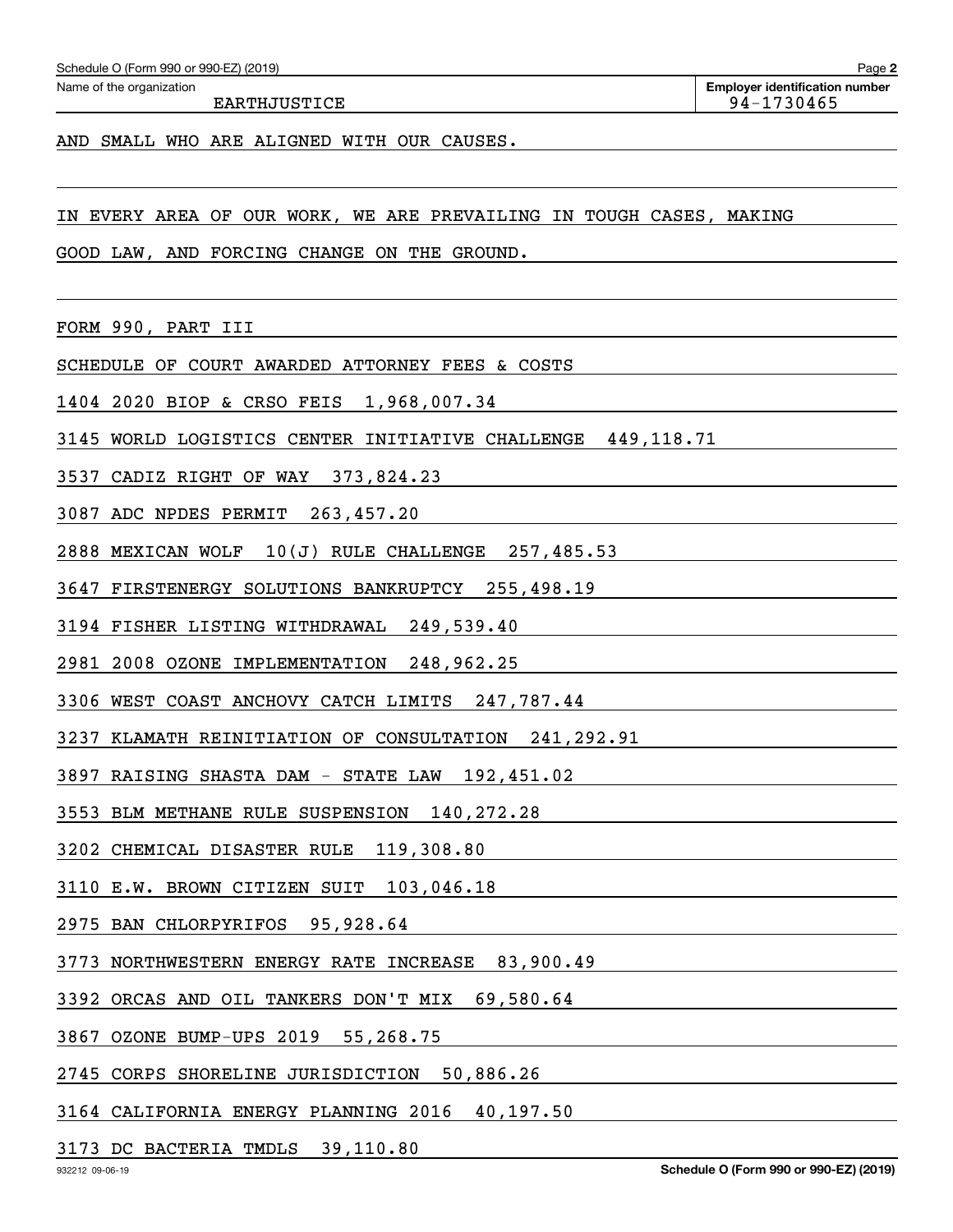AND SMALL WHO ARE ALIGNED WITH OUR CAUSES.

IN EVERY AREA OF OUR WORK, WE ARE PREVAILING IN TOUGH CASES, MAKING GOOD LAW, AND FORCING CHANGE ON THE GROUND.

FORM 990, PART III

SCHEDULE OF COURT AWARDED ATTORNEY FEES & COSTS

1404 2020 BIOP & CRSO FEIS 1,968,007.34

3145 WORLD LOGISTICS CENTER INITIATIVE CHALLENGE 449,118.71

3537 CADIZ RIGHT OF WAY 373,824.23

3087 ADC NPDES PERMIT 263,457.20

2888 MEXICAN WOLF 10(J) RULE CHALLENGE 257,485.53

3647 FIRSTENERGY SOLUTIONS BANKRUPTCY 255,498.19

3194 FISHER LISTING WITHDRAWAL 249,539.40

2981 2008 OZONE IMPLEMENTATION 248,962.25

3306 WEST COAST ANCHOVY CATCH LIMITS 247,787.44

3237 KLAMATH REINITIATION OF CONSULTATION 241,292.91

3897 RAISING SHASTA DAM - STATE LAW 192,451.02

3553 BLM METHANE RULE SUSPENSION 140,272.28

3202 CHEMICAL DISASTER RULE 119,308.80

3110 E.W. BROWN CITIZEN SUIT 103,046.18

2975 BAN CHLORPYRIFOS 95,928.64

3773 NORTHWESTERN ENERGY RATE INCREASE 83,900.49

3392 ORCAS AND OIL TANKERS DON'T MIX 69,580.64

3867 OZONE BUMP-UPS 2019 55,268.75

2745 CORPS SHORELINE JURISDICTION 50,886.26

3164 CALIFORNIA ENERGY PLANNING 2016 40,197.50

3173 DC BACTERIA TMDLS 39,110.80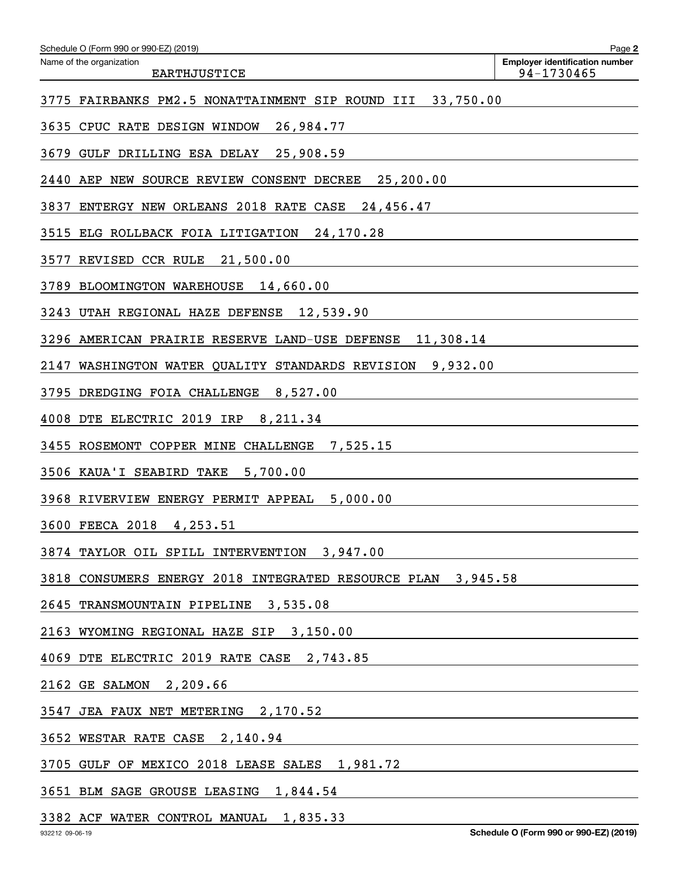Schedule O (Form 990 or 990-EZ) (2019)

Name of the organization: EARTHJUSTICE

Employer identification number: 94-1730465

3775 FAIRBANKS PM2.5 NONATTAINMENT SIP ROUND III 33,750.00

3635 CPUC RATE DESIGN WINDOW 26,984.77

3679 GULF DRILLING ESA DELAY 25,908.59

2440 AEP NEW SOURCE REVIEW CONSENT DECREE 25,200.00

3837 ENTERGY NEW ORLEANS 2018 RATE CASE 24,456.47

3515 ELG ROLLBACK FOIA LITIGATION 24,170.28

3577 REVISED CCR RULE 21,500.00

3789 BLOOMINGTON WAREHOUSE 14,660.00

3243 UTAH REGIONAL HAZE DEFENSE 12,539.90

3296 AMERICAN PRAIRIE RESERVE LAND-USE DEFENSE 11,308.14

2147 WASHINGTON WATER QUALITY STANDARDS REVISION 9,932.00

3795 DREDGING FOIA CHALLENGE 8,527.00

4008 DTE ELECTRIC 2019 IRP 8,211.34

3455 ROSEMONT COPPER MINE CHALLENGE 7,525.15

3506 KAUA'I SEABIRD TAKE 5,700.00

3968 RIVERVIEW ENERGY PERMIT APPEAL 5,000.00

3600 FEECA 2018 4,253.51

3874 TAYLOR OIL SPILL INTERVENTION 3,947.00

3818 CONSUMERS ENERGY 2018 INTEGRATED RESOURCE PLAN 3,945.58

2645 TRANSMOUNTAIN PIPELINE 3,535.08

2163 WYOMING REGIONAL HAZE SIP 3,150.00

4069 DTE ELECTRIC 2019 RATE CASE 2,743.85

2162 GE SALMON 2,209.66

3547 JEA FAUX NET METERING 2,170.52

3652 WESTAR RATE CASE 2,140.94

3705 GULF OF MEXICO 2018 LEASE SALES 1,981.72

3651 BLM SAGE GROUSE LEASING 1,844.54

3382 ACF WATER CONTROL MANUAL 1,835.33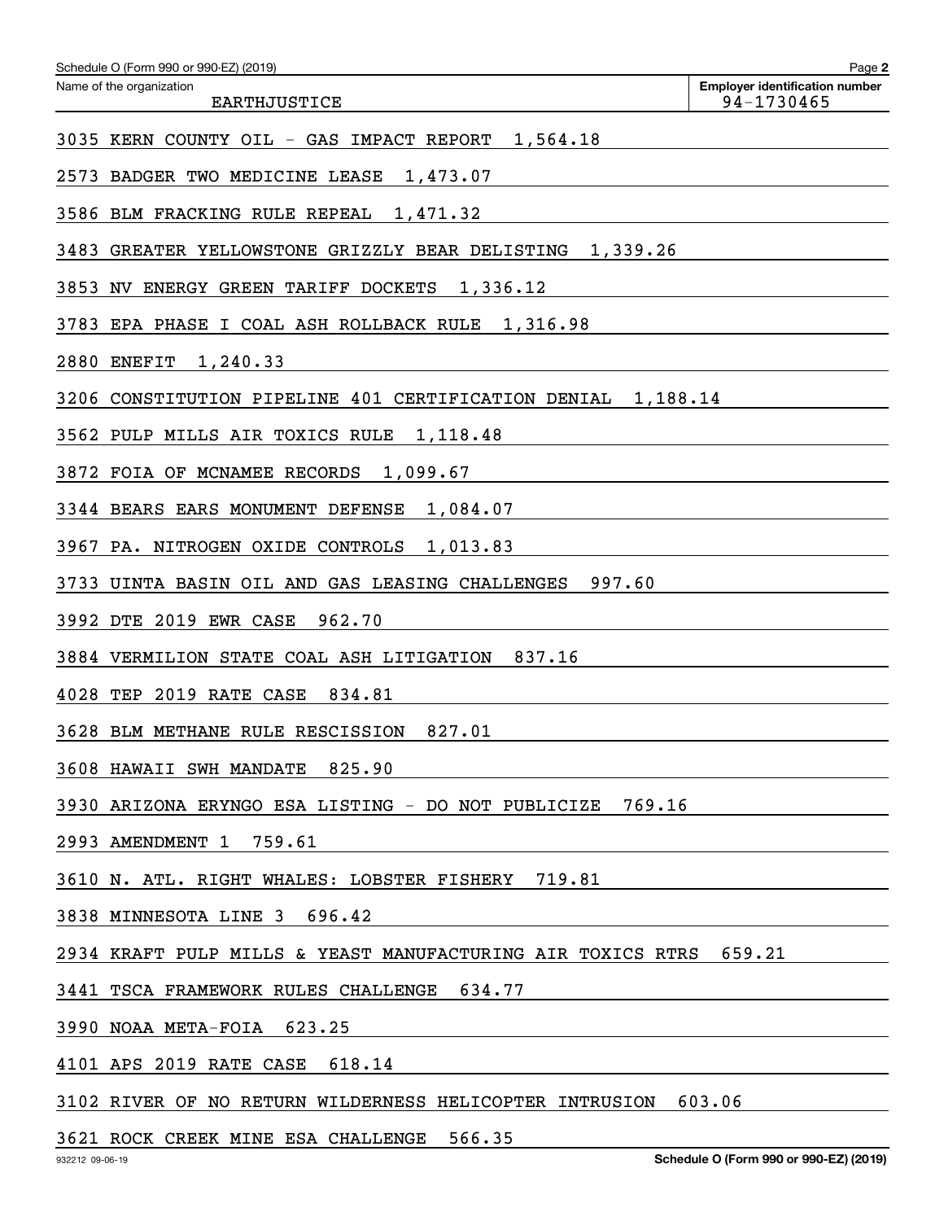Name of the organization: EARTHJUSTICE

Employer identification number: 94-1730465

3035 KERN COUNTY OIL - GAS IMPACT REPORT 1,564.18

2573 BADGER TWO MEDICINE LEASE 1,473.07

3586 BLM FRACKING RULE REPEAL 1,471.32

3483 GREATER YELLOWSTONE GRIZZLY BEAR DELISTING 1,339.26

3853 NV ENERGY GREEN TARIFF DOCKETS 1,336.12

3783 EPA PHASE I COAL ASH ROLLBACK RULE 1,316.98

2880 ENEFIT 1,240.33

3206 CONSTITUTION PIPELINE 401 CERTIFICATION DENIAL 1,188.14

3562 PULP MILLS AIR TOXICS RULE 1,118.48

3872 FOIA OF MCNAMEE RECORDS 1,099.67

3344 BEARS EARS MONUMENT DEFENSE 1,084.07

3967 PA. NITROGEN OXIDE CONTROLS 1,013.83

3733 UINTA BASIN OIL AND GAS LEASING CHALLENGES 997.60

3992 DTE 2019 EWR CASE 962.70

3884 VERMILION STATE COAL ASH LITIGATION 837.16

4028 TEP 2019 RATE CASE 834.81

3628 BLM METHANE RULE RESCISSION 827.01

3608 HAWAII SWH MANDATE 825.90

3930 ARIZONA ERYNGO ESA LISTING - DO NOT PUBLICIZE 769.16

2993 AMENDMENT 1 759.61

3610 N. ATL. RIGHT WHALES: LOBSTER FISHERY 719.81

3838 MINNESOTA LINE 3 696.42

2934 KRAFT PULP MILLS & YEAST MANUFACTURING AIR TOXICS RTRS 659.21

3441 TSCA FRAMEWORK RULES CHALLENGE 634.77

3990 NOAA META-FOIA 623.25

4101 APS 2019 RATE CASE 618.14

3102 RIVER OF NO RETURN WILDERNESS HELICOPTER INTRUSION 603.06

3621 ROCK CREEK MINE ESA CHALLENGE 566.35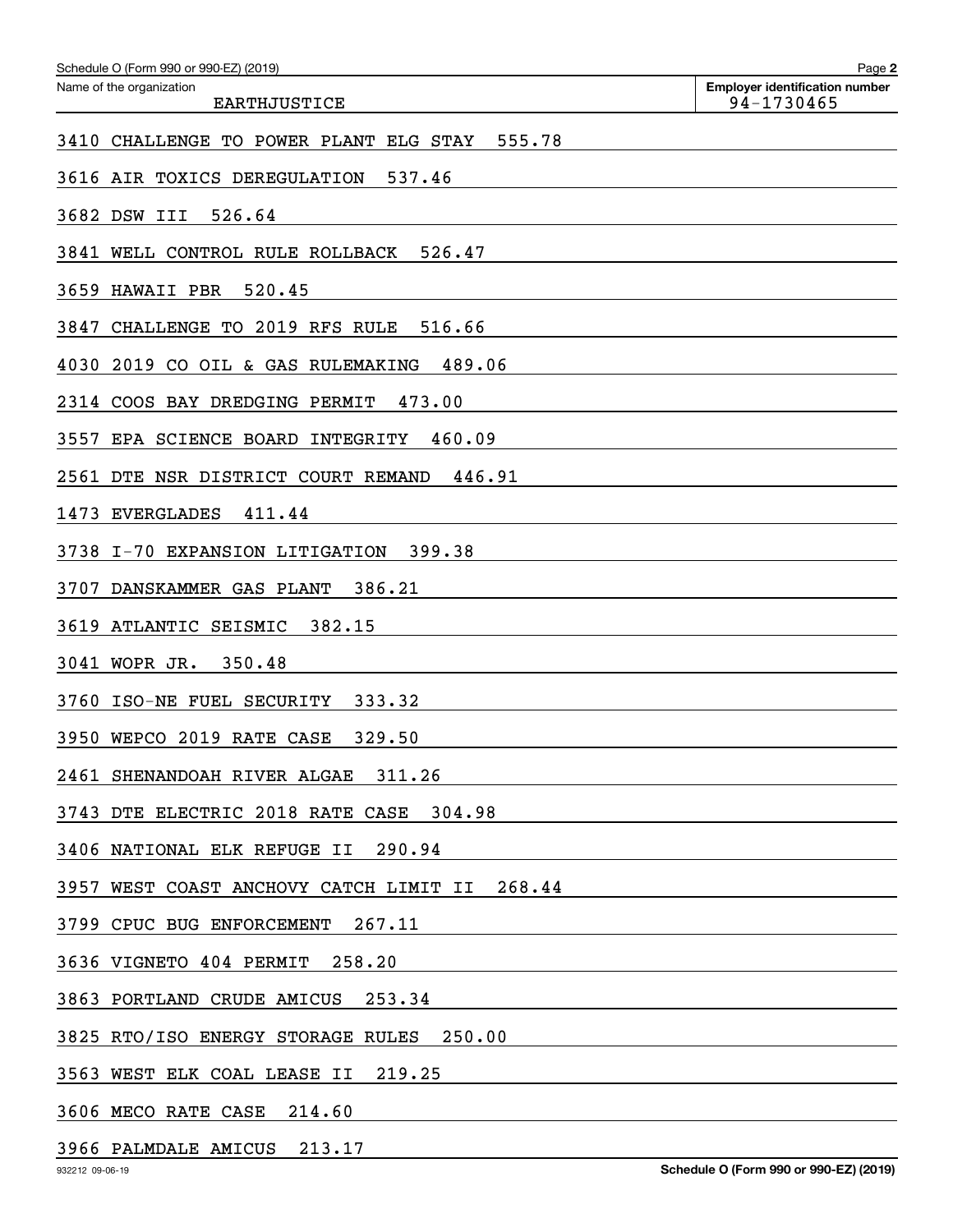Schedule O (Form 990 or 990-EZ) (2019)

Name of the organization: EARTHJUSTICE

Employer identification number: 94-1730465

3410 CHALLENGE TO POWER PLANT ELG STAY 555.78

3616 AIR TOXICS DEREGULATION 537.46

3682 DSW III 526.64

3841 WELL CONTROL RULE ROLLBACK 526.47

3659 HAWAII PBR 520.45

3847 CHALLENGE TO 2019 RFS RULE 516.66

4030 2019 CO OIL & GAS RULEMAKING 489.06

2314 COOS BAY DREDGING PERMIT 473.00

3557 EPA SCIENCE BOARD INTEGRITY 460.09

2561 DTE NSR DISTRICT COURT REMAND 446.91

1473 EVERGLADES 411.44

3738 I-70 EXPANSION LITIGATION 399.38

3707 DANSKAMMER GAS PLANT 386.21

3619 ATLANTIC SEISMIC 382.15

3041 WOPR JR. 350.48

3760 ISO-NE FUEL SECURITY 333.32

3950 WEPCO 2019 RATE CASE 329.50

2461 SHENANDOAH RIVER ALGAE 311.26

3743 DTE ELECTRIC 2018 RATE CASE 304.98

3406 NATIONAL ELK REFUGE II 290.94

3957 WEST COAST ANCHOVY CATCH LIMIT II 268.44

3799 CPUC BUG ENFORCEMENT 267.11

3636 VIGNETO 404 PERMIT 258.20

3863 PORTLAND CRUDE AMICUS 253.34

3825 RTO/ISO ENERGY STORAGE RULES 250.00

3563 WEST ELK COAL LEASE II 219.25

3606 MECO RATE CASE 214.60

3966 PALMDALE AMICUS 213.17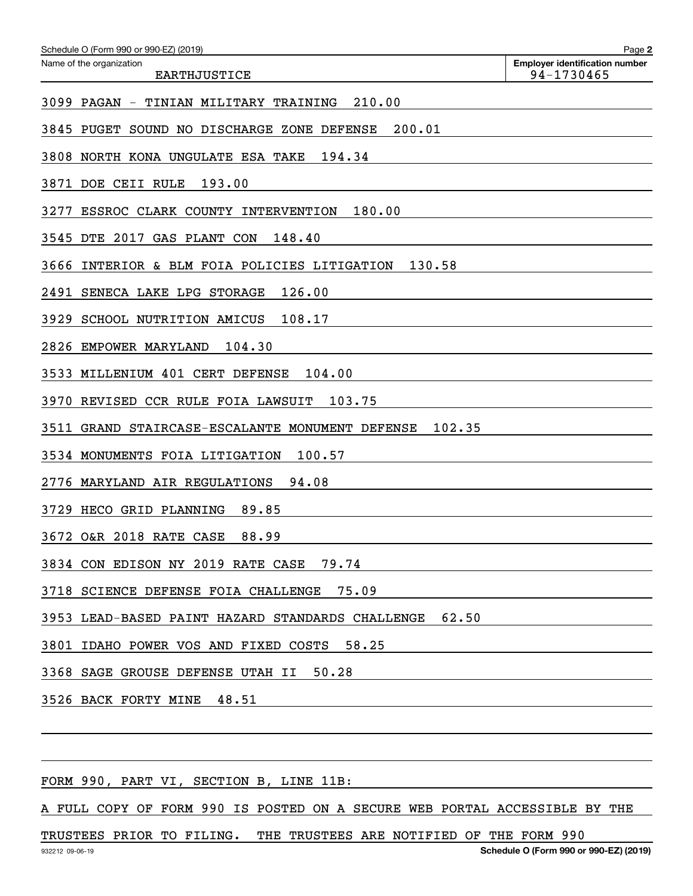Schedule O (Form 990 or 990-EZ) (2019)

Name of the organization: EARTHJUSTICE

Employer identification number: 94-1730465

3099 PAGAN - TINIAN MILITARY TRAINING 210.00

3845 PUGET SOUND NO DISCHARGE ZONE DEFENSE 200.01

3808 NORTH KONA UNGULATE ESA TAKE 194.34

3871 DOE CEII RULE 193.00

3277 ESSROC CLARK COUNTY INTERVENTION 180.00

3545 DTE 2017 GAS PLANT CON 148.40

3666 INTERIOR & BLM FOIA POLICIES LITIGATION 130.58

2491 SENECA LAKE LPG STORAGE 126.00

3929 SCHOOL NUTRITION AMICUS 108.17

2826 EMPOWER MARYLAND 104.30

3533 MILLENIUM 401 CERT DEFENSE 104.00

3970 REVISED CCR RULE FOIA LAWSUIT 103.75

3511 GRAND STAIRCASE-ESCALANTE MONUMENT DEFENSE 102.35

3534 MONUMENTS FOIA LITIGATION 100.57

2776 MARYLAND AIR REGULATIONS 94.08

3729 HECO GRID PLANNING 89.85

3672 O&R 2018 RATE CASE 88.99

3834 CON EDISON NY 2019 RATE CASE 79.74

3718 SCIENCE DEFENSE FOIA CHALLENGE 75.09

3953 LEAD-BASED PAINT HAZARD STANDARDS CHALLENGE 62.50

3801 IDAHO POWER VOS AND FIXED COSTS 58.25

3368 SAGE GROUSE DEFENSE UTAH II 50.28

3526 BACK FORTY MINE 48.51

FORM 990, PART VI, SECTION B, LINE 11B:

A FULL COPY OF FORM 990 IS POSTED ON A SECURE WEB PORTAL ACCESSIBLE BY THE TRUSTEES PRIOR TO FILING. THE TRUSTEES ARE NOTIFIED OF THE FORM 990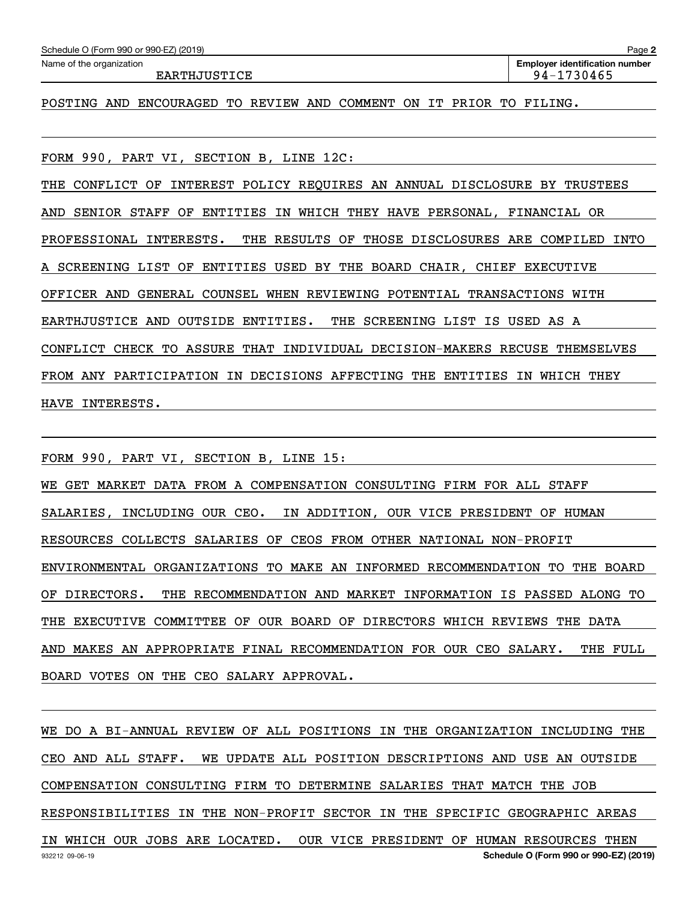POSTING AND ENCOURAGED TO REVIEW AND COMMENT ON IT PRIOR TO FILING.

FORM 990, PART VI, SECTION B, LINE 12C:

THE CONFLICT OF INTEREST POLICY REQUIRES AN ANNUAL DISCLOSURE BY TRUSTEES AND SENIOR STAFF OF ENTITIES IN WHICH THEY HAVE PERSONAL, FINANCIAL OR PROFESSIONAL INTERESTS. THE RESULTS OF THOSE DISCLOSURES ARE COMPILED INTO A SCREENING LIST OF ENTITIES USED BY THE BOARD CHAIR, CHIEF EXECUTIVE OFFICER AND GENERAL COUNSEL WHEN REVIEWING POTENTIAL TRANSACTIONS WITH EARTHJUSTICE AND OUTSIDE ENTITIES. THE SCREENING LIST IS USED AS A CONFLICT CHECK TO ASSURE THAT INDIVIDUAL DECISION-MAKERS RECUSE THEMSELVES FROM ANY PARTICIPATION IN DECISIONS AFFECTING THE ENTITIES IN WHICH THEY HAVE INTERESTS.

FORM 990, PART VI, SECTION B, LINE 15:

WE GET MARKET DATA FROM A COMPENSATION CONSULTING FIRM FOR ALL STAFF SALARIES, INCLUDING OUR CEO. IN ADDITION, OUR VICE PRESIDENT OF HUMAN RESOURCES COLLECTS SALARIES OF CEOS FROM OTHER NATIONAL NON-PROFIT ENVIRONMENTAL ORGANIZATIONS TO MAKE AN INFORMED RECOMMENDATION TO THE BOARD OF DIRECTORS. THE RECOMMENDATION AND MARKET INFORMATION IS PASSED ALONG TO THE EXECUTIVE COMMITTEE OF OUR BOARD OF DIRECTORS WHICH REVIEWS THE DATA AND MAKES AN APPROPRIATE FINAL RECOMMENDATION FOR OUR CEO SALARY. THE FULL BOARD VOTES ON THE CEO SALARY APPROVAL.

WE DO A BI-ANNUAL REVIEW OF ALL POSITIONS IN THE ORGANIZATION INCLUDING THE CEO AND ALL STAFF. WE UPDATE ALL POSITION DESCRIPTIONS AND USE AN OUTSIDE COMPENSATION CONSULTING FIRM TO DETERMINE SALARIES THAT MATCH THE JOB RESPONSIBILITIES IN THE NON-PROFIT SECTOR IN THE SPECIFIC GEOGRAPHIC AREAS IN WHICH OUR JOBS ARE LOCATED. OUR VICE PRESIDENT OF HUMAN RESOURCES THEN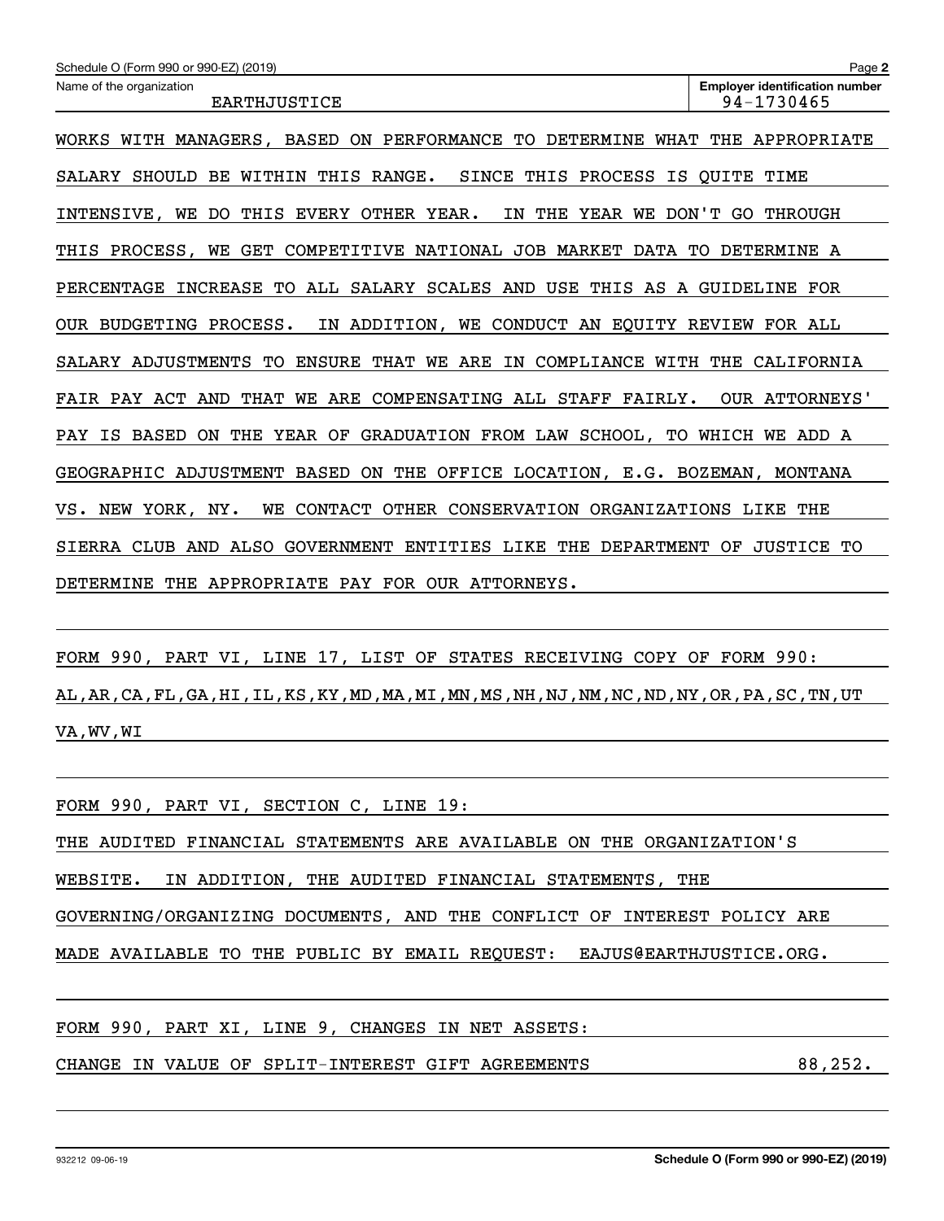Schedule O (Form 990 or 990-EZ) (2019)

Name of the organization: EARTHJUSTICE

Employer identification number: 94-1730465

WORKS WITH MANAGERS, BASED ON PERFORMANCE TO DETERMINE WHAT THE APPROPRIATE SALARY SHOULD BE WITHIN THIS RANGE. SINCE THIS PROCESS IS QUITE TIME INTENSIVE, WE DO THIS EVERY OTHER YEAR. IN THE YEAR WE DON'T GO THROUGH THIS PROCESS, WE GET COMPETITIVE NATIONAL JOB MARKET DATA TO DETERMINE A PERCENTAGE INCREASE TO ALL SALARY SCALES AND USE THIS AS A GUIDELINE FOR OUR BUDGETING PROCESS. IN ADDITION, WE CONDUCT AN EQUITY REVIEW FOR ALL SALARY ADJUSTMENTS TO ENSURE THAT WE ARE IN COMPLIANCE WITH THE CALIFORNIA FAIR PAY ACT AND THAT WE ARE COMPENSATING ALL STAFF FAIRLY. OUR ATTORNEYS' PAY IS BASED ON THE YEAR OF GRADUATION FROM LAW SCHOOL, TO WHICH WE ADD A GEOGRAPHIC ADJUSTMENT BASED ON THE OFFICE LOCATION, E.G. BOZEMAN, MONTANA VS. NEW YORK, NY. WE CONTACT OTHER CONSERVATION ORGANIZATIONS LIKE THE SIERRA CLUB AND ALSO GOVERNMENT ENTITIES LIKE THE DEPARTMENT OF JUSTICE TO DETERMINE THE APPROPRIATE PAY FOR OUR ATTORNEYS.

FORM 990, PART VI, LINE 17, LIST OF STATES RECEIVING COPY OF FORM 990:
AL,AR,CA,FL,GA,HI,IL,KS,KY,MD,MA,MI,MN,MS,NH,NJ,NM,NC,ND,NY,OR,PA,SC,TN,UT VA,WV,WI

FORM 990, PART VI, SECTION C, LINE 19:
THE AUDITED FINANCIAL STATEMENTS ARE AVAILABLE ON THE ORGANIZATION'S WEBSITE. IN ADDITION, THE AUDITED FINANCIAL STATEMENTS, THE GOVERNING/ORGANIZING DOCUMENTS, AND THE CONFLICT OF INTEREST POLICY ARE MADE AVAILABLE TO THE PUBLIC BY EMAIL REQUEST: EAJUS@EARTHJUSTICE.ORG.

FORM 990, PART XI, LINE 9, CHANGES IN NET ASSETS:

| | |
|---|---|
| CHANGE IN VALUE OF SPLIT-INTEREST GIFT AGREEMENTS | 88,252. |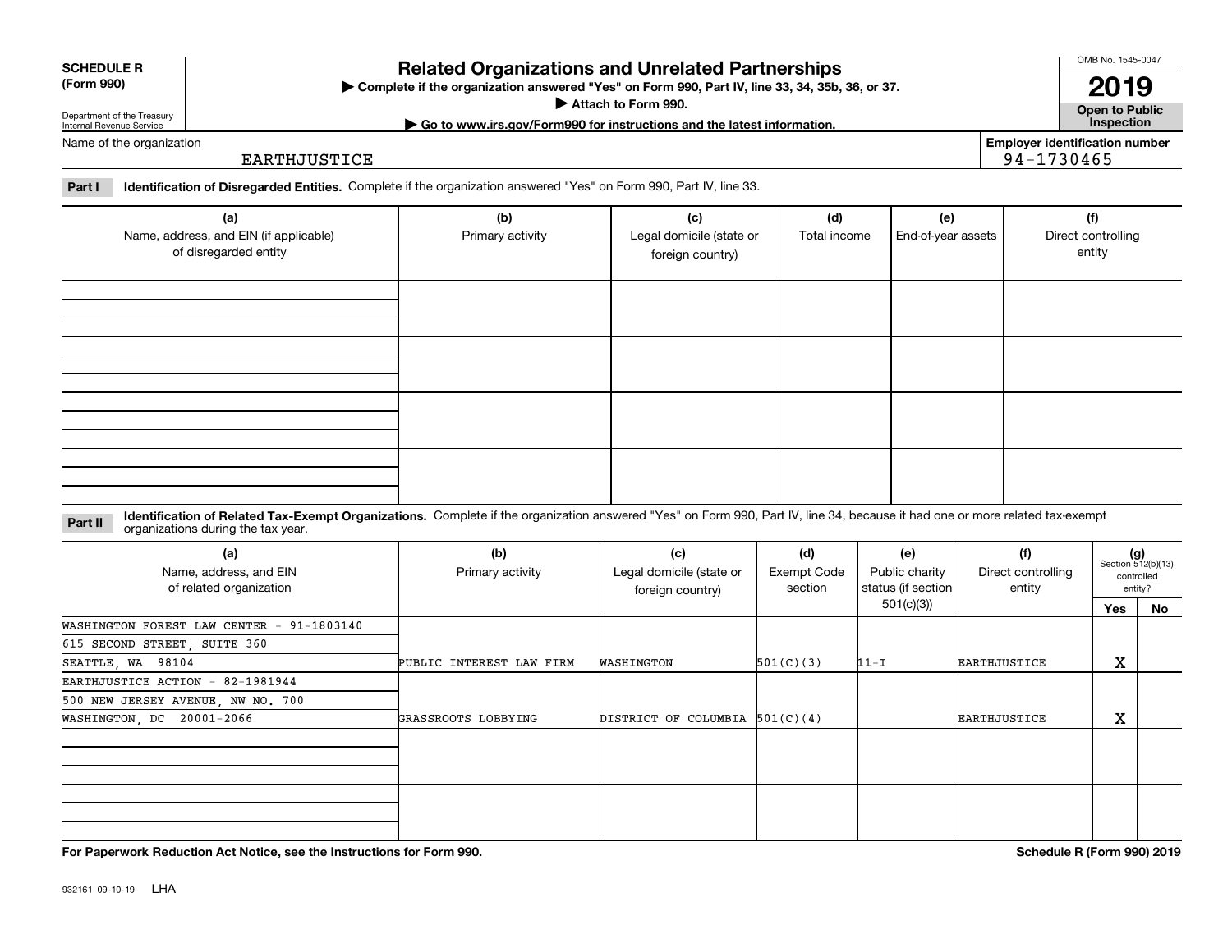**SCHEDULE R (Form 990)**

Department of the Treasury
Internal Revenue Service

# Related Organizations and Unrelated Partnerships

▶ Complete if the organization answered "Yes" on Form 990, Part IV, line 33, 34, 35b, 36, or 37.
▶ Attach to Form 990.
▶ Go to www.irs.gov/Form990 for instructions and the latest information.

OMB No. 1545-0047

**2019**

**Open to Public Inspection**

Name of the organization: EARTHJUSTICE

Employer identification number: 94-1730465

**Part I** **Identification of Disregarded Entities.** Complete if the organization answered "Yes" on Form 990, Part IV, line 33.

| (a) Name, address, and EIN (if applicable) of disregarded entity | (b) Primary activity | (c) Legal domicile (state or foreign country) | (d) Total income | (e) End-of-year assets | (f) Direct controlling entity |
|---|---|---|---|---|---|
| | | | | | |
| | | | | | |
| | | | | | |
| | | | | | |

**Part II** **Identification of Related Tax-Exempt Organizations.** Complete if the organization answered "Yes" on Form 990, Part IV, line 34, because it had one or more related tax-exempt organizations during the tax year.

| (a) Name, address, and EIN of related organization | (b) Primary activity | (c) Legal domicile (state or foreign country) | (d) Exempt Code section | (e) Public charity status (if section 501(c)(3)) | (f) Direct controlling entity | (g) Section 512(b)(13) controlled entity? Yes | No |
|---|---|---|---|---|---|---|---|
| WASHINGTON FOREST LAW CENTER - 91-1803140<br>615 SECOND STREET, SUITE 360<br>SEATTLE, WA 98104 | PUBLIC INTEREST LAW FIRM | WASHINGTON | 501(C)(3) | 11-I | EARTHJUSTICE | X | |
| EARTHJUSTICE ACTION - 82-1981944<br>500 NEW JERSEY AVENUE, NW NO. 700<br>WASHINGTON, DC 20001-2066 | GRASSROOTS LOBBYING | DISTRICT OF COLUMBIA | 501(C)(4) | | EARTHJUSTICE | X | |
| | | | | | | | |
| | | | | | | | |

**For Paperwork Reduction Act Notice, see the Instructions for Form 990.**

**Schedule R (Form 990) 2019**

932161 09-10-19 LHA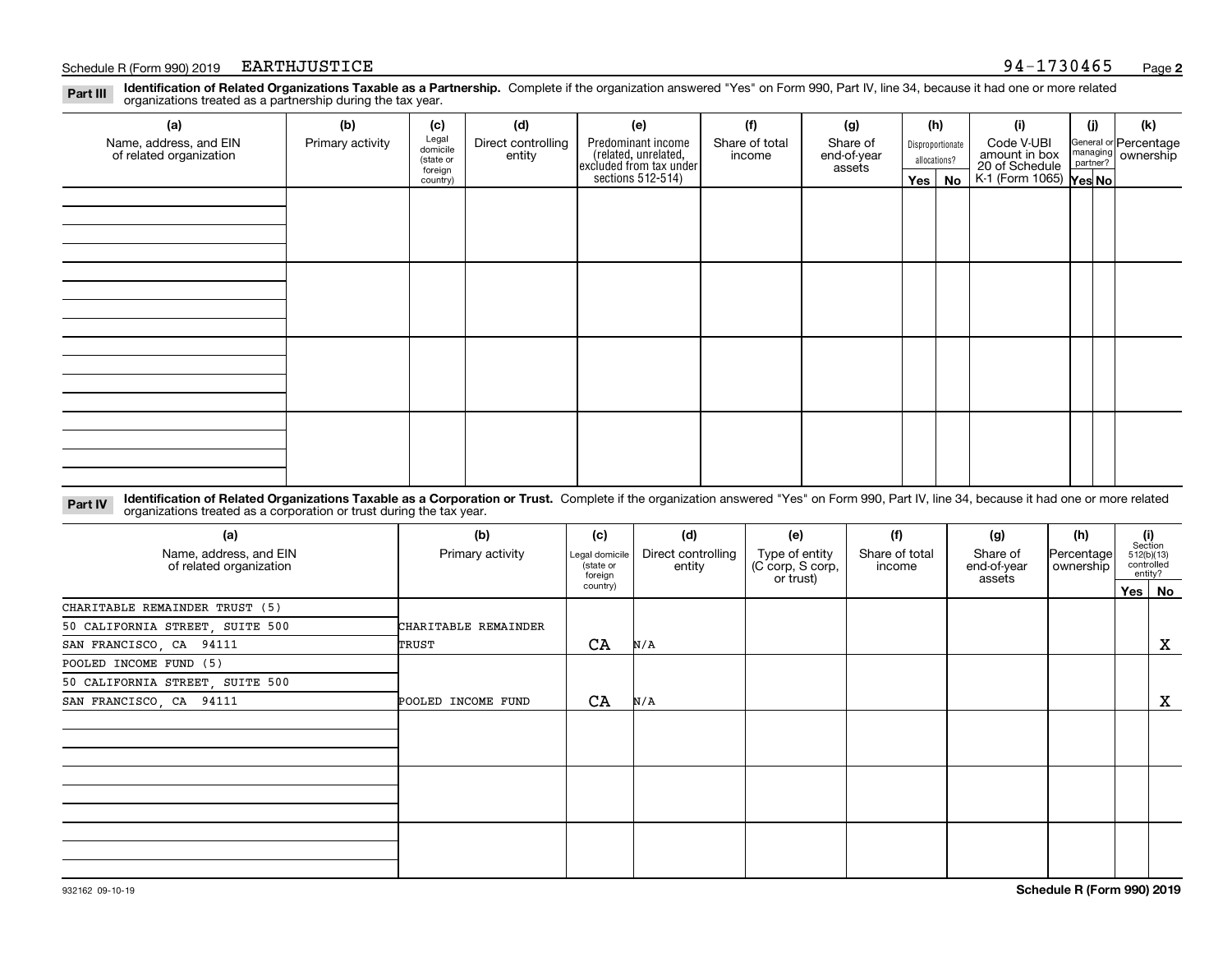Schedule R (Form 990) 2019 EARTHJUSTICE 94-1730465

## Part III Identification of Related Organizations Taxable as a Partnership.

Complete if the organization answered "Yes" on Form 990, Part IV, line 34, because it had one or more related organizations treated as a partnership during the tax year.

| (a) Name, address, and EIN of related organization | (b) Primary activity | (c) Legal domicile (state or foreign country) | (d) Direct controlling entity | (e) Predominant income (related, unrelated, excluded from tax under sections 512-514) | (f) Share of total income | (g) Share of end-of-year assets | (h) Disproportionate allocations? Yes | (h) No | (i) Code V-UBI amount in box 20 of Schedule K-1 (Form 1065) | (j) General or managing partner? Yes | (j) No | (k) Percentage ownership |
|---|---|---|---|---|---|---|---|---|---|---|---|---|
| | | | | | | | | | | | | |
| | | | | | | | | | | | | |
| | | | | | | | | | | | | |
| | | | | | | | | | | | | |

## Part IV Identification of Related Organizations Taxable as a Corporation or Trust.

Complete if the organization answered "Yes" on Form 990, Part IV, line 34, because it had one or more related organizations treated as a corporation or trust during the tax year.

| (a) Name, address, and EIN of related organization | (b) Primary activity | (c) Legal domicile (state or foreign country) | (d) Direct controlling entity | (e) Type of entity (C corp, S corp, or trust) | (f) Share of total income | (g) Share of end-of-year assets | (h) Percentage ownership | (i) Section 512(b)(13) controlled entity? Yes | (i) No |
|---|---|---|---|---|---|---|---|---|---|
| CHARITABLE REMAINDER TRUST (5)<br>50 CALIFORNIA STREET, SUITE 500<br>SAN FRANCISCO, CA 94111 | CHARITABLE REMAINDER TRUST | CA | N/A | | | | | | X |
| POOLED INCOME FUND (5)<br>50 CALIFORNIA STREET, SUITE 500<br>SAN FRANCISCO, CA 94111 | POOLED INCOME FUND | CA | N/A | | | | | | X |
| | | | | | | | | | |
| | | | | | | | | | |
| | | | | | | | | | |

932162 09-10-19 Schedule R (Form 990) 2019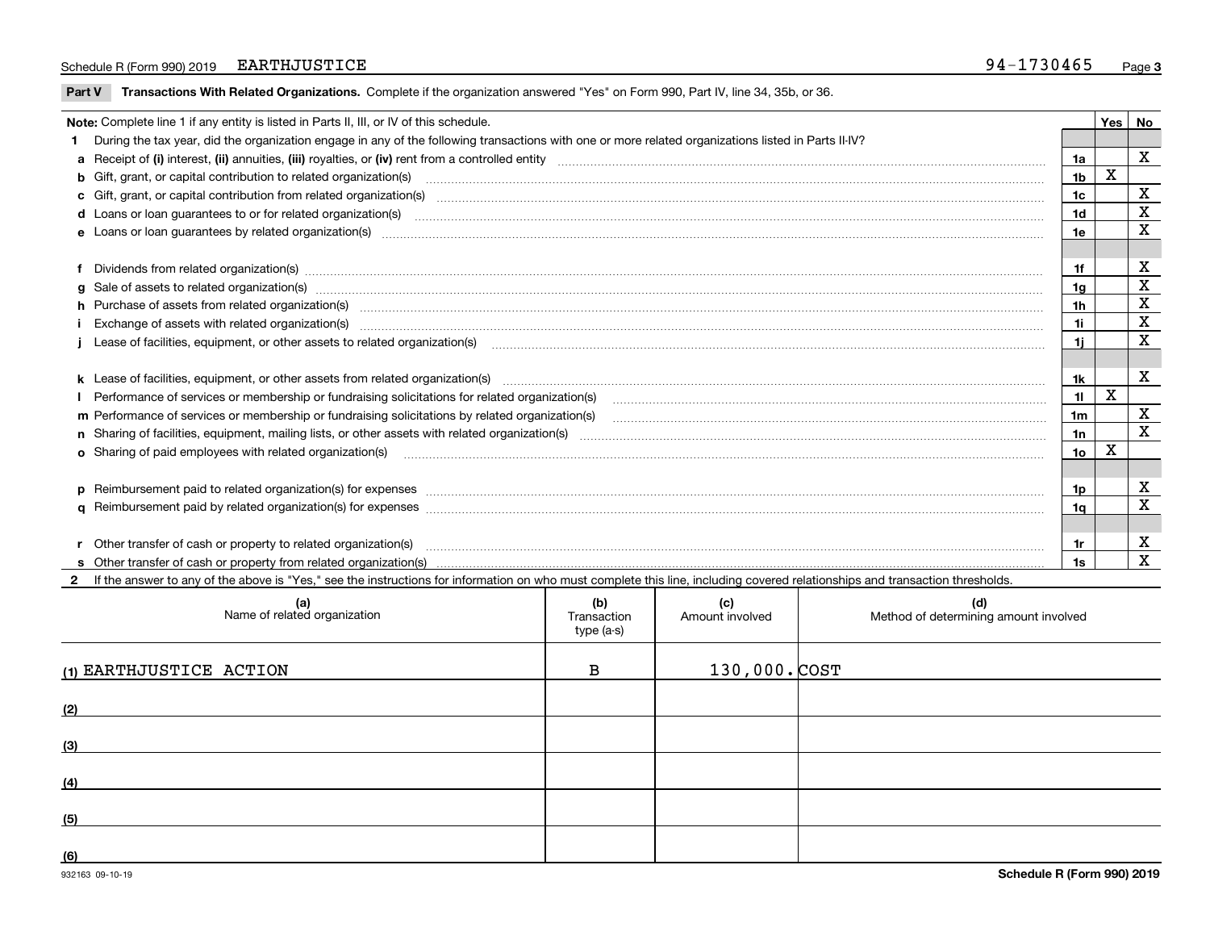Schedule R (Form 990) 2019 EARTHJUSTICE 94-1730465

**Part V** **Transactions With Related Organizations.** Complete if the organization answered "Yes" on Form 990, Part IV, line 34, 35b, or 36.

| **Note:** Complete line 1 if any entity is listed in Parts II, III, or IV of this schedule. | | Yes | No |
|---|---|---|---|
| **1** During the tax year, did the organization engage in any of the following transactions with one or more related organizations listed in Parts II-IV? | | | |
| **a** Receipt of **(i)** interest, **(ii)** annuities, **(iii)** royalties, or **(iv)** rent from a controlled entity | 1a | | X |
| **b** Gift, grant, or capital contribution to related organization(s) | 1b | X | |
| **c** Gift, grant, or capital contribution from related organization(s) | 1c | | X |
| **d** Loans or loan guarantees to or for related organization(s) | 1d | | X |
| **e** Loans or loan guarantees by related organization(s) | 1e | | X |
| **f** Dividends from related organization(s) | 1f | | X |
| **g** Sale of assets to related organization(s) | 1g | | X |
| **h** Purchase of assets from related organization(s) | 1h | | X |
| **i** Exchange of assets with related organization(s) | 1i | | X |
| **j** Lease of facilities, equipment, or other assets to related organization(s) | 1j | | X |
| **k** Lease of facilities, equipment, or other assets from related organization(s) | 1k | | X |
| **l** Performance of services or membership or fundraising solicitations for related organization(s) | 1l | X | |
| **m** Performance of services or membership or fundraising solicitations by related organization(s) | 1m | | X |
| **n** Sharing of facilities, equipment, mailing lists, or other assets with related organization(s) | 1n | | X |
| **o** Sharing of paid employees with related organization(s) | 1o | X | |
| **p** Reimbursement paid to related organization(s) for expenses | 1p | | X |
| **q** Reimbursement paid by related organization(s) for expenses | 1q | | X |
| **r** Other transfer of cash or property to related organization(s) | 1r | | X |
| **s** Other transfer of cash or property from related organization(s) | 1s | | X |

**2** If the answer to any of the above is "Yes," see the instructions for information on who must complete this line, including covered relationships and transaction thresholds.

| (a) Name of related organization | (b) Transaction type (a-s) | (c) Amount involved | (d) Method of determining amount involved |
|---|---|---|---|
| (1) EARTHJUSTICE ACTION | B | 130,000. | COST |
| (2) | | | |
| (3) | | | |
| (4) | | | |
| (5) | | | |
| (6) | | | |

932163 09-10-19 **Schedule R (Form 990) 2019**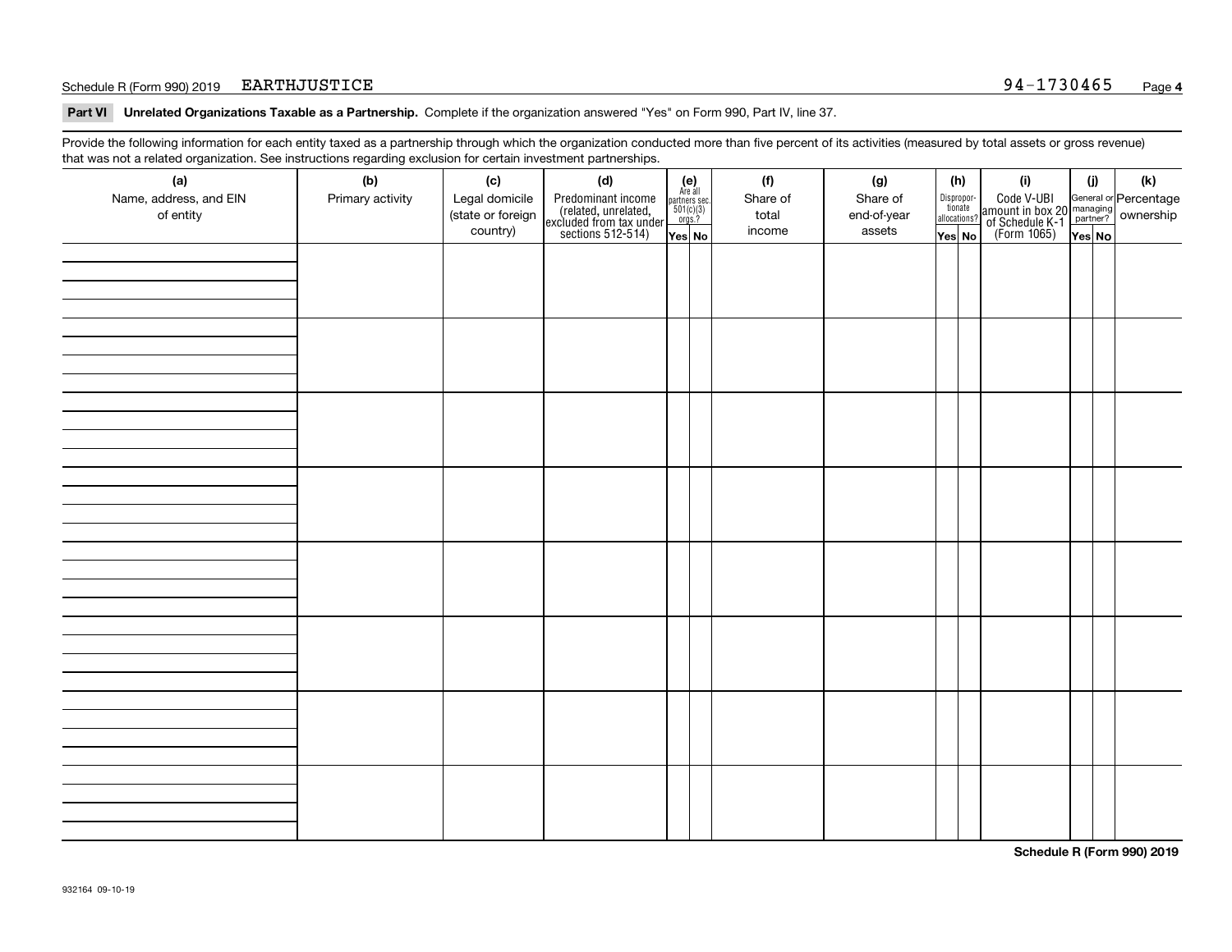Schedule R (Form 990) 2019 EARTHJUSTICE 94-1730465

**Part VI Unrelated Organizations Taxable as a Partnership.** Complete if the organization answered "Yes" on Form 990, Part IV, line 37.

Provide the following information for each entity taxed as a partnership through which the organization conducted more than five percent of its activities (measured by total assets or gross revenue) that was not a related organization. See instructions regarding exclusion for certain investment partnerships.

| (a) Name, address, and EIN of entity | (b) Primary activity | (c) Legal domicile (state or foreign country) | (d) Predominant income (related, unrelated, excluded from tax under sections 512-514) | (e) Are all partners sec. 501(c)(3) orgs.? Yes | No | (f) Share of total income | (g) Share of end-of-year assets | (h) Dispropor-tionate allocations? Yes | No | (i) Code V-UBI amount in box 20 of Schedule K-1 (Form 1065) | (j) General or managing partner? Yes | No | (k) Percentage ownership |
|---|---|---|---|---|---|---|---|---|---|---|---|---|---|
| | | | | | | | | | | | | | |
| | | | | | | | | | | | | | |
| | | | | | | | | | | | | | |
| | | | | | | | | | | | | | |
| | | | | | | | | | | | | | |
| | | | | | | | | | | | | | |
| | | | | | | | | | | | | | |
| | | | | | | | | | | | | | |

**Schedule R (Form 990) 2019**

932164 09-10-19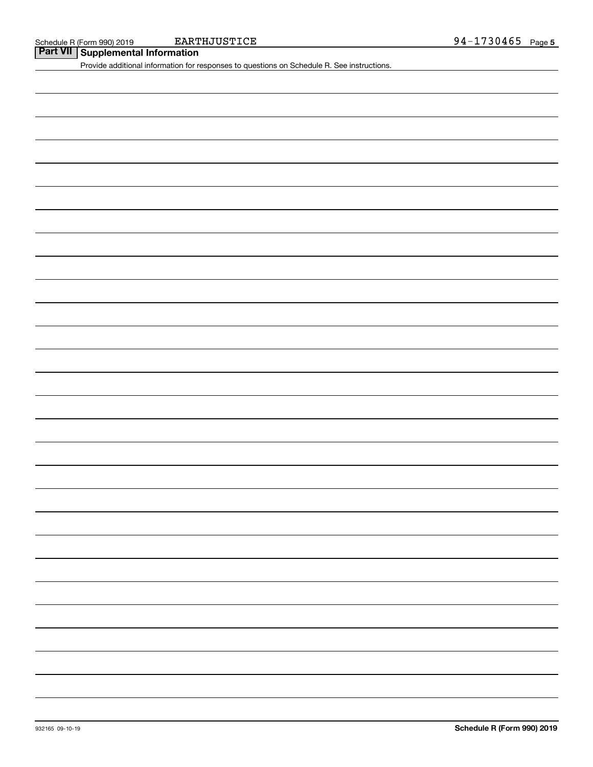Schedule R (Form 990) 2019 EARTHJUSTICE 94-1730465

## Part VII Supplemental Information

Provide additional information for responses to questions on Schedule R. See instructions.

932165 09-10-19

**Schedule R (Form 990) 2019**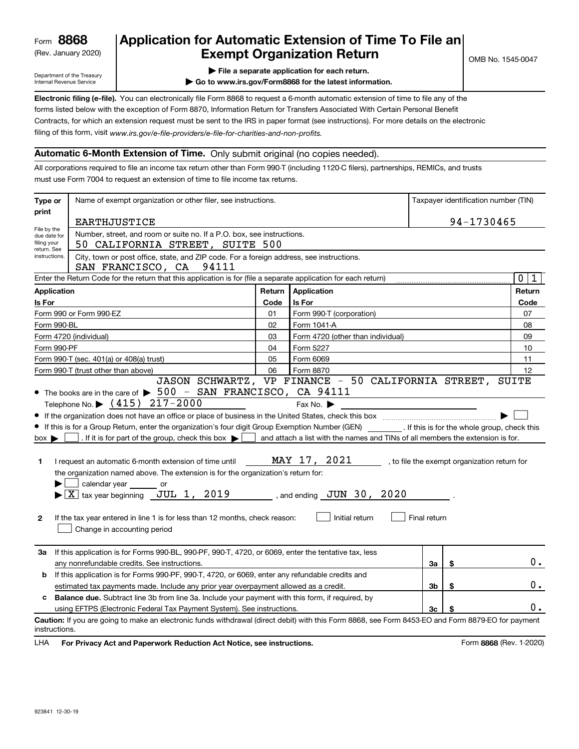Form **8868**
(Rev. January 2020)
Department of the Treasury
Internal Revenue Service

# Application for Automatic Extension of Time To File an Exempt Organization Return

▶ File a separate application for each return.
▶ Go to www.irs.gov/Form8868 for the latest information.

OMB No. 1545-0047

**Electronic filing (e-file).** You can electronically file Form 8868 to request a 6-month automatic extension of time to file any of the forms listed below with the exception of Form 8870, Information Return for Transfers Associated With Certain Personal Benefit Contracts, for which an extension request must be sent to the IRS in paper format (see instructions). For more details on the electronic filing of this form, visit *www.irs.gov/e-file-providers/e-file-for-charities-and-non-profits.*

## Automatic 6-Month Extension of Time. Only submit original (no copies needed).

All corporations required to file an income tax return other than Form 990-T (including 1120-C filers), partnerships, REMICs, and trusts must use Form 7004 to request an extension of time to file income tax returns.

| Type or print | | |
|---|---|---|
| File by the due date for filing your return. See instructions. | Name of exempt organization or other filer, see instructions.<br>EARTHJUSTICE | Taxpayer identification number (TIN)<br>94-1730465 |
| | Number, street, and room or suite no. If a P.O. box, see instructions.<br>50 CALIFORNIA STREET, SUITE 500 | |
| | City, town or post office, state, and ZIP code. For a foreign address, see instructions.<br>SAN FRANCISCO, CA 94111 | |

Enter the Return Code for the return that this application is for (file a separate application for each return) 0 1

| Application Is For | Return Code | Application Is For | Return Code |
|---|---|---|---|
| Form 990 or Form 990-EZ | 01 | Form 990-T (corporation) | 07 |
| Form 990-BL | 02 | Form 1041-A | 08 |
| Form 4720 (individual) | 03 | Form 4720 (other than individual) | 09 |
| Form 990-PF | 04 | Form 5227 | 10 |
| Form 990-T (sec. 401(a) or 408(a) trust) | 05 | Form 6069 | 11 |
| Form 990-T (trust other than above) | 06 | Form 8870 | 12 |

- The books are in the care of ▶ JASON SCHWARTZ, VP FINANCE - 50 CALIFORNIA STREET, SUITE 500 - SAN FRANCISCO, CA 94111
  Telephone No. ▶ (415) 217-2000 Fax No. ▶
- If the organization does not have an office or place of business in the United States, check this box ▶ ☐
- If this is for a Group Return, enter the organization's four digit Group Exemption Number (GEN) ______ . If this is for the whole group, check this box ▶ ☐ . If it is for part of the group, check this box ▶ ☐ and attach a list with the names and TINs of all members the extension is for.

**1** I request an automatic 6-month extension of time until MAY 17, 2021 , to file the exempt organization return for the organization named above. The extension is for the organization's return for:
▶ ☐ calendar year ______ or
▶ ☒ tax year beginning JUL 1, 2019 , and ending JUN 30, 2020 .

**2** If the tax year entered in line 1 is for less than 12 months, check reason: ☐ Initial return ☐ Final return ☐ Change in accounting period

| | | | |
|---|---|---|---|
| **3a** If this application is for Forms 990-BL, 990-PF, 990-T, 4720, or 6069, enter the tentative tax, less any nonrefundable credits. See instructions. | 3a | $ | 0. |
| **b** If this application is for Forms 990-PF, 990-T, 4720, or 6069, enter any refundable credits and estimated tax payments made. Include any prior year overpayment allowed as a credit. | 3b | $ | 0. |
| **c Balance due.** Subtract line 3b from line 3a. Include your payment with this form, if required, by using EFTPS (Electronic Federal Tax Payment System). See instructions. | 3c | $ | 0. |

**Caution:** If you are going to make an electronic funds withdrawal (direct debit) with this Form 8868, see Form 8453-EO and Form 8879-EO for payment instructions.

LHA **For Privacy Act and Paperwork Reduction Act Notice, see instructions.** Form **8868** (Rev. 1-2020)

923841 12-30-19